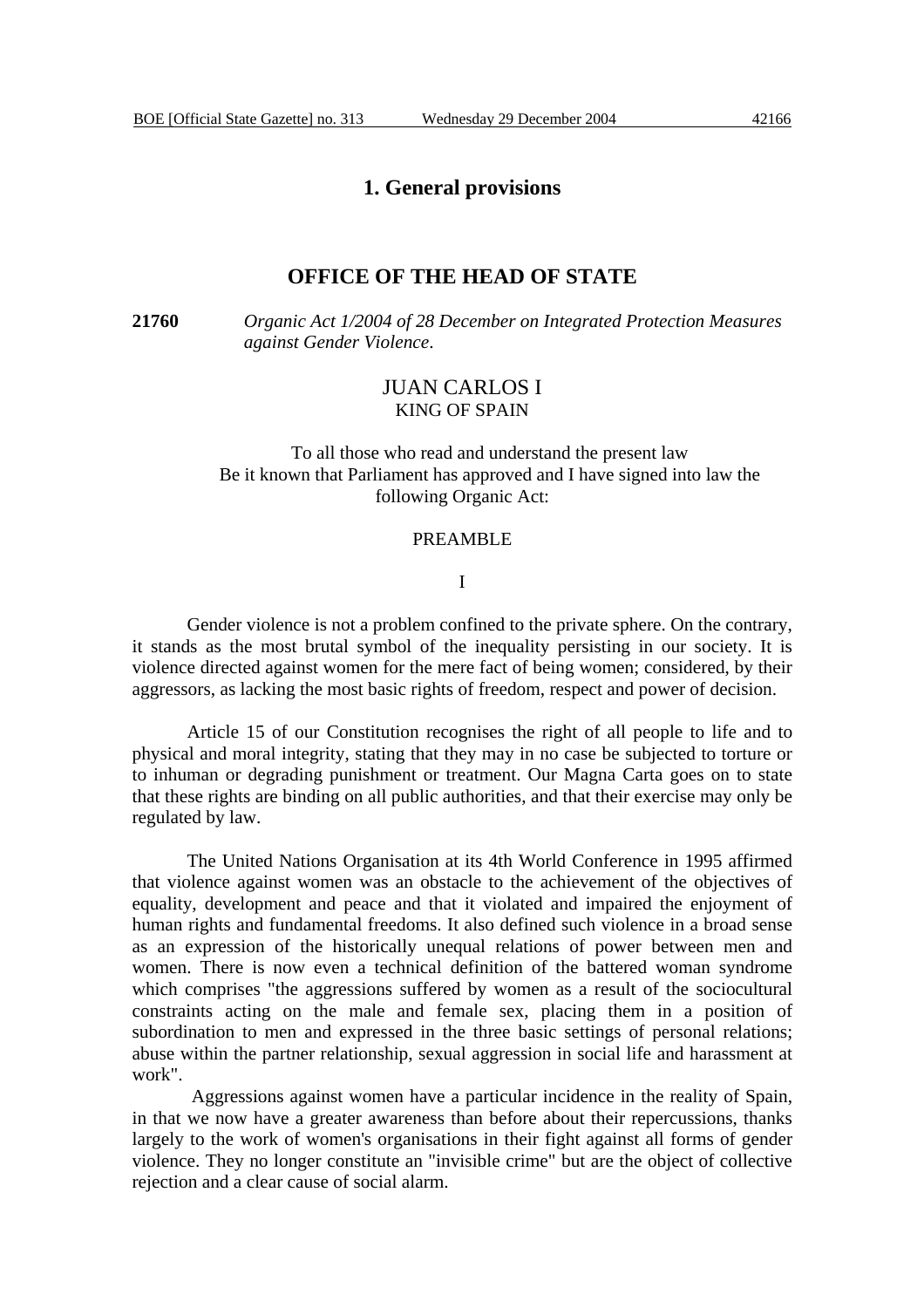# 1. General provisions

## OFFICE OF THE HEAD OF STATE

**21760** *Organic Act 1/2004 of 28 December on Integrated Protection Measures against Gender Violence.*

JUAN CARLOS I
KING OF SPAIN

To all those who read and understand the present law
Be it known that Parliament has approved and I have signed into law the following Organic Act:

PREAMBLE

I

Gender violence is not a problem confined to the private sphere. On the contrary, it stands as the most brutal symbol of the inequality persisting in our society. It is violence directed against women for the mere fact of being women; considered, by their aggressors, as lacking the most basic rights of freedom, respect and power of decision.

Article 15 of our Constitution recognises the right of all people to life and to physical and moral integrity, stating that they may in no case be subjected to torture or to inhuman or degrading punishment or treatment. Our Magna Carta goes on to state that these rights are binding on all public authorities, and that their exercise may only be regulated by law.

The United Nations Organisation at its 4th World Conference in 1995 affirmed that violence against women was an obstacle to the achievement of the objectives of equality, development and peace and that it violated and impaired the enjoyment of human rights and fundamental freedoms. It also defined such violence in a broad sense as an expression of the historically unequal relations of power between men and women. There is now even a technical definition of the battered woman syndrome which comprises "the aggressions suffered by women as a result of the sociocultural constraints acting on the male and female sex, placing them in a position of subordination to men and expressed in the three basic settings of personal relations; abuse within the partner relationship, sexual aggression in social life and harassment at work".

Aggressions against women have a particular incidence in the reality of Spain, in that we now have a greater awareness than before about their repercussions, thanks largely to the work of women's organisations in their fight against all forms of gender violence. They no longer constitute an "invisible crime" but are the object of collective rejection and a clear cause of social alarm.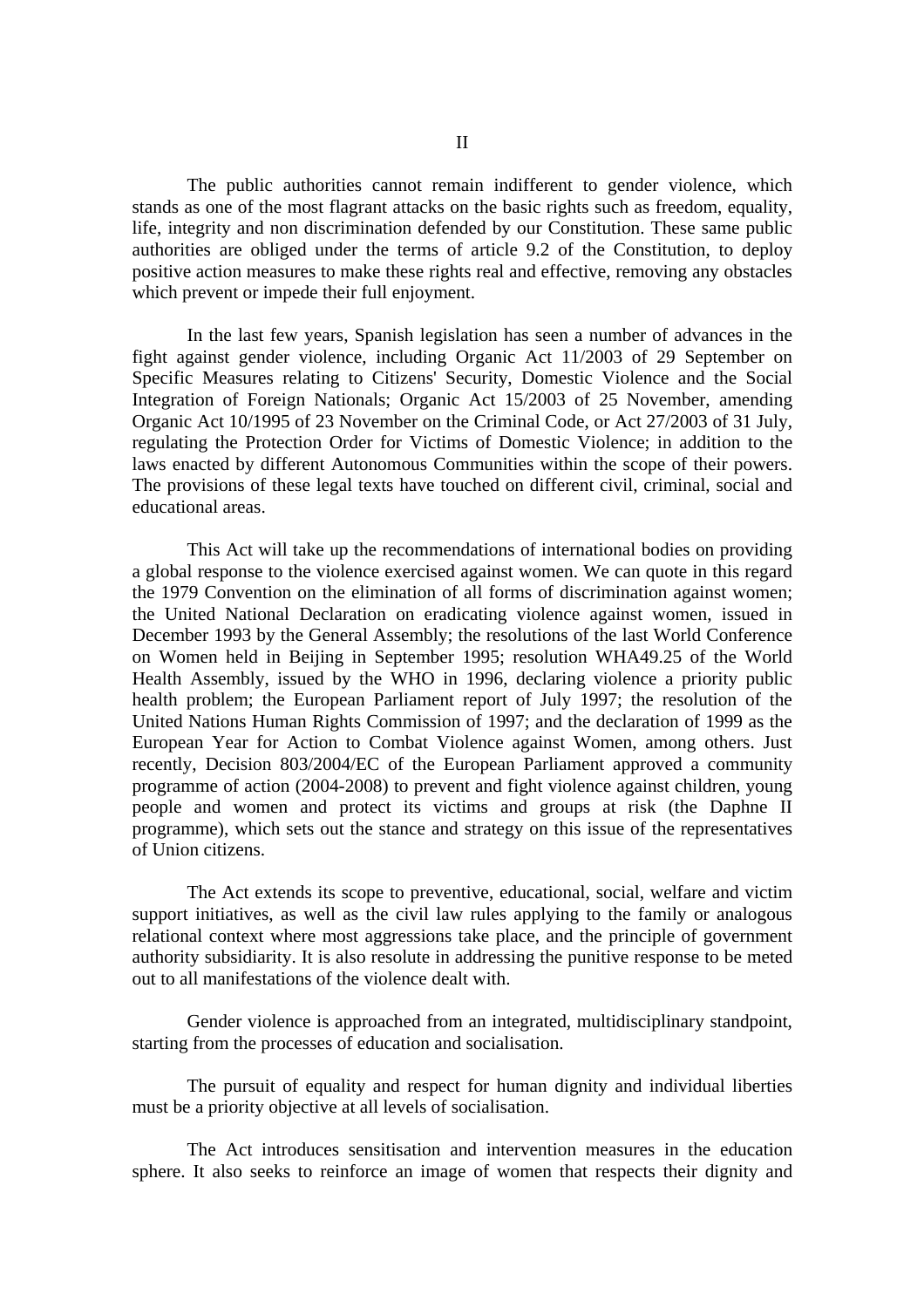## II

The public authorities cannot remain indifferent to gender violence, which stands as one of the most flagrant attacks on the basic rights such as freedom, equality, life, integrity and non discrimination defended by our Constitution. These same public authorities are obliged under the terms of article 9.2 of the Constitution, to deploy positive action measures to make these rights real and effective, removing any obstacles which prevent or impede their full enjoyment.

In the last few years, Spanish legislation has seen a number of advances in the fight against gender violence, including Organic Act 11/2003 of 29 September on Specific Measures relating to Citizens' Security, Domestic Violence and the Social Integration of Foreign Nationals; Organic Act 15/2003 of 25 November, amending Organic Act 10/1995 of 23 November on the Criminal Code, or Act 27/2003 of 31 July, regulating the Protection Order for Victims of Domestic Violence; in addition to the laws enacted by different Autonomous Communities within the scope of their powers. The provisions of these legal texts have touched on different civil, criminal, social and educational areas.

This Act will take up the recommendations of international bodies on providing a global response to the violence exercised against women. We can quote in this regard the 1979 Convention on the elimination of all forms of discrimination against women; the United National Declaration on eradicating violence against women, issued in December 1993 by the General Assembly; the resolutions of the last World Conference on Women held in Beijing in September 1995; resolution WHA49.25 of the World Health Assembly, issued by the WHO in 1996, declaring violence a priority public health problem; the European Parliament report of July 1997; the resolution of the United Nations Human Rights Commission of 1997; and the declaration of 1999 as the European Year for Action to Combat Violence against Women, among others. Just recently, Decision 803/2004/EC of the European Parliament approved a community programme of action (2004-2008) to prevent and fight violence against children, young people and women and protect its victims and groups at risk (the Daphne II programme), which sets out the stance and strategy on this issue of the representatives of Union citizens.

The Act extends its scope to preventive, educational, social, welfare and victim support initiatives, as well as the civil law rules applying to the family or analogous relational context where most aggressions take place, and the principle of government authority subsidiarity. It is also resolute in addressing the punitive response to be meted out to all manifestations of the violence dealt with.

Gender violence is approached from an integrated, multidisciplinary standpoint, starting from the processes of education and socialisation.

The pursuit of equality and respect for human dignity and individual liberties must be a priority objective at all levels of socialisation.

The Act introduces sensitisation and intervention measures in the education sphere. It also seeks to reinforce an image of women that respects their dignity and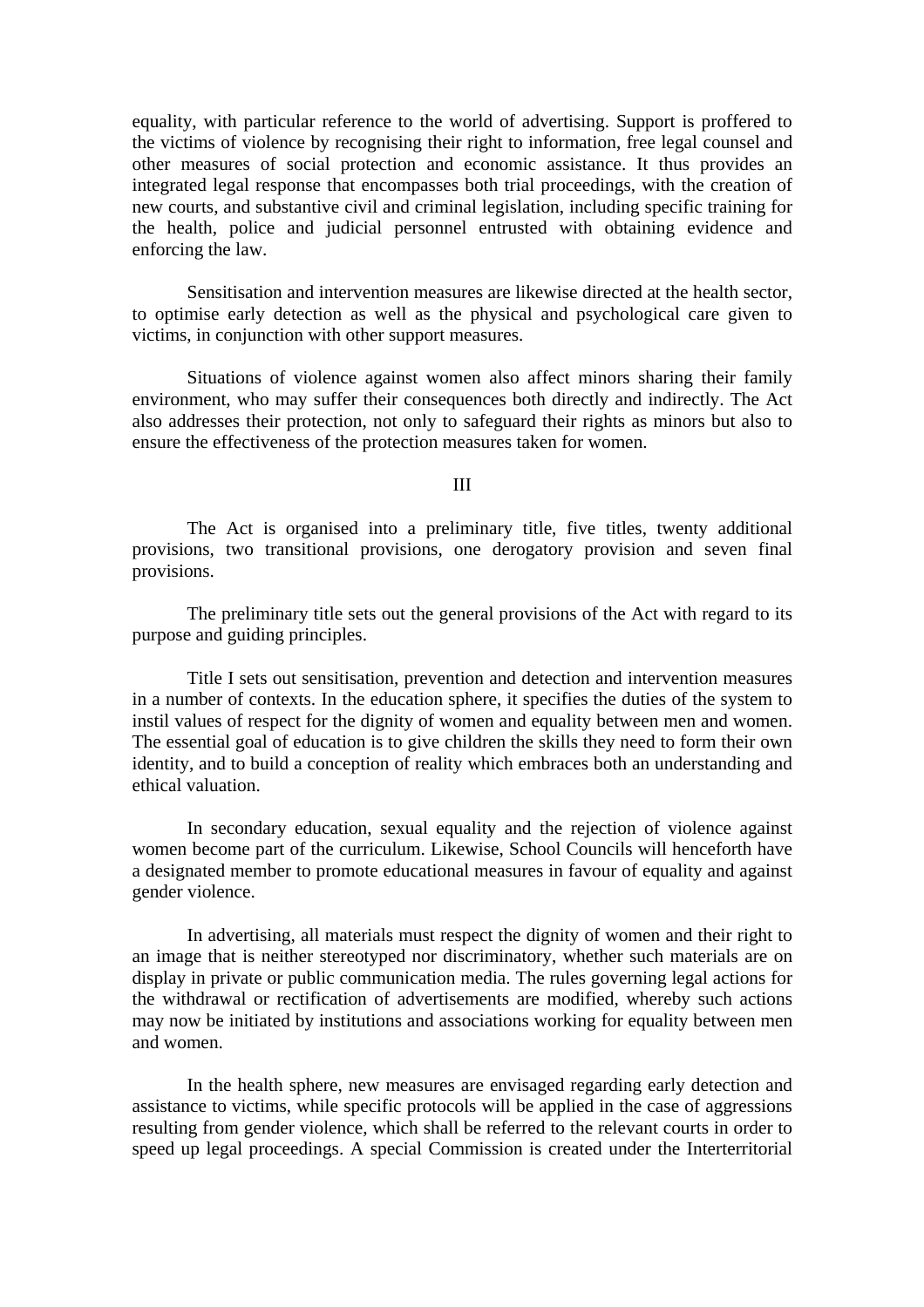equality, with particular reference to the world of advertising. Support is proffered to the victims of violence by recognising their right to information, free legal counsel and other measures of social protection and economic assistance. It thus provides an integrated legal response that encompasses both trial proceedings, with the creation of new courts, and substantive civil and criminal legislation, including specific training for the health, police and judicial personnel entrusted with obtaining evidence and enforcing the law.

Sensitisation and intervention measures are likewise directed at the health sector, to optimise early detection as well as the physical and psychological care given to victims, in conjunction with other support measures.

Situations of violence against women also affect minors sharing their family environment, who may suffer their consequences both directly and indirectly. The Act also addresses their protection, not only to safeguard their rights as minors but also to ensure the effectiveness of the protection measures taken for women.

## III

The Act is organised into a preliminary title, five titles, twenty additional provisions, two transitional provisions, one derogatory provision and seven final provisions.

The preliminary title sets out the general provisions of the Act with regard to its purpose and guiding principles.

Title I sets out sensitisation, prevention and detection and intervention measures in a number of contexts. In the education sphere, it specifies the duties of the system to instil values of respect for the dignity of women and equality between men and women. The essential goal of education is to give children the skills they need to form their own identity, and to build a conception of reality which embraces both an understanding and ethical valuation.

In secondary education, sexual equality and the rejection of violence against women become part of the curriculum. Likewise, School Councils will henceforth have a designated member to promote educational measures in favour of equality and against gender violence.

In advertising, all materials must respect the dignity of women and their right to an image that is neither stereotyped nor discriminatory, whether such materials are on display in private or public communication media. The rules governing legal actions for the withdrawal or rectification of advertisements are modified, whereby such actions may now be initiated by institutions and associations working for equality between men and women.

In the health sphere, new measures are envisaged regarding early detection and assistance to victims, while specific protocols will be applied in the case of aggressions resulting from gender violence, which shall be referred to the relevant courts in order to speed up legal proceedings. A special Commission is created under the Interterritorial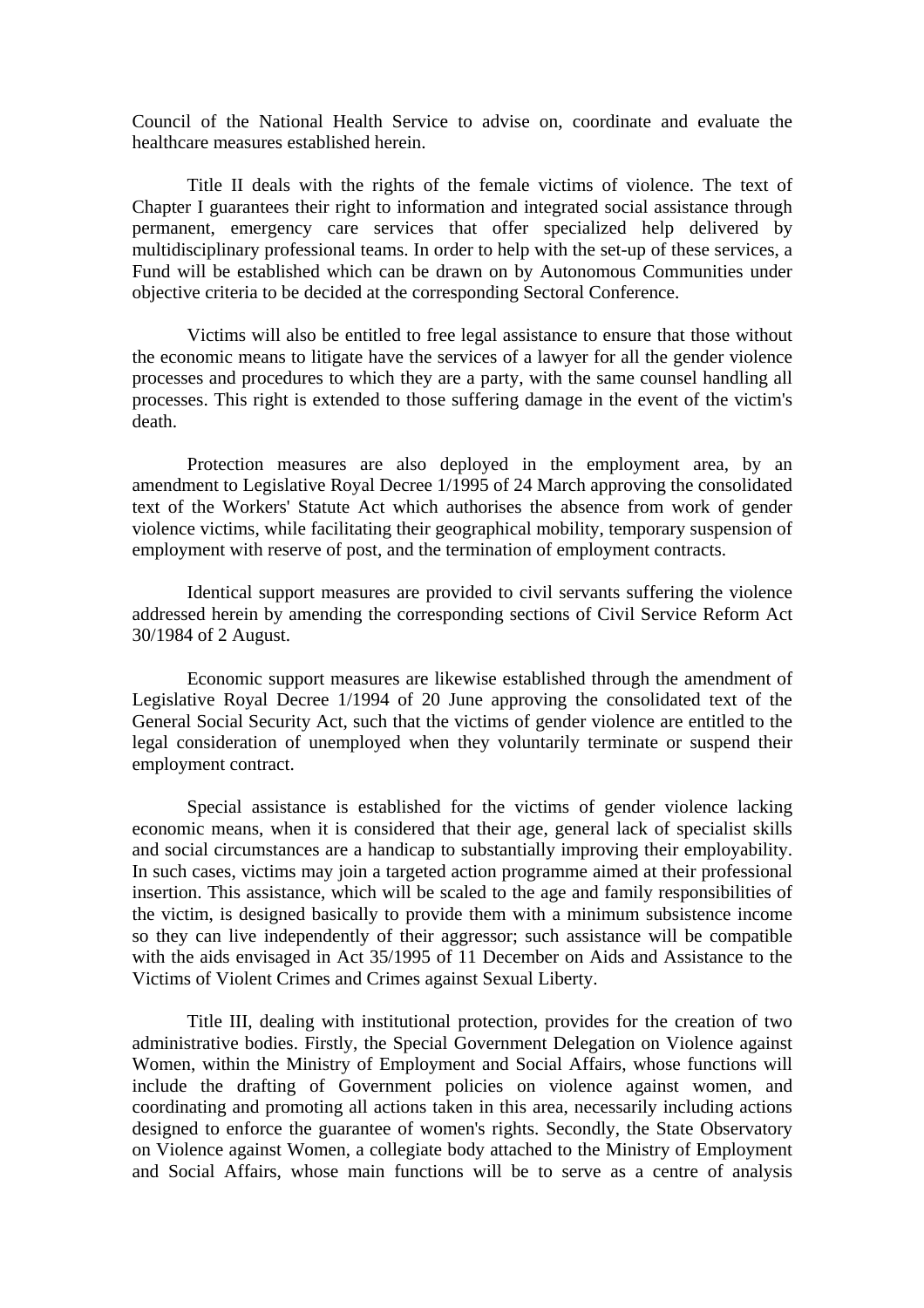Council of the National Health Service to advise on, coordinate and evaluate the healthcare measures established herein.

Title II deals with the rights of the female victims of violence. The text of Chapter I guarantees their right to information and integrated social assistance through permanent, emergency care services that offer specialized help delivered by multidisciplinary professional teams. In order to help with the set-up of these services, a Fund will be established which can be drawn on by Autonomous Communities under objective criteria to be decided at the corresponding Sectoral Conference.

Victims will also be entitled to free legal assistance to ensure that those without the economic means to litigate have the services of a lawyer for all the gender violence processes and procedures to which they are a party, with the same counsel handling all processes. This right is extended to those suffering damage in the event of the victim's death.

Protection measures are also deployed in the employment area, by an amendment to Legislative Royal Decree 1/1995 of 24 March approving the consolidated text of the Workers' Statute Act which authorises the absence from work of gender violence victims, while facilitating their geographical mobility, temporary suspension of employment with reserve of post, and the termination of employment contracts.

Identical support measures are provided to civil servants suffering the violence addressed herein by amending the corresponding sections of Civil Service Reform Act 30/1984 of 2 August.

Economic support measures are likewise established through the amendment of Legislative Royal Decree 1/1994 of 20 June approving the consolidated text of the General Social Security Act, such that the victims of gender violence are entitled to the legal consideration of unemployed when they voluntarily terminate or suspend their employment contract.

Special assistance is established for the victims of gender violence lacking economic means, when it is considered that their age, general lack of specialist skills and social circumstances are a handicap to substantially improving their employability. In such cases, victims may join a targeted action programme aimed at their professional insertion. This assistance, which will be scaled to the age and family responsibilities of the victim, is designed basically to provide them with a minimum subsistence income so they can live independently of their aggressor; such assistance will be compatible with the aids envisaged in Act 35/1995 of 11 December on Aids and Assistance to the Victims of Violent Crimes and Crimes against Sexual Liberty.

Title III, dealing with institutional protection, provides for the creation of two administrative bodies. Firstly, the Special Government Delegation on Violence against Women, within the Ministry of Employment and Social Affairs, whose functions will include the drafting of Government policies on violence against women, and coordinating and promoting all actions taken in this area, necessarily including actions designed to enforce the guarantee of women's rights. Secondly, the State Observatory on Violence against Women, a collegiate body attached to the Ministry of Employment and Social Affairs, whose main functions will be to serve as a centre of analysis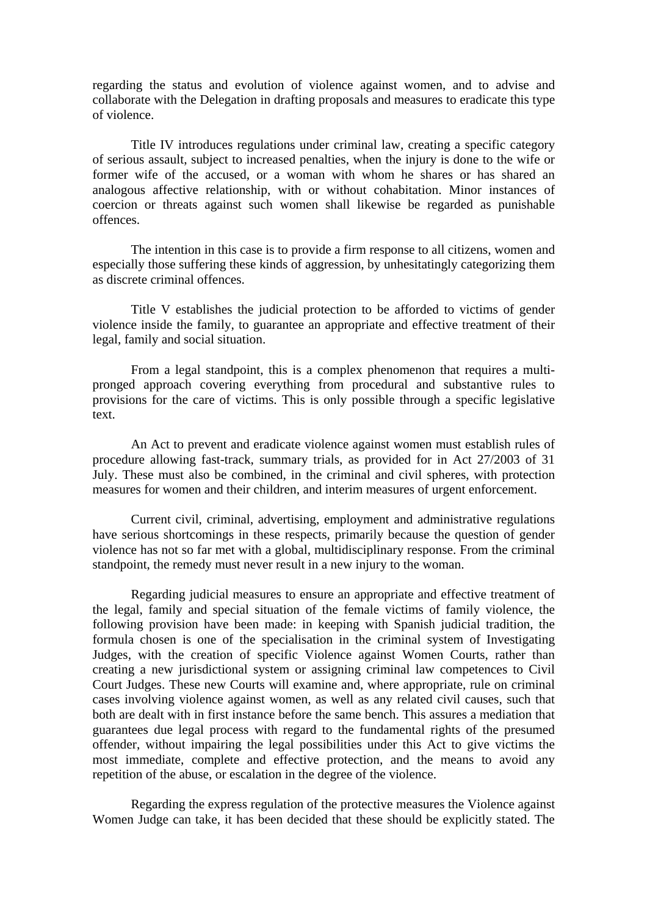regarding the status and evolution of violence against women, and to advise and collaborate with the Delegation in drafting proposals and measures to eradicate this type of violence.

Title IV introduces regulations under criminal law, creating a specific category of serious assault, subject to increased penalties, when the injury is done to the wife or former wife of the accused, or a woman with whom he shares or has shared an analogous affective relationship, with or without cohabitation. Minor instances of coercion or threats against such women shall likewise be regarded as punishable offences.

The intention in this case is to provide a firm response to all citizens, women and especially those suffering these kinds of aggression, by unhesitatingly categorizing them as discrete criminal offences.

Title V establishes the judicial protection to be afforded to victims of gender violence inside the family, to guarantee an appropriate and effective treatment of their legal, family and social situation.

From a legal standpoint, this is a complex phenomenon that requires a multi-pronged approach covering everything from procedural and substantive rules to provisions for the care of victims. This is only possible through a specific legislative text.

An Act to prevent and eradicate violence against women must establish rules of procedure allowing fast-track, summary trials, as provided for in Act 27/2003 of 31 July. These must also be combined, in the criminal and civil spheres, with protection measures for women and their children, and interim measures of urgent enforcement.

Current civil, criminal, advertising, employment and administrative regulations have serious shortcomings in these respects, primarily because the question of gender violence has not so far met with a global, multidisciplinary response. From the criminal standpoint, the remedy must never result in a new injury to the woman.

Regarding judicial measures to ensure an appropriate and effective treatment of the legal, family and special situation of the female victims of family violence, the following provision have been made: in keeping with Spanish judicial tradition, the formula chosen is one of the specialisation in the criminal system of Investigating Judges, with the creation of specific Violence against Women Courts, rather than creating a new jurisdictional system or assigning criminal law competences to Civil Court Judges. These new Courts will examine and, where appropriate, rule on criminal cases involving violence against women, as well as any related civil causes, such that both are dealt with in first instance before the same bench. This assures a mediation that guarantees due legal process with regard to the fundamental rights of the presumed offender, without impairing the legal possibilities under this Act to give victims the most immediate, complete and effective protection, and the means to avoid any repetition of the abuse, or escalation in the degree of the violence.

Regarding the express regulation of the protective measures the Violence against Women Judge can take, it has been decided that these should be explicitly stated. The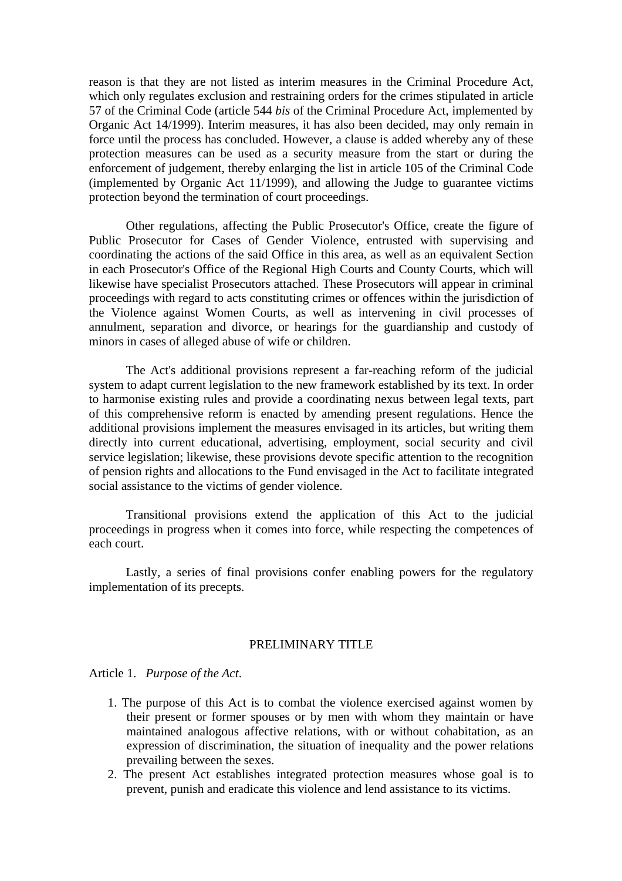reason is that they are not listed as interim measures in the Criminal Procedure Act, which only regulates exclusion and restraining orders for the crimes stipulated in article 57 of the Criminal Code (article 544 *bis* of the Criminal Procedure Act, implemented by Organic Act 14/1999). Interim measures, it has also been decided, may only remain in force until the process has concluded. However, a clause is added whereby any of these protection measures can be used as a security measure from the start or during the enforcement of judgement, thereby enlarging the list in article 105 of the Criminal Code (implemented by Organic Act 11/1999), and allowing the Judge to guarantee victims protection beyond the termination of court proceedings.

Other regulations, affecting the Public Prosecutor's Office, create the figure of Public Prosecutor for Cases of Gender Violence, entrusted with supervising and coordinating the actions of the said Office in this area, as well as an equivalent Section in each Prosecutor's Office of the Regional High Courts and County Courts, which will likewise have specialist Prosecutors attached. These Prosecutors will appear in criminal proceedings with regard to acts constituting crimes or offences within the jurisdiction of the Violence against Women Courts, as well as intervening in civil processes of annulment, separation and divorce, or hearings for the guardianship and custody of minors in cases of alleged abuse of wife or children.

The Act's additional provisions represent a far-reaching reform of the judicial system to adapt current legislation to the new framework established by its text. In order to harmonise existing rules and provide a coordinating nexus between legal texts, part of this comprehensive reform is enacted by amending present regulations. Hence the additional provisions implement the measures envisaged in its articles, but writing them directly into current educational, advertising, employment, social security and civil service legislation; likewise, these provisions devote specific attention to the recognition of pension rights and allocations to the Fund envisaged in the Act to facilitate integrated social assistance to the victims of gender violence.

Transitional provisions extend the application of this Act to the judicial proceedings in progress when it comes into force, while respecting the competences of each court.

Lastly, a series of final provisions confer enabling powers for the regulatory implementation of its precepts.

## PRELIMINARY TITLE

Article 1. *Purpose of the Act*.

1. The purpose of this Act is to combat the violence exercised against women by their present or former spouses or by men with whom they maintain or have maintained analogous affective relations, with or without cohabitation, as an expression of discrimination, the situation of inequality and the power relations prevailing between the sexes.
2. The present Act establishes integrated protection measures whose goal is to prevent, punish and eradicate this violence and lend assistance to its victims.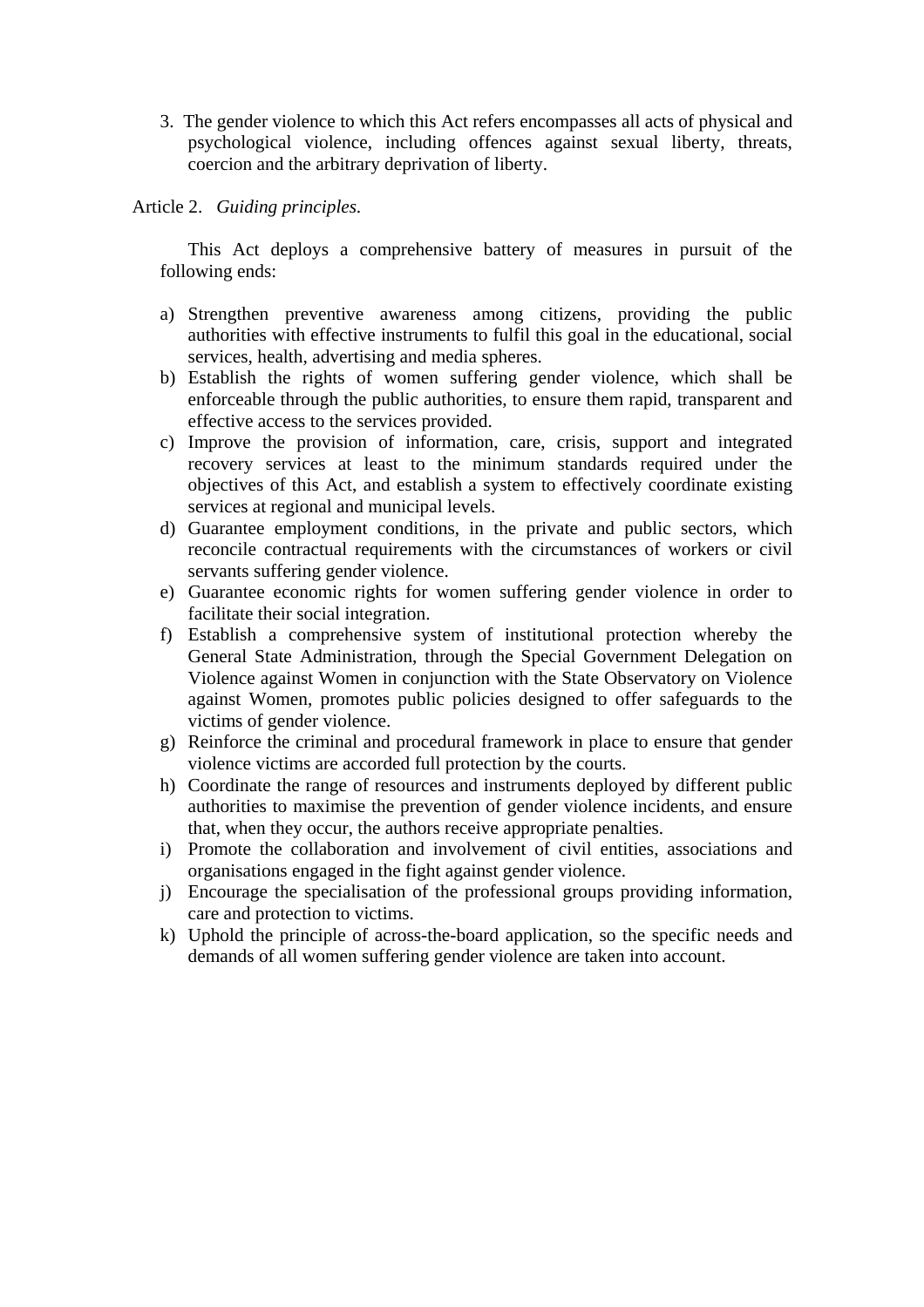3. The gender violence to which this Act refers encompasses all acts of physical and psychological violence, including offences against sexual liberty, threats, coercion and the arbitrary deprivation of liberty.

Article 2. *Guiding principles.*

This Act deploys a comprehensive battery of measures in pursuit of the following ends:

a) Strengthen preventive awareness among citizens, providing the public authorities with effective instruments to fulfil this goal in the educational, social services, health, advertising and media spheres.
b) Establish the rights of women suffering gender violence, which shall be enforceable through the public authorities, to ensure them rapid, transparent and effective access to the services provided.
c) Improve the provision of information, care, crisis, support and integrated recovery services at least to the minimum standards required under the objectives of this Act, and establish a system to effectively coordinate existing services at regional and municipal levels.
d) Guarantee employment conditions, in the private and public sectors, which reconcile contractual requirements with the circumstances of workers or civil servants suffering gender violence.
e) Guarantee economic rights for women suffering gender violence in order to facilitate their social integration.
f) Establish a comprehensive system of institutional protection whereby the General State Administration, through the Special Government Delegation on Violence against Women in conjunction with the State Observatory on Violence against Women, promotes public policies designed to offer safeguards to the victims of gender violence.
g) Reinforce the criminal and procedural framework in place to ensure that gender violence victims are accorded full protection by the courts.
h) Coordinate the range of resources and instruments deployed by different public authorities to maximise the prevention of gender violence incidents, and ensure that, when they occur, the authors receive appropriate penalties.
i) Promote the collaboration and involvement of civil entities, associations and organisations engaged in the fight against gender violence.
j) Encourage the specialisation of the professional groups providing information, care and protection to victims.
k) Uphold the principle of across-the-board application, so the specific needs and demands of all women suffering gender violence are taken into account.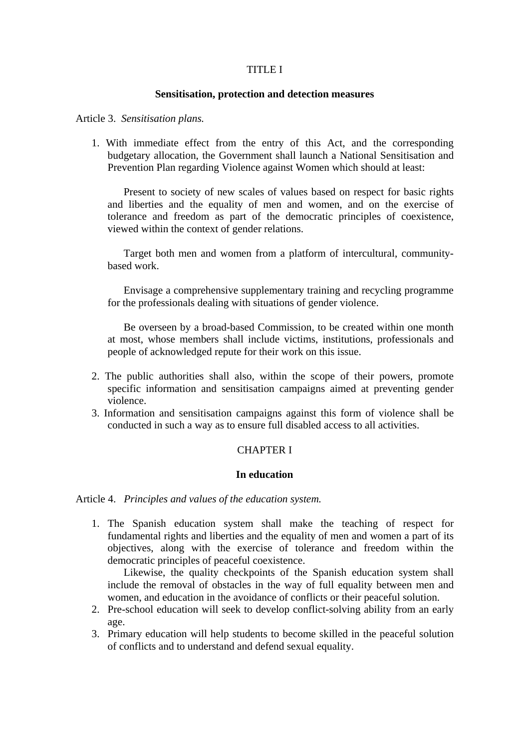## TITLE I

### Sensitisation, protection and detection measures

Article 3. *Sensitisation plans.*

1. With immediate effect from the entry of this Act, and the corresponding budgetary allocation, the Government shall launch a National Sensitisation and Prevention Plan regarding Violence against Women which should at least:

   Present to society of new scales of values based on respect for basic rights and liberties and the equality of men and women, and on the exercise of tolerance and freedom as part of the democratic principles of coexistence, viewed within the context of gender relations.

   Target both men and women from a platform of intercultural, community-based work.

   Envisage a comprehensive supplementary training and recycling programme for the professionals dealing with situations of gender violence.

   Be overseen by a broad-based Commission, to be created within one month at most, whose members shall include victims, institutions, professionals and people of acknowledged repute for their work on this issue.

2. The public authorities shall also, within the scope of their powers, promote specific information and sensitisation campaigns aimed at preventing gender violence.
3. Information and sensitisation campaigns against this form of violence shall be conducted in such a way as to ensure full disabled access to all activities.

## CHAPTER I

### In education

Article 4. *Principles and values of the education system.*

1. The Spanish education system shall make the teaching of respect for fundamental rights and liberties and the equality of men and women a part of its objectives, along with the exercise of tolerance and freedom within the democratic principles of peaceful coexistence.

   Likewise, the quality checkpoints of the Spanish education system shall include the removal of obstacles in the way of full equality between men and women, and education in the avoidance of conflicts or their peaceful solution.
2. Pre-school education will seek to develop conflict-solving ability from an early age.
3. Primary education will help students to become skilled in the peaceful solution of conflicts and to understand and defend sexual equality.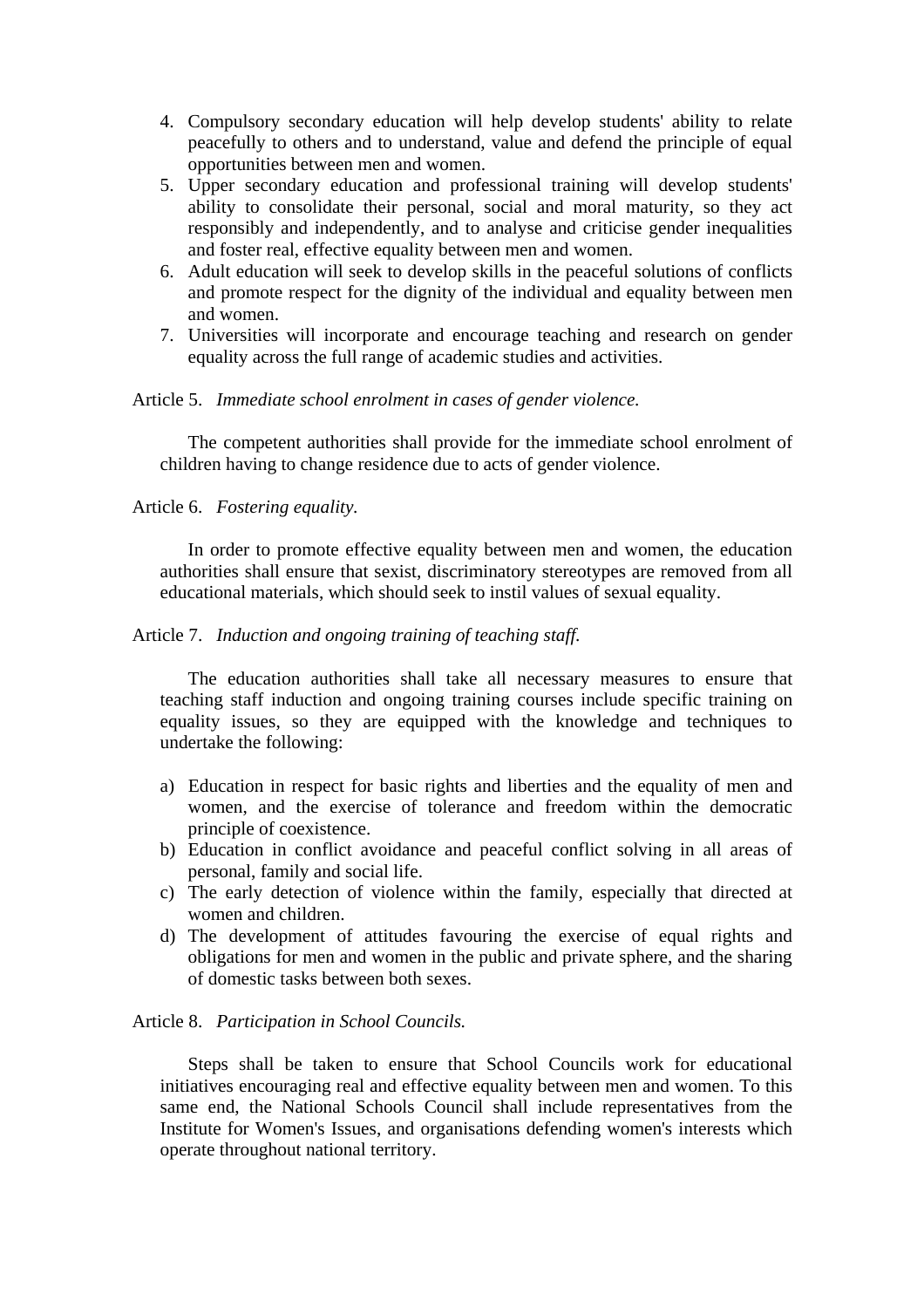4. Compulsory secondary education will help develop students' ability to relate peacefully to others and to understand, value and defend the principle of equal opportunities between men and women.
5. Upper secondary education and professional training will develop students' ability to consolidate their personal, social and moral maturity, so they act responsibly and independently, and to analyse and criticise gender inequalities and foster real, effective equality between men and women.
6. Adult education will seek to develop skills in the peaceful solutions of conflicts and promote respect for the dignity of the individual and equality between men and women.
7. Universities will incorporate and encourage teaching and research on gender equality across the full range of academic studies and activities.

Article 5. *Immediate school enrolment in cases of gender violence.*

The competent authorities shall provide for the immediate school enrolment of children having to change residence due to acts of gender violence.

Article 6. *Fostering equality.*

In order to promote effective equality between men and women, the education authorities shall ensure that sexist, discriminatory stereotypes are removed from all educational materials, which should seek to instil values of sexual equality.

Article 7. *Induction and ongoing training of teaching staff.*

The education authorities shall take all necessary measures to ensure that teaching staff induction and ongoing training courses include specific training on equality issues, so they are equipped with the knowledge and techniques to undertake the following:

a) Education in respect for basic rights and liberties and the equality of men and women, and the exercise of tolerance and freedom within the democratic principle of coexistence.
b) Education in conflict avoidance and peaceful conflict solving in all areas of personal, family and social life.
c) The early detection of violence within the family, especially that directed at women and children.
d) The development of attitudes favouring the exercise of equal rights and obligations for men and women in the public and private sphere, and the sharing of domestic tasks between both sexes.

Article 8. *Participation in School Councils.*

Steps shall be taken to ensure that School Councils work for educational initiatives encouraging real and effective equality between men and women. To this same end, the National Schools Council shall include representatives from the Institute for Women's Issues, and organisations defending women's interests which operate throughout national territory.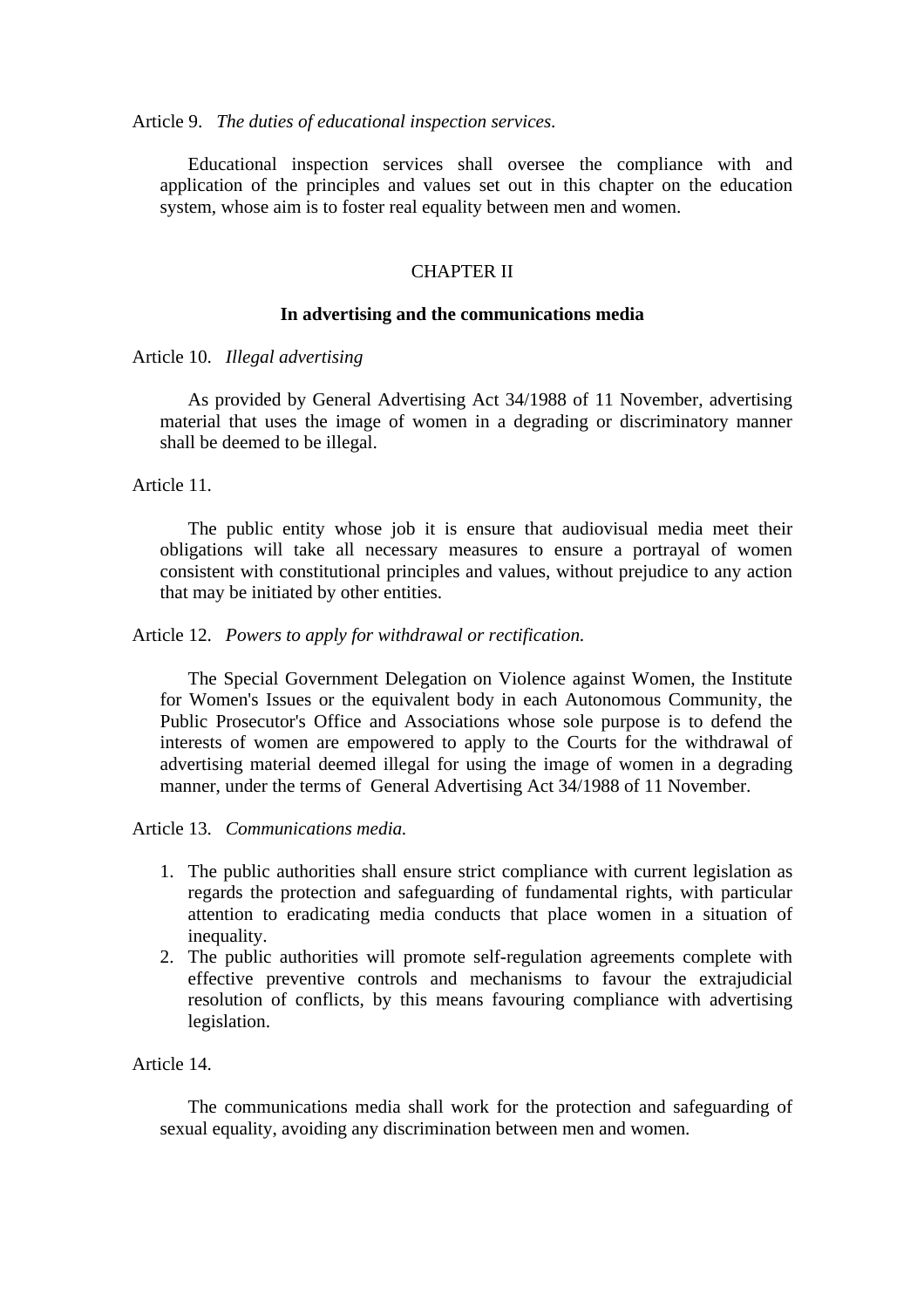Article 9. *The duties of educational inspection services.*

Educational inspection services shall oversee the compliance with and application of the principles and values set out in this chapter on the education system, whose aim is to foster real equality between men and women.

## CHAPTER II

### In advertising and the communications media

Article 10. *Illegal advertising*

As provided by General Advertising Act 34/1988 of 11 November, advertising material that uses the image of women in a degrading or discriminatory manner shall be deemed to be illegal.

Article 11.

The public entity whose job it is ensure that audiovisual media meet their obligations will take all necessary measures to ensure a portrayal of women consistent with constitutional principles and values, without prejudice to any action that may be initiated by other entities.

Article 12. *Powers to apply for withdrawal or rectification.*

The Special Government Delegation on Violence against Women, the Institute for Women's Issues or the equivalent body in each Autonomous Community, the Public Prosecutor's Office and Associations whose sole purpose is to defend the interests of women are empowered to apply to the Courts for the withdrawal of advertising material deemed illegal for using the image of women in a degrading manner, under the terms of General Advertising Act 34/1988 of 11 November.

Article 13. *Communications media.*

1. The public authorities shall ensure strict compliance with current legislation as regards the protection and safeguarding of fundamental rights, with particular attention to eradicating media conducts that place women in a situation of inequality.
2. The public authorities will promote self-regulation agreements complete with effective preventive controls and mechanisms to favour the extrajudicial resolution of conflicts, by this means favouring compliance with advertising legislation.

Article 14.

The communications media shall work for the protection and safeguarding of sexual equality, avoiding any discrimination between men and women.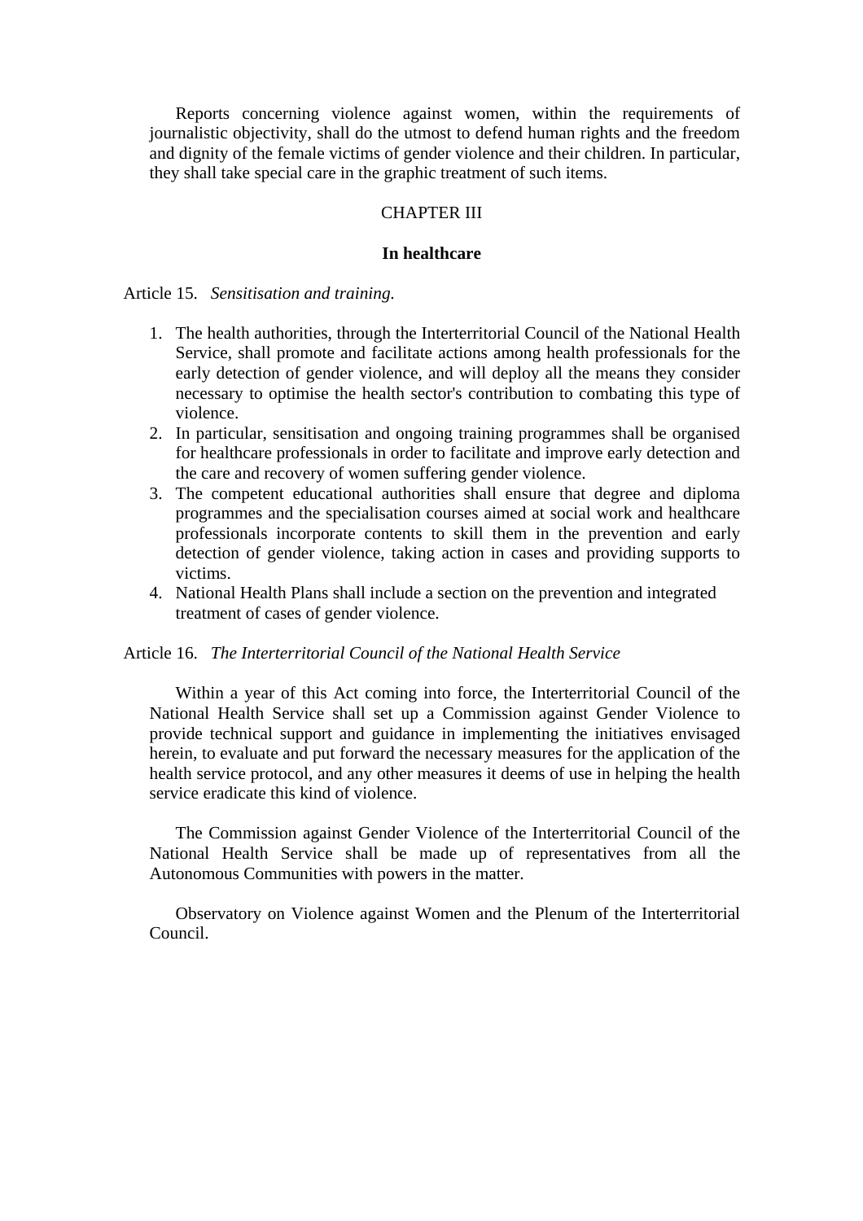Reports concerning violence against women, within the requirements of journalistic objectivity, shall do the utmost to defend human rights and the freedom and dignity of the female victims of gender violence and their children. In particular, they shall take special care in the graphic treatment of such items.

## CHAPTER III

### In healthcare

Article 15. *Sensitisation and training.*

1. The health authorities, through the Interterritorial Council of the National Health Service, shall promote and facilitate actions among health professionals for the early detection of gender violence, and will deploy all the means they consider necessary to optimise the health sector's contribution to combating this type of violence.
2. In particular, sensitisation and ongoing training programmes shall be organised for healthcare professionals in order to facilitate and improve early detection and the care and recovery of women suffering gender violence.
3. The competent educational authorities shall ensure that degree and diploma programmes and the specialisation courses aimed at social work and healthcare professionals incorporate contents to skill them in the prevention and early detection of gender violence, taking action in cases and providing supports to victims.
4. National Health Plans shall include a section on the prevention and integrated treatment of cases of gender violence.

Article 16. *The Interterritorial Council of the National Health Service*

Within a year of this Act coming into force, the Interterritorial Council of the National Health Service shall set up a Commission against Gender Violence to provide technical support and guidance in implementing the initiatives envisaged herein, to evaluate and put forward the necessary measures for the application of the health service protocol, and any other measures it deems of use in helping the health service eradicate this kind of violence.

The Commission against Gender Violence of the Interterritorial Council of the National Health Service shall be made up of representatives from all the Autonomous Communities with powers in the matter.

Observatory on Violence against Women and the Plenum of the Interterritorial Council.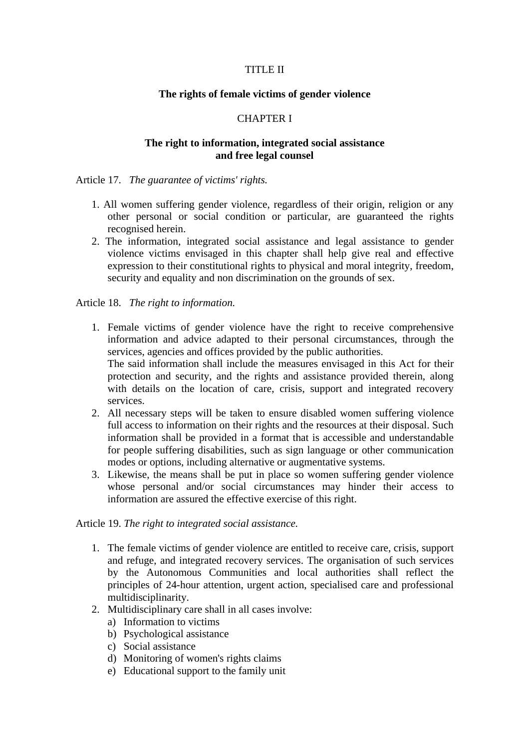## TITLE II

## The rights of female victims of gender violence

### CHAPTER I

### The right to information, integrated social assistance and free legal counsel

Article 17. *The guarantee of victims' rights.*

1. All women suffering gender violence, regardless of their origin, religion or any other personal or social condition or particular, are guaranteed the rights recognised herein.
2. The information, integrated social assistance and legal assistance to gender violence victims envisaged in this chapter shall help give real and effective expression to their constitutional rights to physical and moral integrity, freedom, security and equality and non discrimination on the grounds of sex.

Article 18. *The right to information.*

1. Female victims of gender violence have the right to receive comprehensive information and advice adapted to their personal circumstances, through the services, agencies and offices provided by the public authorities.
   The said information shall include the measures envisaged in this Act for their protection and security, and the rights and assistance provided therein, along with details on the location of care, crisis, support and integrated recovery services.
2. All necessary steps will be taken to ensure disabled women suffering violence full access to information on their rights and the resources at their disposal. Such information shall be provided in a format that is accessible and understandable for people suffering disabilities, such as sign language or other communication modes or options, including alternative or augmentative systems.
3. Likewise, the means shall be put in place so women suffering gender violence whose personal and/or social circumstances may hinder their access to information are assured the effective exercise of this right.

Article 19. *The right to integrated social assistance.*

1. The female victims of gender violence are entitled to receive care, crisis, support and refuge, and integrated recovery services. The organisation of such services by the Autonomous Communities and local authorities shall reflect the principles of 24-hour attention, urgent action, specialised care and professional multidisciplinarity.
2. Multidisciplinary care shall in all cases involve:
   a) Information to victims
   b) Psychological assistance
   c) Social assistance
   d) Monitoring of women's rights claims
   e) Educational support to the family unit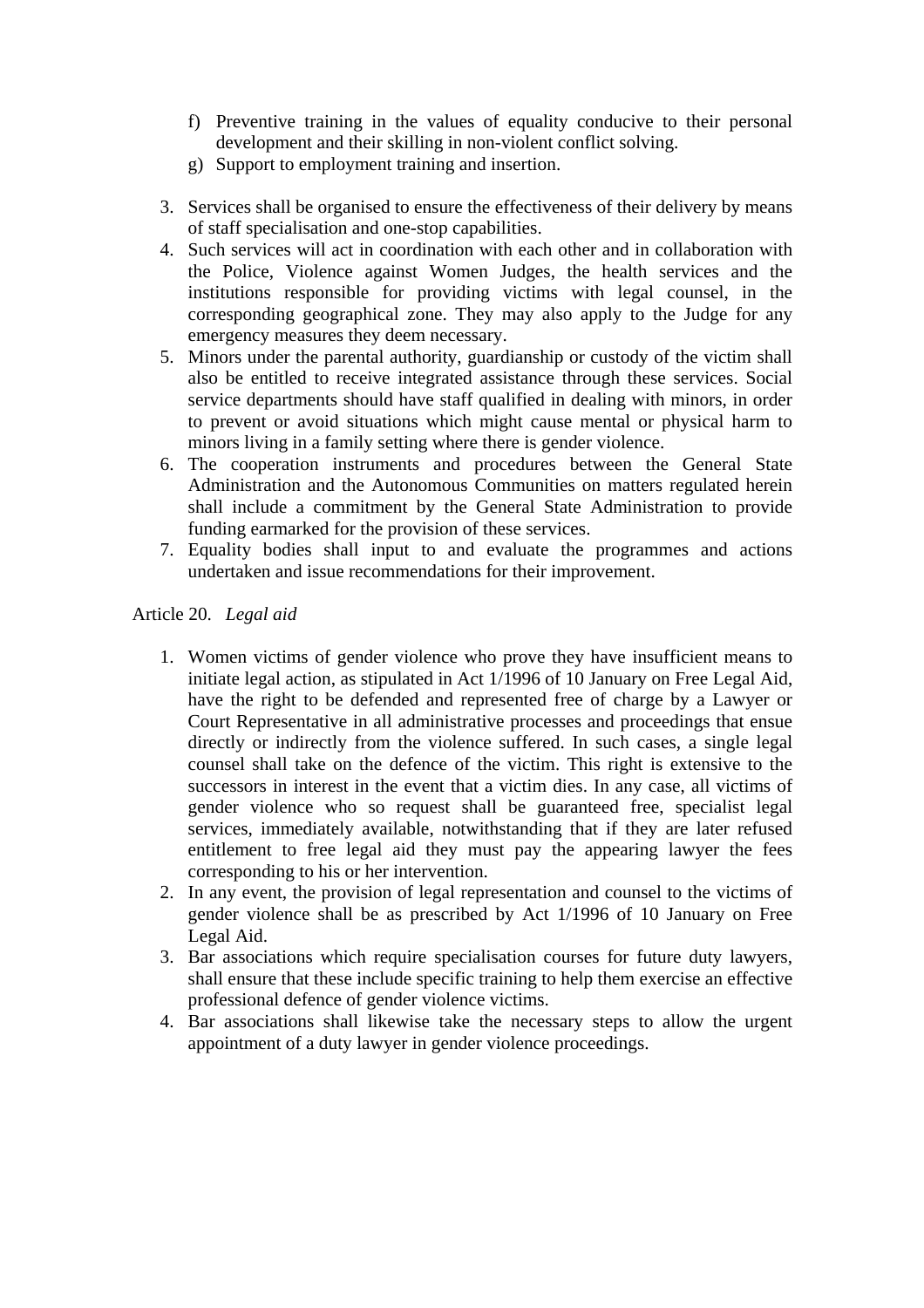f) Preventive training in the values of equality conducive to their personal development and their skilling in non-violent conflict solving.
g) Support to employment training and insertion.

3. Services shall be organised to ensure the effectiveness of their delivery by means of staff specialisation and one-stop capabilities.
4. Such services will act in coordination with each other and in collaboration with the Police, Violence against Women Judges, the health services and the institutions responsible for providing victims with legal counsel, in the corresponding geographical zone. They may also apply to the Judge for any emergency measures they deem necessary.
5. Minors under the parental authority, guardianship or custody of the victim shall also be entitled to receive integrated assistance through these services. Social service departments should have staff qualified in dealing with minors, in order to prevent or avoid situations which might cause mental or physical harm to minors living in a family setting where there is gender violence.
6. The cooperation instruments and procedures between the General State Administration and the Autonomous Communities on matters regulated herein shall include a commitment by the General State Administration to provide funding earmarked for the provision of these services.
7. Equality bodies shall input to and evaluate the programmes and actions undertaken and issue recommendations for their improvement.

Article 20. *Legal aid*

1. Women victims of gender violence who prove they have insufficient means to initiate legal action, as stipulated in Act 1/1996 of 10 January on Free Legal Aid, have the right to be defended and represented free of charge by a Lawyer or Court Representative in all administrative processes and proceedings that ensue directly or indirectly from the violence suffered. In such cases, a single legal counsel shall take on the defence of the victim. This right is extensive to the successors in interest in the event that a victim dies. In any case, all victims of gender violence who so request shall be guaranteed free, specialist legal services, immediately available, notwithstanding that if they are later refused entitlement to free legal aid they must pay the appearing lawyer the fees corresponding to his or her intervention.
2. In any event, the provision of legal representation and counsel to the victims of gender violence shall be as prescribed by Act 1/1996 of 10 January on Free Legal Aid.
3. Bar associations which require specialisation courses for future duty lawyers, shall ensure that these include specific training to help them exercise an effective professional defence of gender violence victims.
4. Bar associations shall likewise take the necessary steps to allow the urgent appointment of a duty lawyer in gender violence proceedings.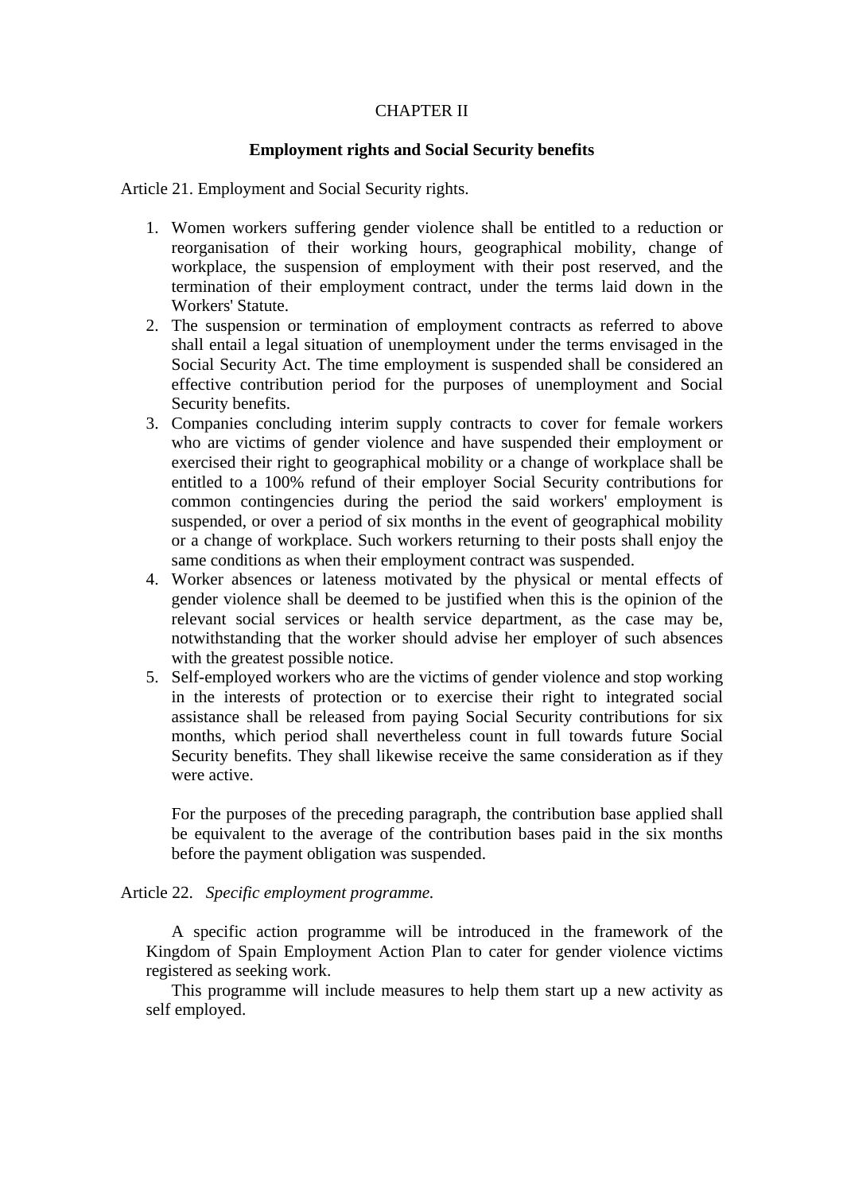## CHAPTER II

### Employment rights and Social Security benefits

Article 21. Employment and Social Security rights.

1. Women workers suffering gender violence shall be entitled to a reduction or reorganisation of their working hours, geographical mobility, change of workplace, the suspension of employment with their post reserved, and the termination of their employment contract, under the terms laid down in the Workers' Statute.
2. The suspension or termination of employment contracts as referred to above shall entail a legal situation of unemployment under the terms envisaged in the Social Security Act. The time employment is suspended shall be considered an effective contribution period for the purposes of unemployment and Social Security benefits.
3. Companies concluding interim supply contracts to cover for female workers who are victims of gender violence and have suspended their employment or exercised their right to geographical mobility or a change of workplace shall be entitled to a 100% refund of their employer Social Security contributions for common contingencies during the period the said workers' employment is suspended, or over a period of six months in the event of geographical mobility or a change of workplace. Such workers returning to their posts shall enjoy the same conditions as when their employment contract was suspended.
4. Worker absences or lateness motivated by the physical or mental effects of gender violence shall be deemed to be justified when this is the opinion of the relevant social services or health service department, as the case may be, notwithstanding that the worker should advise her employer of such absences with the greatest possible notice.
5. Self-employed workers who are the victims of gender violence and stop working in the interests of protection or to exercise their right to integrated social assistance shall be released from paying Social Security contributions for six months, which period shall nevertheless count in full towards future Social Security benefits. They shall likewise receive the same consideration as if they were active.

   For the purposes of the preceding paragraph, the contribution base applied shall be equivalent to the average of the contribution bases paid in the six months before the payment obligation was suspended.

Article 22. *Specific employment programme.*

A specific action programme will be introduced in the framework of the Kingdom of Spain Employment Action Plan to cater for gender violence victims registered as seeking work.

This programme will include measures to help them start up a new activity as self employed.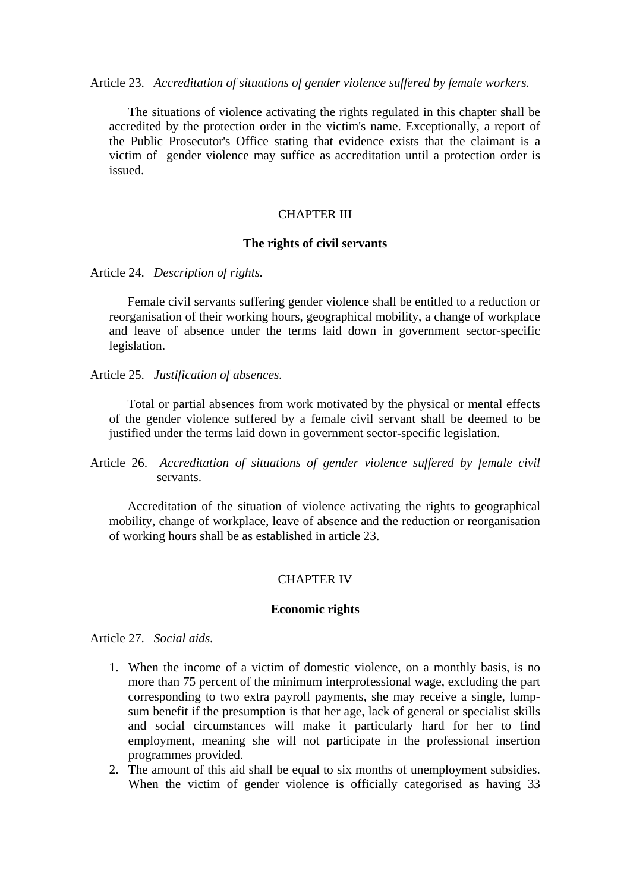Article 23. *Accreditation of situations of gender violence suffered by female workers.*

The situations of violence activating the rights regulated in this chapter shall be accredited by the protection order in the victim's name. Exceptionally, a report of the Public Prosecutor's Office stating that evidence exists that the claimant is a victim of gender violence may suffice as accreditation until a protection order is issued.

## CHAPTER III

### The rights of civil servants

Article 24. *Description of rights.*

Female civil servants suffering gender violence shall be entitled to a reduction or reorganisation of their working hours, geographical mobility, a change of workplace and leave of absence under the terms laid down in government sector-specific legislation.

Article 25. *Justification of absences.*

Total or partial absences from work motivated by the physical or mental effects of the gender violence suffered by a female civil servant shall be deemed to be justified under the terms laid down in government sector-specific legislation.

Article 26. *Accreditation of situations of gender violence suffered by female civil* servants.

Accreditation of the situation of violence activating the rights to geographical mobility, change of workplace, leave of absence and the reduction or reorganisation of working hours shall be as established in article 23.

## CHAPTER IV

### Economic rights

Article 27. *Social aids.*

1. When the income of a victim of domestic violence, on a monthly basis, is no more than 75 percent of the minimum interprofessional wage, excluding the part corresponding to two extra payroll payments, she may receive a single, lump-sum benefit if the presumption is that her age, lack of general or specialist skills and social circumstances will make it particularly hard for her to find employment, meaning she will not participate in the professional insertion programmes provided.
2. The amount of this aid shall be equal to six months of unemployment subsidies. When the victim of gender violence is officially categorised as having 33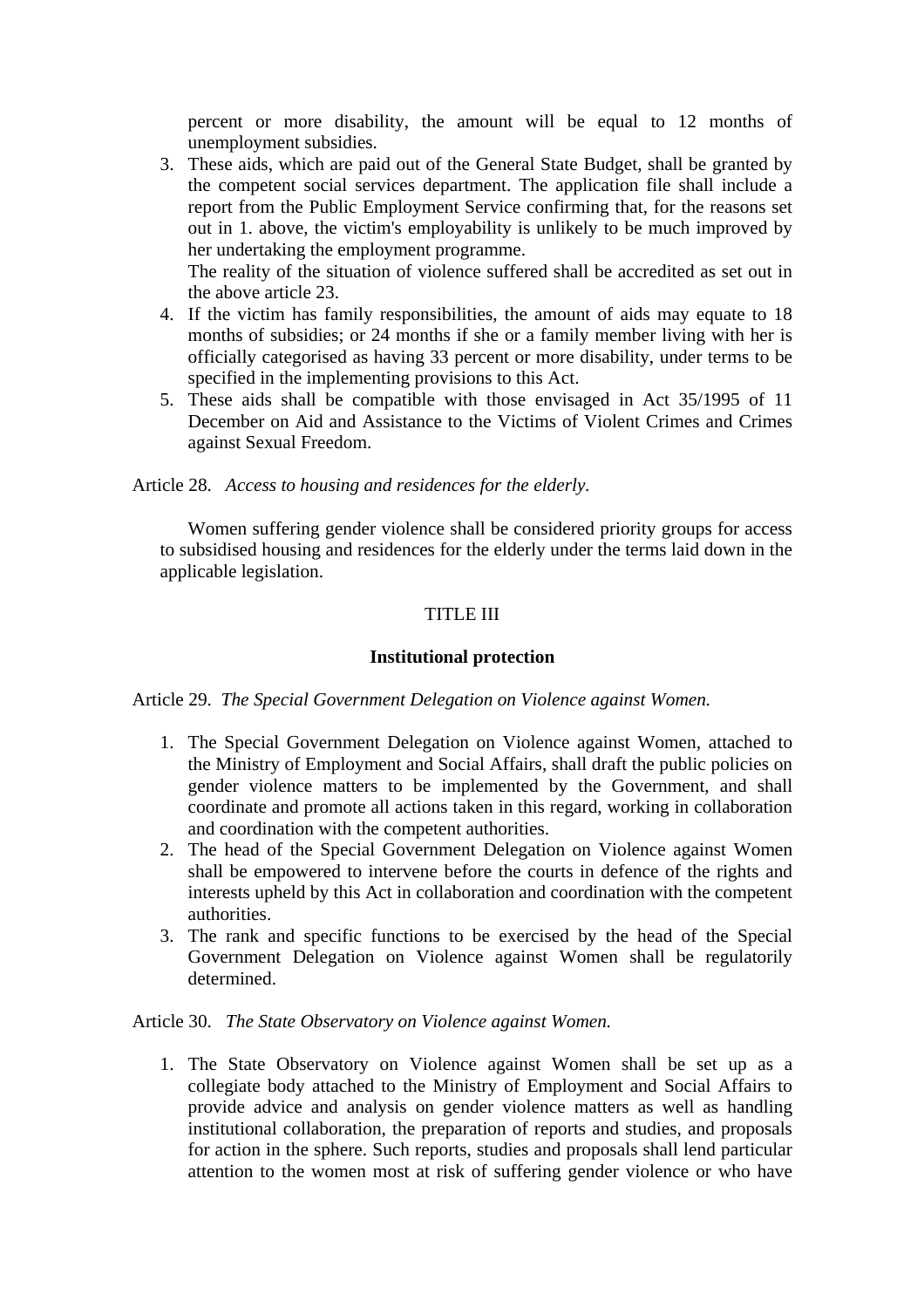percent or more disability, the amount will be equal to 12 months of unemployment subsidies.

3. These aids, which are paid out of the General State Budget, shall be granted by the competent social services department. The application file shall include a report from the Public Employment Service confirming that, for the reasons set out in 1. above, the victim's employability is unlikely to be much improved by her undertaking the employment programme.
   The reality of the situation of violence suffered shall be accredited as set out in the above article 23.
4. If the victim has family responsibilities, the amount of aids may equate to 18 months of subsidies; or 24 months if she or a family member living with her is officially categorised as having 33 percent or more disability, under terms to be specified in the implementing provisions to this Act.
5. These aids shall be compatible with those envisaged in Act 35/1995 of 11 December on Aid and Assistance to the Victims of Violent Crimes and Crimes against Sexual Freedom.

Article 28. *Access to housing and residences for the elderly.*

Women suffering gender violence shall be considered priority groups for access to subsidised housing and residences for the elderly under the terms laid down in the applicable legislation.

## TITLE III

## Institutional protection

Article 29. *The Special Government Delegation on Violence against Women.*

1. The Special Government Delegation on Violence against Women, attached to the Ministry of Employment and Social Affairs, shall draft the public policies on gender violence matters to be implemented by the Government, and shall coordinate and promote all actions taken in this regard, working in collaboration and coordination with the competent authorities.
2. The head of the Special Government Delegation on Violence against Women shall be empowered to intervene before the courts in defence of the rights and interests upheld by this Act in collaboration and coordination with the competent authorities.
3. The rank and specific functions to be exercised by the head of the Special Government Delegation on Violence against Women shall be regulatorily determined.

Article 30. *The State Observatory on Violence against Women.*

1. The State Observatory on Violence against Women shall be set up as a collegiate body attached to the Ministry of Employment and Social Affairs to provide advice and analysis on gender violence matters as well as handling institutional collaboration, the preparation of reports and studies, and proposals for action in the sphere. Such reports, studies and proposals shall lend particular attention to the women most at risk of suffering gender violence or who have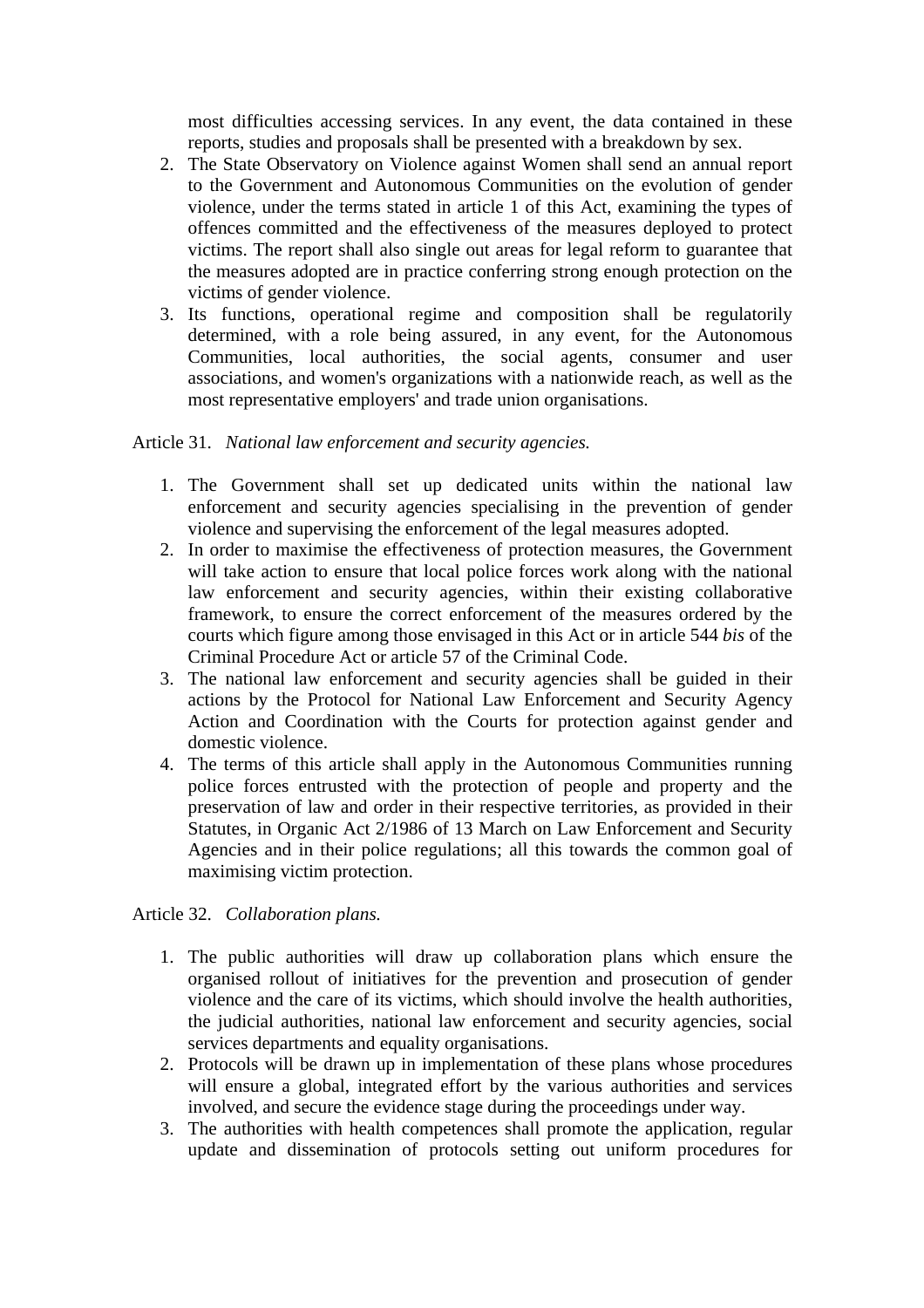most difficulties accessing services. In any event, the data contained in these reports, studies and proposals shall be presented with a breakdown by sex.

2. The State Observatory on Violence against Women shall send an annual report to the Government and Autonomous Communities on the evolution of gender violence, under the terms stated in article 1 of this Act, examining the types of offences committed and the effectiveness of the measures deployed to protect victims. The report shall also single out areas for legal reform to guarantee that the measures adopted are in practice conferring strong enough protection on the victims of gender violence.
3. Its functions, operational regime and composition shall be regulatorily determined, with a role being assured, in any event, for the Autonomous Communities, local authorities, the social agents, consumer and user associations, and women's organizations with a nationwide reach, as well as the most representative employers' and trade union organisations.

Article 31. *National law enforcement and security agencies.*

1. The Government shall set up dedicated units within the national law enforcement and security agencies specialising in the prevention of gender violence and supervising the enforcement of the legal measures adopted.
2. In order to maximise the effectiveness of protection measures, the Government will take action to ensure that local police forces work along with the national law enforcement and security agencies, within their existing collaborative framework, to ensure the correct enforcement of the measures ordered by the courts which figure among those envisaged in this Act or in article 544 *bis* of the Criminal Procedure Act or article 57 of the Criminal Code.
3. The national law enforcement and security agencies shall be guided in their actions by the Protocol for National Law Enforcement and Security Agency Action and Coordination with the Courts for protection against gender and domestic violence.
4. The terms of this article shall apply in the Autonomous Communities running police forces entrusted with the protection of people and property and the preservation of law and order in their respective territories, as provided in their Statutes, in Organic Act 2/1986 of 13 March on Law Enforcement and Security Agencies and in their police regulations; all this towards the common goal of maximising victim protection.

Article 32. *Collaboration plans.*

1. The public authorities will draw up collaboration plans which ensure the organised rollout of initiatives for the prevention and prosecution of gender violence and the care of its victims, which should involve the health authorities, the judicial authorities, national law enforcement and security agencies, social services departments and equality organisations.
2. Protocols will be drawn up in implementation of these plans whose procedures will ensure a global, integrated effort by the various authorities and services involved, and secure the evidence stage during the proceedings under way.
3. The authorities with health competences shall promote the application, regular update and dissemination of protocols setting out uniform procedures for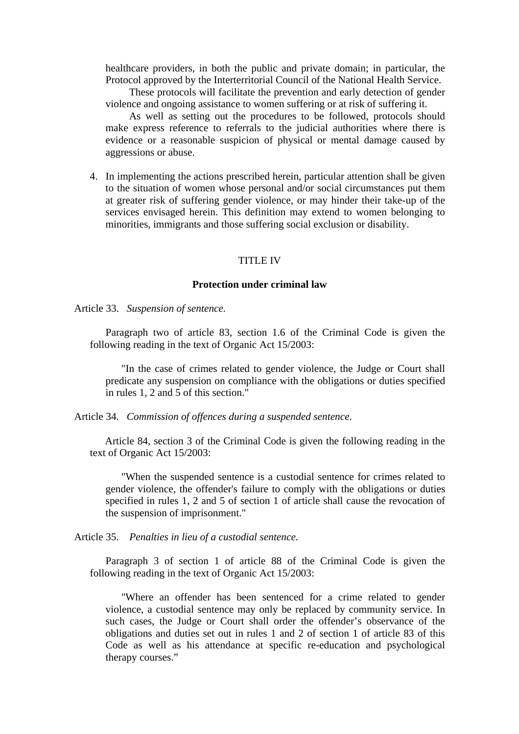healthcare providers, in both the public and private domain; in particular, the Protocol approved by the Interterritorial Council of the National Health Service.

These protocols will facilitate the prevention and early detection of gender violence and ongoing assistance to women suffering or at risk of suffering it.

As well as setting out the procedures to be followed, protocols should make express reference to referrals to the judicial authorities where there is evidence or a reasonable suspicion of physical or mental damage caused by aggressions or abuse.

4. In implementing the actions prescribed herein, particular attention shall be given to the situation of women whose personal and/or social circumstances put them at greater risk of suffering gender violence, or may hinder their take-up of the services envisaged herein. This definition may extend to women belonging to minorities, immigrants and those suffering social exclusion or disability.

## TITLE IV

### Protection under criminal law

Article 33. *Suspension of sentence.*

Paragraph two of article 83, section 1.6 of the Criminal Code is given the following reading in the text of Organic Act 15/2003:

"In the case of crimes related to gender violence, the Judge or Court shall predicate any suspension on compliance with the obligations or duties specified in rules 1, 2 and 5 of this section."

Article 34. *Commission of offences during a suspended sentence.*

Article 84, section 3 of the Criminal Code is given the following reading in the text of Organic Act 15/2003:

"When the suspended sentence is a custodial sentence for crimes related to gender violence, the offender's failure to comply with the obligations or duties specified in rules 1, 2 and 5 of section 1 of article shall cause the revocation of the suspension of imprisonment."

Article 35. *Penalties in lieu of a custodial sentence.*

Paragraph 3 of section 1 of article 88 of the Criminal Code is given the following reading in the text of Organic Act 15/2003:

"Where an offender has been sentenced for a crime related to gender violence, a custodial sentence may only be replaced by community service. In such cases, the Judge or Court shall order the offender's observance of the obligations and duties set out in rules 1 and 2 of section 1 of article 83 of this Code as well as his attendance at specific re-education and psychological therapy courses."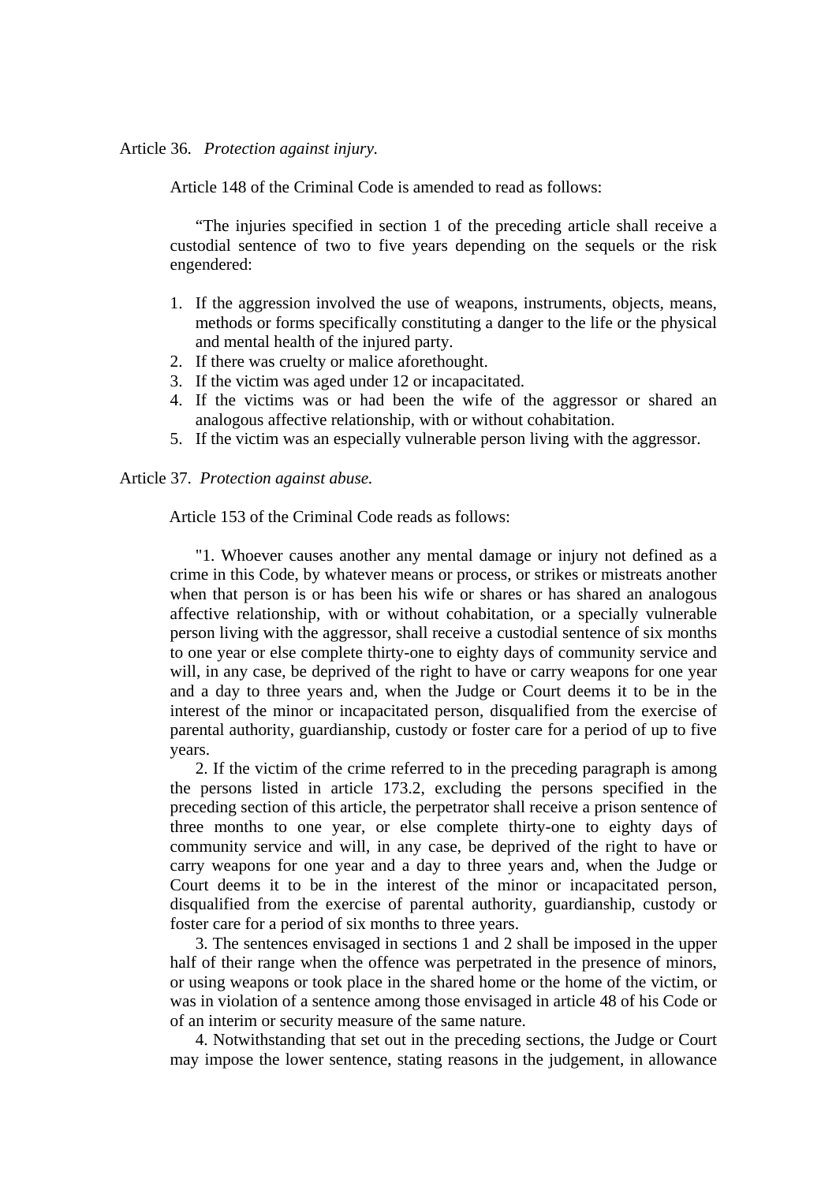Article 36. *Protection against injury.*

Article 148 of the Criminal Code is amended to read as follows:

"The injuries specified in section 1 of the preceding article shall receive a custodial sentence of two to five years depending on the sequels or the risk engendered:

1. If the aggression involved the use of weapons, instruments, objects, means, methods or forms specifically constituting a danger to the life or the physical and mental health of the injured party.
2. If there was cruelty or malice aforethought.
3. If the victim was aged under 12 or incapacitated.
4. If the victims was or had been the wife of the aggressor or shared an analogous affective relationship, with or without cohabitation.
5. If the victim was an especially vulnerable person living with the aggressor.

Article 37. *Protection against abuse.*

Article 153 of the Criminal Code reads as follows:

"1. Whoever causes another any mental damage or injury not defined as a crime in this Code, by whatever means or process, or strikes or mistreats another when that person is or has been his wife or shares or has shared an analogous affective relationship, with or without cohabitation, or a specially vulnerable person living with the aggressor, shall receive a custodial sentence of six months to one year or else complete thirty-one to eighty days of community service and will, in any case, be deprived of the right to have or carry weapons for one year and a day to three years and, when the Judge or Court deems it to be in the interest of the minor or incapacitated person, disqualified from the exercise of parental authority, guardianship, custody or foster care for a period of up to five years.

2. If the victim of the crime referred to in the preceding paragraph is among the persons listed in article 173.2, excluding the persons specified in the preceding section of this article, the perpetrator shall receive a prison sentence of three months to one year, or else complete thirty-one to eighty days of community service and will, in any case, be deprived of the right to have or carry weapons for one year and a day to three years and, when the Judge or Court deems it to be in the interest of the minor or incapacitated person, disqualified from the exercise of parental authority, guardianship, custody or foster care for a period of six months to three years.

3. The sentences envisaged in sections 1 and 2 shall be imposed in the upper half of their range when the offence was perpetrated in the presence of minors, or using weapons or took place in the shared home or the home of the victim, or was in violation of a sentence among those envisaged in article 48 of his Code or of an interim or security measure of the same nature.

4. Notwithstanding that set out in the preceding sections, the Judge or Court may impose the lower sentence, stating reasons in the judgement, in allowance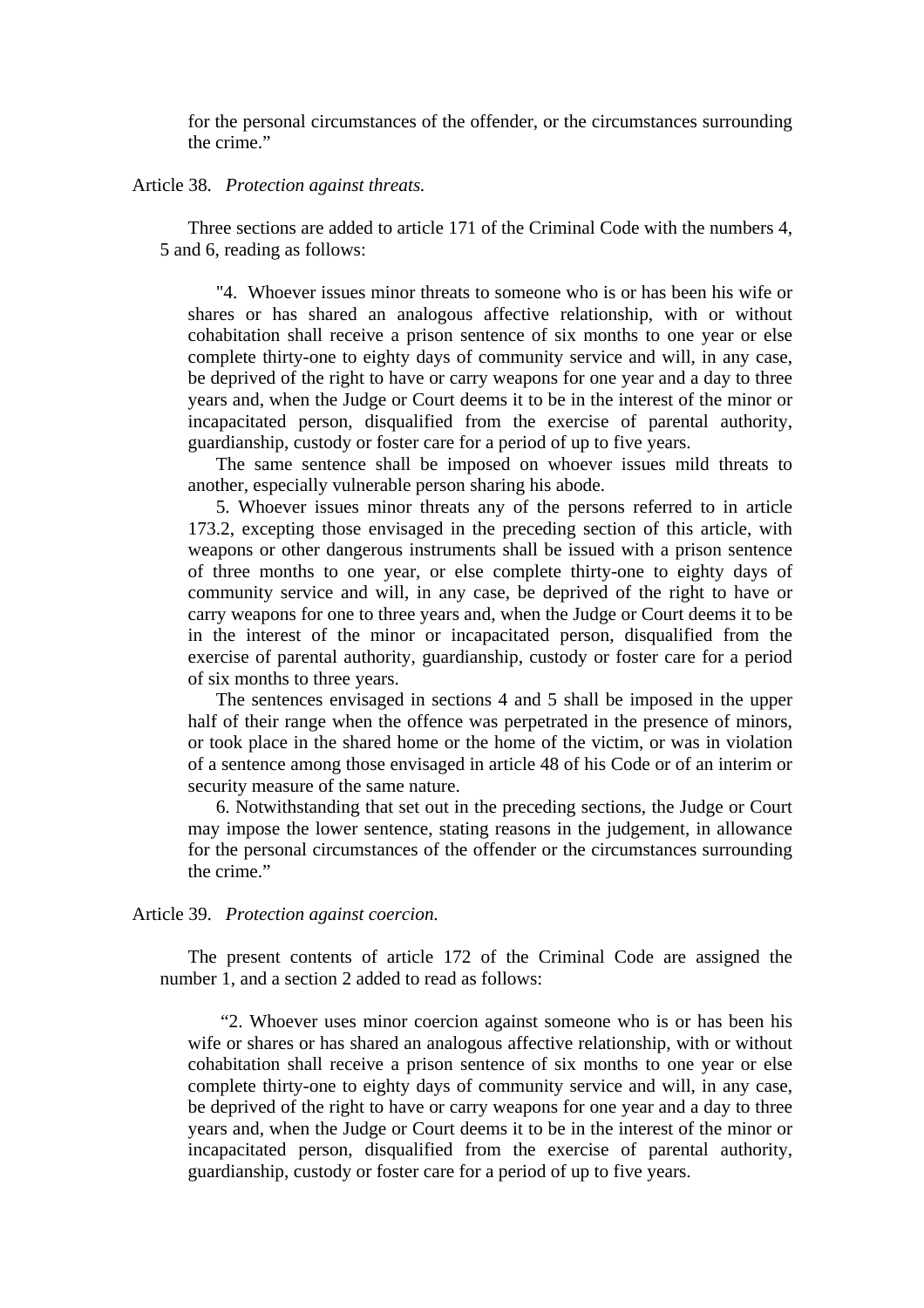for the personal circumstances of the offender, or the circumstances surrounding the crime."

Article 38. *Protection against threats.*

Three sections are added to article 171 of the Criminal Code with the numbers 4, 5 and 6, reading as follows:

"4. Whoever issues minor threats to someone who is or has been his wife or shares or has shared an analogous affective relationship, with or without cohabitation shall receive a prison sentence of six months to one year or else complete thirty-one to eighty days of community service and will, in any case, be deprived of the right to have or carry weapons for one year and a day to three years and, when the Judge or Court deems it to be in the interest of the minor or incapacitated person, disqualified from the exercise of parental authority, guardianship, custody or foster care for a period of up to five years.

The same sentence shall be imposed on whoever issues mild threats to another, especially vulnerable person sharing his abode.

5. Whoever issues minor threats any of the persons referred to in article 173.2, excepting those envisaged in the preceding section of this article, with weapons or other dangerous instruments shall be issued with a prison sentence of three months to one year, or else complete thirty-one to eighty days of community service and will, in any case, be deprived of the right to have or carry weapons for one to three years and, when the Judge or Court deems it to be in the interest of the minor or incapacitated person, disqualified from the exercise of parental authority, guardianship, custody or foster care for a period of six months to three years.

The sentences envisaged in sections 4 and 5 shall be imposed in the upper half of their range when the offence was perpetrated in the presence of minors, or took place in the shared home or the home of the victim, or was in violation of a sentence among those envisaged in article 48 of his Code or of an interim or security measure of the same nature.

6. Notwithstanding that set out in the preceding sections, the Judge or Court may impose the lower sentence, stating reasons in the judgement, in allowance for the personal circumstances of the offender or the circumstances surrounding the crime."

Article 39. *Protection against coercion.*

The present contents of article 172 of the Criminal Code are assigned the number 1, and a section 2 added to read as follows:

"2. Whoever uses minor coercion against someone who is or has been his wife or shares or has shared an analogous affective relationship, with or without cohabitation shall receive a prison sentence of six months to one year or else complete thirty-one to eighty days of community service and will, in any case, be deprived of the right to have or carry weapons for one year and a day to three years and, when the Judge or Court deems it to be in the interest of the minor or incapacitated person, disqualified from the exercise of parental authority, guardianship, custody or foster care for a period of up to five years.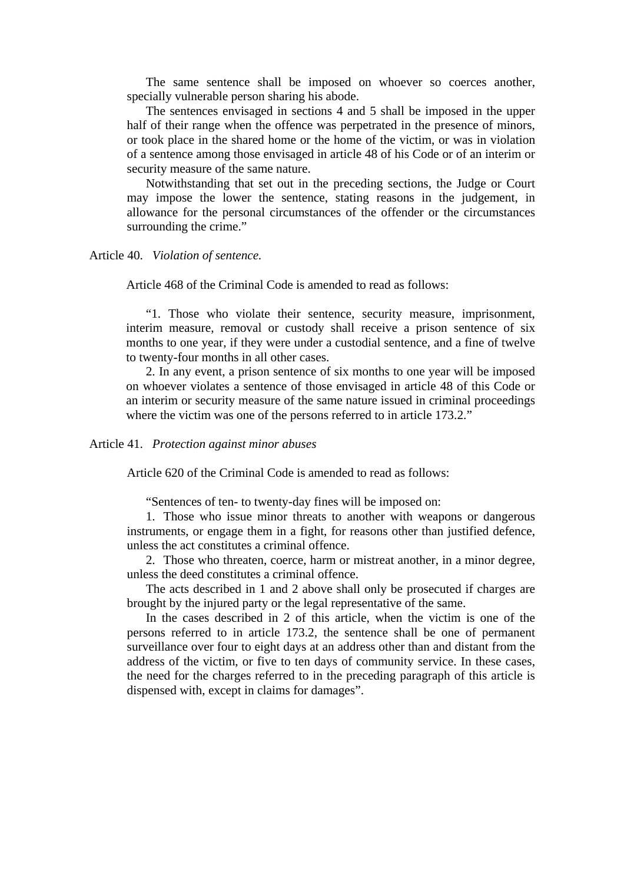The same sentence shall be imposed on whoever so coerces another, specially vulnerable person sharing his abode.

The sentences envisaged in sections 4 and 5 shall be imposed in the upper half of their range when the offence was perpetrated in the presence of minors, or took place in the shared home or the home of the victim, or was in violation of a sentence among those envisaged in article 48 of his Code or of an interim or security measure of the same nature.

Notwithstanding that set out in the preceding sections, the Judge or Court may impose the lower the sentence, stating reasons in the judgement, in allowance for the personal circumstances of the offender or the circumstances surrounding the crime."

Article 40. *Violation of sentence.*

Article 468 of the Criminal Code is amended to read as follows:

"1. Those who violate their sentence, security measure, imprisonment, interim measure, removal or custody shall receive a prison sentence of six months to one year, if they were under a custodial sentence, and a fine of twelve to twenty-four months in all other cases.

2. In any event, a prison sentence of six months to one year will be imposed on whoever violates a sentence of those envisaged in article 48 of this Code or an interim or security measure of the same nature issued in criminal proceedings where the victim was one of the persons referred to in article 173.2."

Article 41. *Protection against minor abuses*

Article 620 of the Criminal Code is amended to read as follows:

"Sentences of ten- to twenty-day fines will be imposed on:

1. Those who issue minor threats to another with weapons or dangerous instruments, or engage them in a fight, for reasons other than justified defence, unless the act constitutes a criminal offence.

2. Those who threaten, coerce, harm or mistreat another, in a minor degree, unless the deed constitutes a criminal offence.

The acts described in 1 and 2 above shall only be prosecuted if charges are brought by the injured party or the legal representative of the same.

In the cases described in 2 of this article, when the victim is one of the persons referred to in article 173.2, the sentence shall be one of permanent surveillance over four to eight days at an address other than and distant from the address of the victim, or five to ten days of community service. In these cases, the need for the charges referred to in the preceding paragraph of this article is dispensed with, except in claims for damages".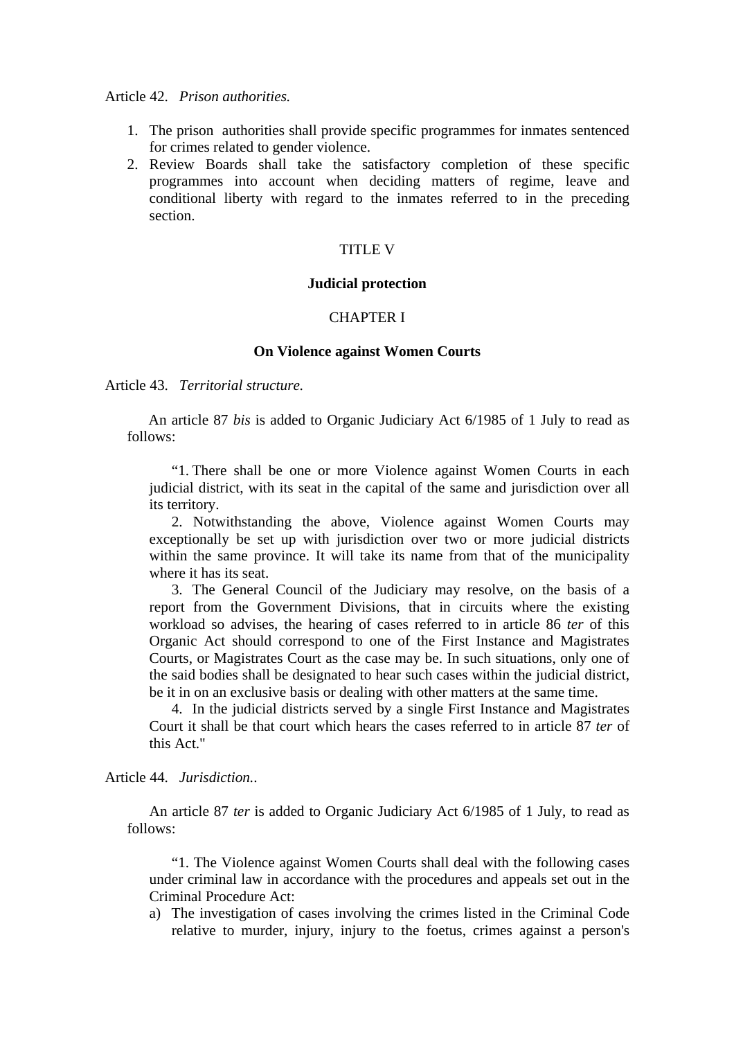Article 42. *Prison authorities.*

1. The prison authorities shall provide specific programmes for inmates sentenced for crimes related to gender violence.
2. Review Boards shall take the satisfactory completion of these specific programmes into account when deciding matters of regime, leave and conditional liberty with regard to the inmates referred to in the preceding section.

TITLE V

**Judicial protection**

CHAPTER I

**On Violence against Women Courts**

Article 43. *Territorial structure.*

An article 87 *bis* is added to Organic Judiciary Act 6/1985 of 1 July to read as follows:

"1. There shall be one or more Violence against Women Courts in each judicial district, with its seat in the capital of the same and jurisdiction over all its territory.

2. Notwithstanding the above, Violence against Women Courts may exceptionally be set up with jurisdiction over two or more judicial districts within the same province. It will take its name from that of the municipality where it has its seat.

3. The General Council of the Judiciary may resolve, on the basis of a report from the Government Divisions, that in circuits where the existing workload so advises, the hearing of cases referred to in article 86 *ter* of this Organic Act should correspond to one of the First Instance and Magistrates Courts, or Magistrates Court as the case may be. In such situations, only one of the said bodies shall be designated to hear such cases within the judicial district, be it in on an exclusive basis or dealing with other matters at the same time.

4. In the judicial districts served by a single First Instance and Magistrates Court it shall be that court which hears the cases referred to in article 87 *ter* of this Act."

Article 44. *Jurisdiction..*

An article 87 *ter* is added to Organic Judiciary Act 6/1985 of 1 July, to read as follows:

"1. The Violence against Women Courts shall deal with the following cases under criminal law in accordance with the procedures and appeals set out in the Criminal Procedure Act:

a) The investigation of cases involving the crimes listed in the Criminal Code relative to murder, injury, injury to the foetus, crimes against a person's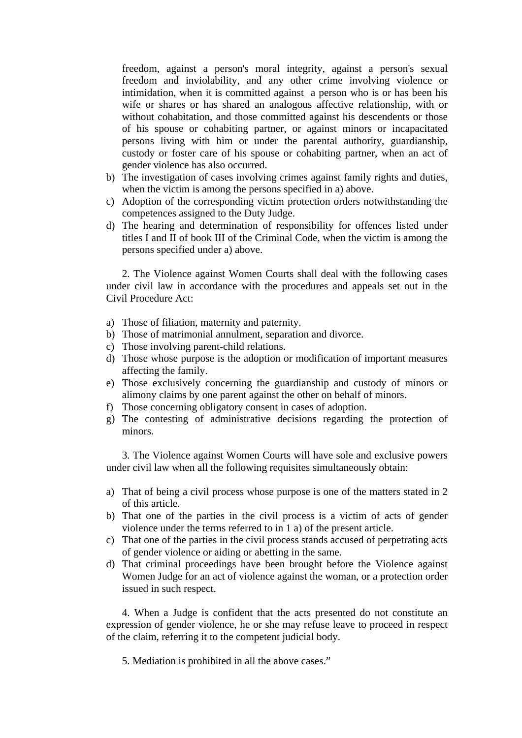freedom, against a person's moral integrity, against a person's sexual freedom and inviolability, and any other crime involving violence or intimidation, when it is committed against a person who is or has been his wife or shares or has shared an analogous affective relationship, with or without cohabitation, and those committed against his descendents or those of his spouse or cohabiting partner, or against minors or incapacitated persons living with him or under the parental authority, guardianship, custody or foster care of his spouse or cohabiting partner, when an act of gender violence has also occurred.

b) The investigation of cases involving crimes against family rights and duties, when the victim is among the persons specified in a) above.
c) Adoption of the corresponding victim protection orders notwithstanding the competences assigned to the Duty Judge.
d) The hearing and determination of responsibility for offences listed under titles I and II of book III of the Criminal Code, when the victim is among the persons specified under a) above.

2. The Violence against Women Courts shall deal with the following cases under civil law in accordance with the procedures and appeals set out in the Civil Procedure Act:

a) Those of filiation, maternity and paternity.
b) Those of matrimonial annulment, separation and divorce.
c) Those involving parent-child relations.
d) Those whose purpose is the adoption or modification of important measures affecting the family.
e) Those exclusively concerning the guardianship and custody of minors or alimony claims by one parent against the other on behalf of minors.
f) Those concerning obligatory consent in cases of adoption.
g) The contesting of administrative decisions regarding the protection of minors.

3. The Violence against Women Courts will have sole and exclusive powers under civil law when all the following requisites simultaneously obtain:

a) That of being a civil process whose purpose is one of the matters stated in 2 of this article.
b) That one of the parties in the civil process is a victim of acts of gender violence under the terms referred to in 1 a) of the present article.
c) That one of the parties in the civil process stands accused of perpetrating acts of gender violence or aiding or abetting in the same.
d) That criminal proceedings have been brought before the Violence against Women Judge for an act of violence against the woman, or a protection order issued in such respect.

4. When a Judge is confident that the acts presented do not constitute an expression of gender violence, he or she may refuse leave to proceed in respect of the claim, referring it to the competent judicial body.

5. Mediation is prohibited in all the above cases."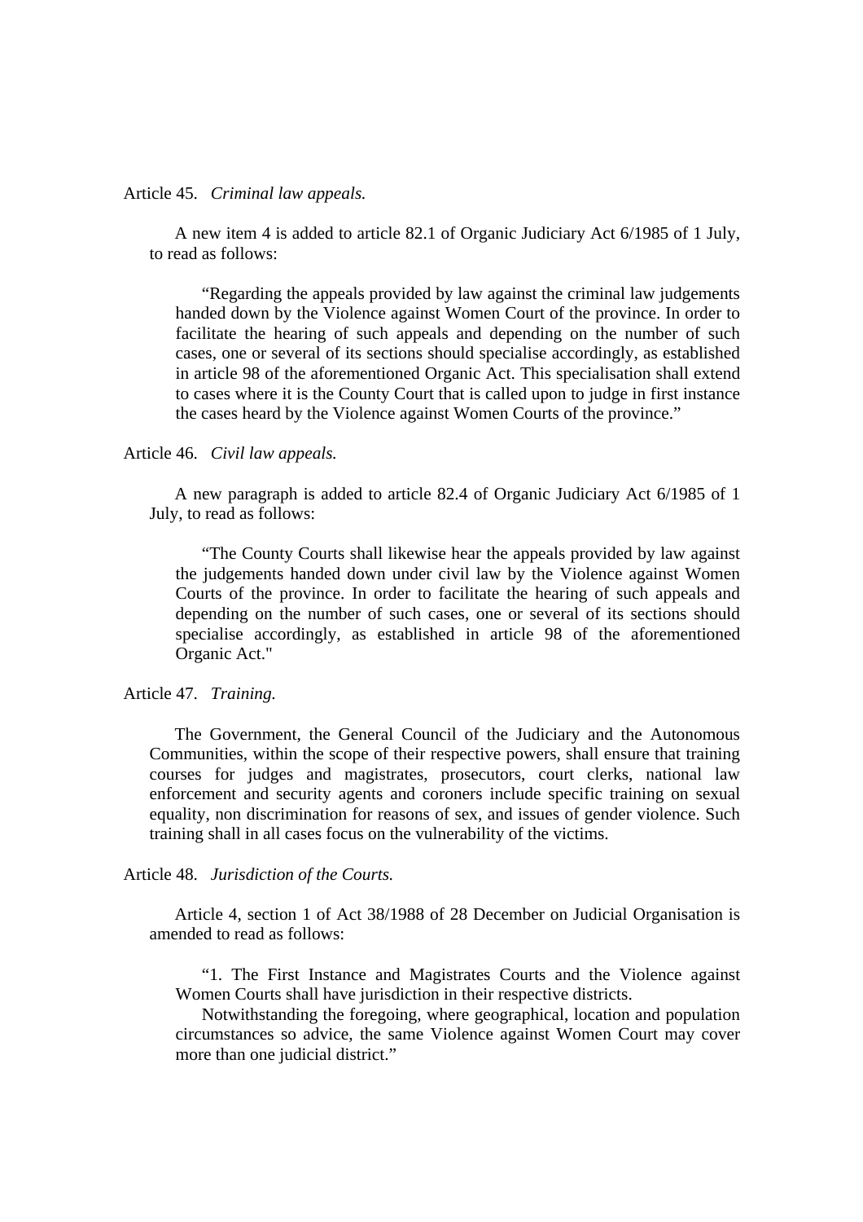Article 45. *Criminal law appeals.*

A new item 4 is added to article 82.1 of Organic Judiciary Act 6/1985 of 1 July, to read as follows:

> "Regarding the appeals provided by law against the criminal law judgements handed down by the Violence against Women Court of the province. In order to facilitate the hearing of such appeals and depending on the number of such cases, one or several of its sections should specialise accordingly, as established in article 98 of the aforementioned Organic Act. This specialisation shall extend to cases where it is the County Court that is called upon to judge in first instance the cases heard by the Violence against Women Courts of the province."

Article 46. *Civil law appeals.*

A new paragraph is added to article 82.4 of Organic Judiciary Act 6/1985 of 1 July, to read as follows:

> "The County Courts shall likewise hear the appeals provided by law against the judgements handed down under civil law by the Violence against Women Courts of the province. In order to facilitate the hearing of such appeals and depending on the number of such cases, one or several of its sections should specialise accordingly, as established in article 98 of the aforementioned Organic Act."

Article 47. *Training.*

The Government, the General Council of the Judiciary and the Autonomous Communities, within the scope of their respective powers, shall ensure that training courses for judges and magistrates, prosecutors, court clerks, national law enforcement and security agents and coroners include specific training on sexual equality, non discrimination for reasons of sex, and issues of gender violence. Such training shall in all cases focus on the vulnerability of the victims.

Article 48. *Jurisdiction of the Courts.*

Article 4, section 1 of Act 38/1988 of 28 December on Judicial Organisation is amended to read as follows:

> "1. The First Instance and Magistrates Courts and the Violence against Women Courts shall have jurisdiction in their respective districts.
>
> Notwithstanding the foregoing, where geographical, location and population circumstances so advice, the same Violence against Women Court may cover more than one judicial district."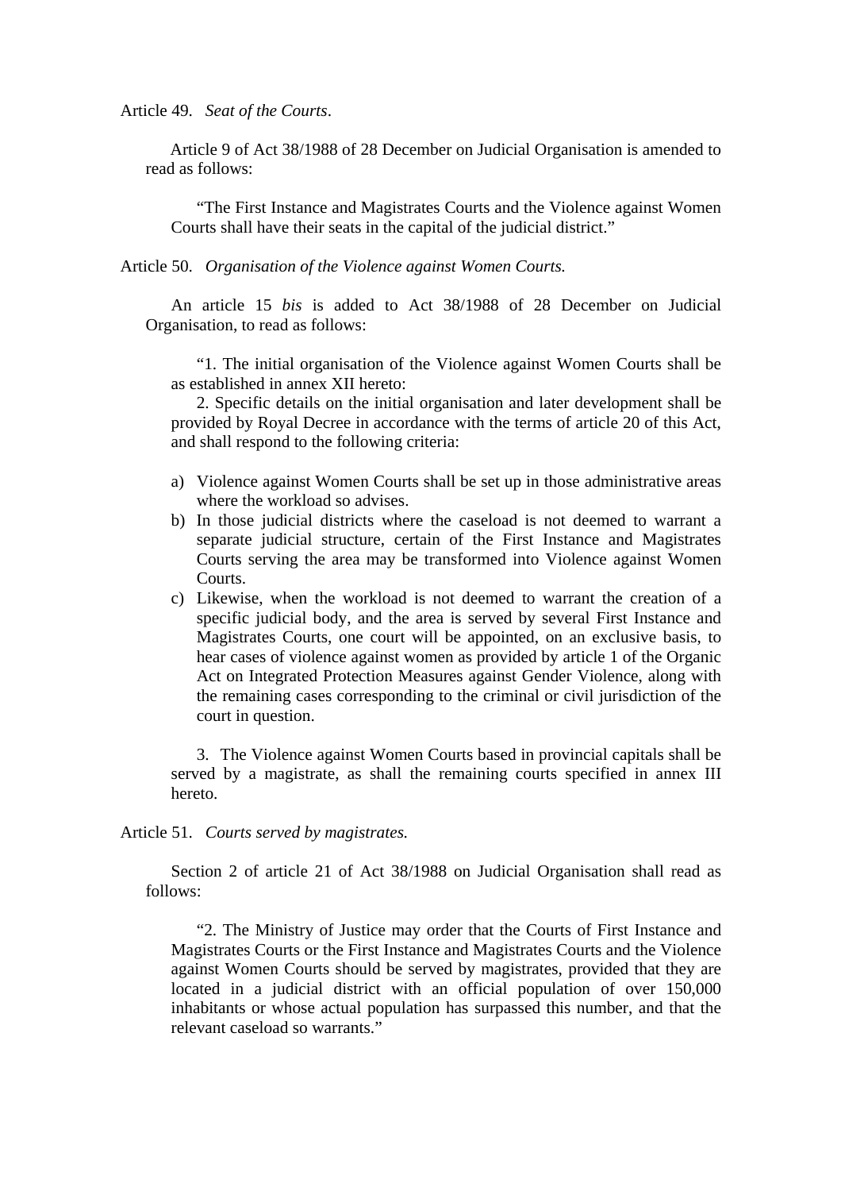Article 49. *Seat of the Courts*.

Article 9 of Act 38/1988 of 28 December on Judicial Organisation is amended to read as follows:

> "The First Instance and Magistrates Courts and the Violence against Women Courts shall have their seats in the capital of the judicial district."

Article 50. *Organisation of the Violence against Women Courts.*

An article 15 *bis* is added to Act 38/1988 of 28 December on Judicial Organisation, to read as follows:

> "1. The initial organisation of the Violence against Women Courts shall be as established in annex XII hereto:
>
> 2. Specific details on the initial organisation and later development shall be provided by Royal Decree in accordance with the terms of article 20 of this Act, and shall respond to the following criteria:
>
> a) Violence against Women Courts shall be set up in those administrative areas where the workload so advises.
> b) In those judicial districts where the caseload is not deemed to warrant a separate judicial structure, certain of the First Instance and Magistrates Courts serving the area may be transformed into Violence against Women Courts.
> c) Likewise, when the workload is not deemed to warrant the creation of a specific judicial body, and the area is served by several First Instance and Magistrates Courts, one court will be appointed, on an exclusive basis, to hear cases of violence against women as provided by article 1 of the Organic Act on Integrated Protection Measures against Gender Violence, along with the remaining cases corresponding to the criminal or civil jurisdiction of the court in question.
>
> 3. The Violence against Women Courts based in provincial capitals shall be served by a magistrate, as shall the remaining courts specified in annex III hereto.

Article 51. *Courts served by magistrates.*

Section 2 of article 21 of Act 38/1988 on Judicial Organisation shall read as follows:

> "2. The Ministry of Justice may order that the Courts of First Instance and Magistrates Courts or the First Instance and Magistrates Courts and the Violence against Women Courts should be served by magistrates, provided that they are located in a judicial district with an official population of over 150,000 inhabitants or whose actual population has surpassed this number, and that the relevant caseload so warrants."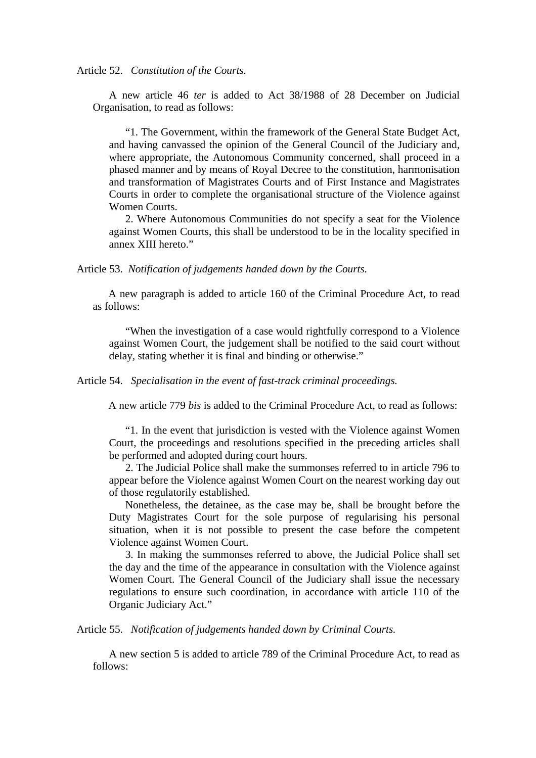Article 52. *Constitution of the Courts.*

A new article 46 *ter* is added to Act 38/1988 of 28 December on Judicial Organisation, to read as follows:

> "1. The Government, within the framework of the General State Budget Act, and having canvassed the opinion of the General Council of the Judiciary and, where appropriate, the Autonomous Community concerned, shall proceed in a phased manner and by means of Royal Decree to the constitution, harmonisation and transformation of Magistrates Courts and of First Instance and Magistrates Courts in order to complete the organisational structure of the Violence against Women Courts.
>
> 2. Where Autonomous Communities do not specify a seat for the Violence against Women Courts, this shall be understood to be in the locality specified in annex XIII hereto."

Article 53. *Notification of judgements handed down by the Courts.*

A new paragraph is added to article 160 of the Criminal Procedure Act, to read as follows:

> "When the investigation of a case would rightfully correspond to a Violence against Women Court, the judgement shall be notified to the said court without delay, stating whether it is final and binding or otherwise."

Article 54. *Specialisation in the event of fast-track criminal proceedings.*

A new article 779 *bis* is added to the Criminal Procedure Act, to read as follows:

> "1. In the event that jurisdiction is vested with the Violence against Women Court, the proceedings and resolutions specified in the preceding articles shall be performed and adopted during court hours.
>
> 2. The Judicial Police shall make the summonses referred to in article 796 to appear before the Violence against Women Court on the nearest working day out of those regulatorily established.
>
> Nonetheless, the detainee, as the case may be, shall be brought before the Duty Magistrates Court for the sole purpose of regularising his personal situation, when it is not possible to present the case before the competent Violence against Women Court.
>
> 3. In making the summonses referred to above, the Judicial Police shall set the day and the time of the appearance in consultation with the Violence against Women Court. The General Council of the Judiciary shall issue the necessary regulations to ensure such coordination, in accordance with article 110 of the Organic Judiciary Act."

Article 55. *Notification of judgements handed down by Criminal Courts.*

A new section 5 is added to article 789 of the Criminal Procedure Act, to read as follows: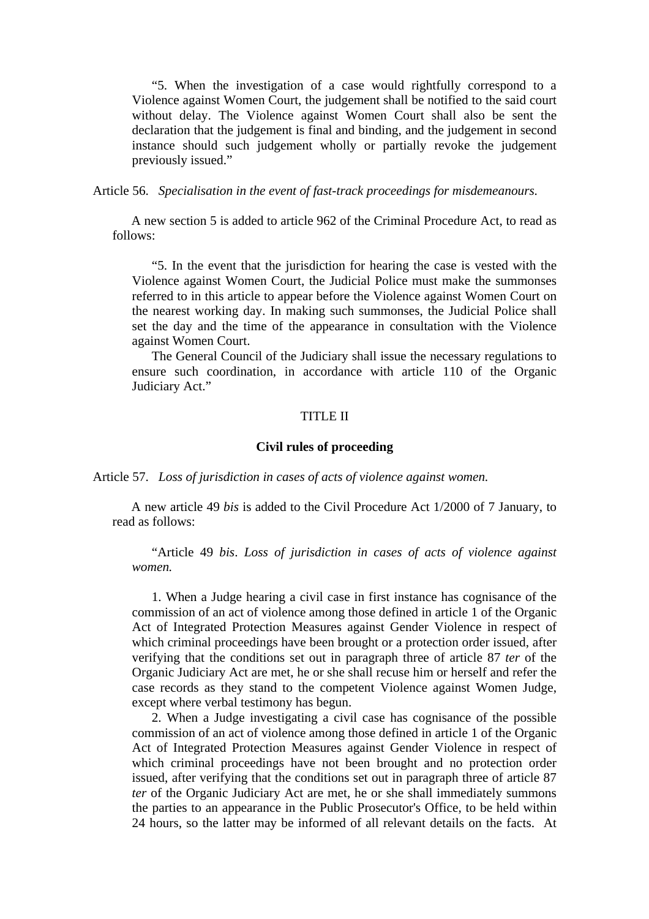"5. When the investigation of a case would rightfully correspond to a Violence against Women Court, the judgement shall be notified to the said court without delay. The Violence against Women Court shall also be sent the declaration that the judgement is final and binding, and the judgement in second instance should such judgement wholly or partially revoke the judgement previously issued."

Article 56. *Specialisation in the event of fast-track proceedings for misdemeanours.*

A new section 5 is added to article 962 of the Criminal Procedure Act, to read as follows:

"5. In the event that the jurisdiction for hearing the case is vested with the Violence against Women Court, the Judicial Police must make the summonses referred to in this article to appear before the Violence against Women Court on the nearest working day. In making such summonses, the Judicial Police shall set the day and the time of the appearance in consultation with the Violence against Women Court.

The General Council of the Judiciary shall issue the necessary regulations to ensure such coordination, in accordance with article 110 of the Organic Judiciary Act."

## TITLE II

## Civil rules of proceeding

Article 57. *Loss of jurisdiction in cases of acts of violence against women.*

A new article 49 *bis* is added to the Civil Procedure Act 1/2000 of 7 January, to read as follows:

"Article 49 *bis*. *Loss of jurisdiction in cases of acts of violence against women.*

1. When a Judge hearing a civil case in first instance has cognisance of the commission of an act of violence among those defined in article 1 of the Organic Act of Integrated Protection Measures against Gender Violence in respect of which criminal proceedings have been brought or a protection order issued, after verifying that the conditions set out in paragraph three of article 87 *ter* of the Organic Judiciary Act are met, he or she shall recuse him or herself and refer the case records as they stand to the competent Violence against Women Judge, except where verbal testimony has begun.

2. When a Judge investigating a civil case has cognisance of the possible commission of an act of violence among those defined in article 1 of the Organic Act of Integrated Protection Measures against Gender Violence in respect of which criminal proceedings have not been brought and no protection order issued, after verifying that the conditions set out in paragraph three of article 87 *ter* of the Organic Judiciary Act are met, he or she shall immediately summons the parties to an appearance in the Public Prosecutor's Office, to be held within 24 hours, so the latter may be informed of all relevant details on the facts. At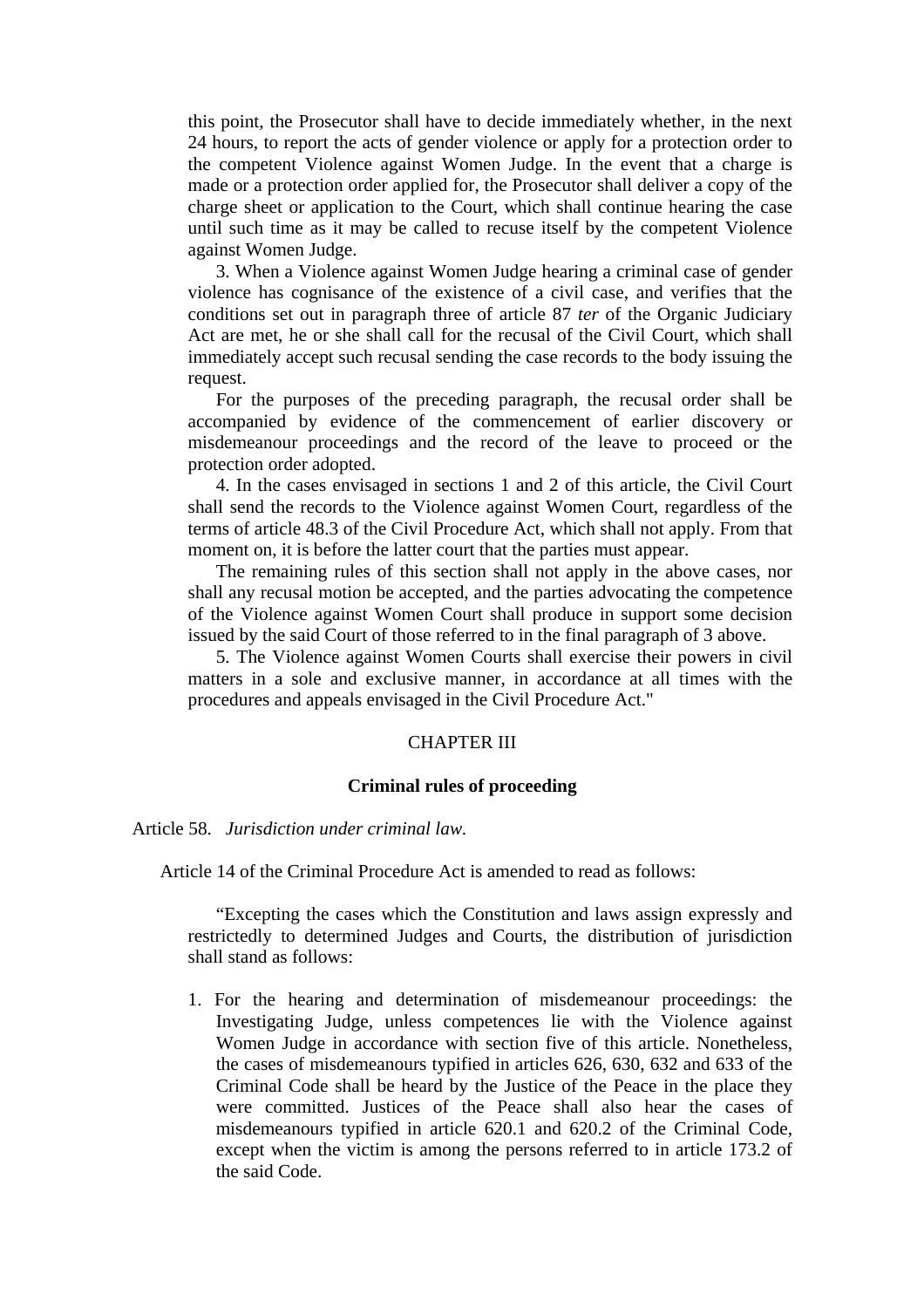this point, the Prosecutor shall have to decide immediately whether, in the next 24 hours, to report the acts of gender violence or apply for a protection order to the competent Violence against Women Judge. In the event that a charge is made or a protection order applied for, the Prosecutor shall deliver a copy of the charge sheet or application to the Court, which shall continue hearing the case until such time as it may be called to recuse itself by the competent Violence against Women Judge.

3. When a Violence against Women Judge hearing a criminal case of gender violence has cognisance of the existence of a civil case, and verifies that the conditions set out in paragraph three of article 87 *ter* of the Organic Judiciary Act are met, he or she shall call for the recusal of the Civil Court, which shall immediately accept such recusal sending the case records to the body issuing the request.

For the purposes of the preceding paragraph, the recusal order shall be accompanied by evidence of the commencement of earlier discovery or misdemeanour proceedings and the record of the leave to proceed or the protection order adopted.

4. In the cases envisaged in sections 1 and 2 of this article, the Civil Court shall send the records to the Violence against Women Court, regardless of the terms of article 48.3 of the Civil Procedure Act, which shall not apply. From that moment on, it is before the latter court that the parties must appear.

The remaining rules of this section shall not apply in the above cases, nor shall any recusal motion be accepted, and the parties advocating the competence of the Violence against Women Court shall produce in support some decision issued by the said Court of those referred to in the final paragraph of 3 above.

5. The Violence against Women Courts shall exercise their powers in civil matters in a sole and exclusive manner, in accordance at all times with the procedures and appeals envisaged in the Civil Procedure Act."

## CHAPTER III

### Criminal rules of proceeding

Article 58. *Jurisdiction under criminal law.*

Article 14 of the Criminal Procedure Act is amended to read as follows:

"Excepting the cases which the Constitution and laws assign expressly and restrictedly to determined Judges and Courts, the distribution of jurisdiction shall stand as follows:

1. For the hearing and determination of misdemeanour proceedings: the Investigating Judge, unless competences lie with the Violence against Women Judge in accordance with section five of this article. Nonetheless, the cases of misdemeanours typified in articles 626, 630, 632 and 633 of the Criminal Code shall be heard by the Justice of the Peace in the place they were committed. Justices of the Peace shall also hear the cases of misdemeanours typified in article 620.1 and 620.2 of the Criminal Code, except when the victim is among the persons referred to in article 173.2 of the said Code.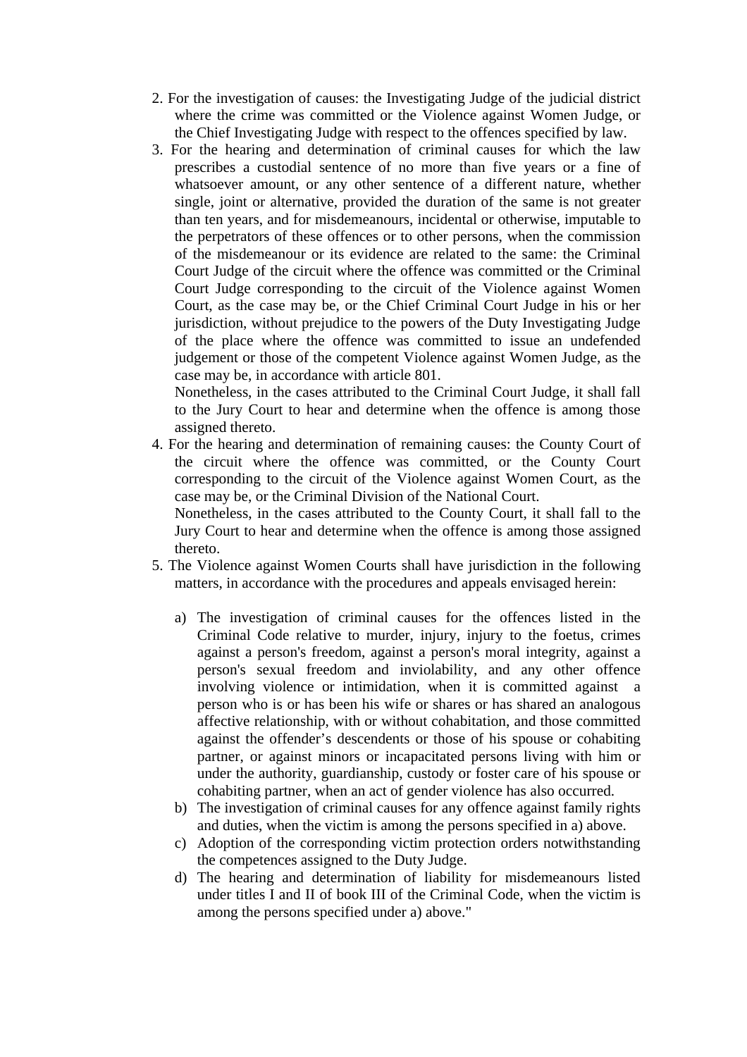2. For the investigation of causes: the Investigating Judge of the judicial district where the crime was committed or the Violence against Women Judge, or the Chief Investigating Judge with respect to the offences specified by law.
3. For the hearing and determination of criminal causes for which the law prescribes a custodial sentence of no more than five years or a fine of whatsoever amount, or any other sentence of a different nature, whether single, joint or alternative, provided the duration of the same is not greater than ten years, and for misdemeanours, incidental or otherwise, imputable to the perpetrators of these offences or to other persons, when the commission of the misdemeanour or its evidence are related to the same: the Criminal Court Judge of the circuit where the offence was committed or the Criminal Court Judge corresponding to the circuit of the Violence against Women Court, as the case may be, or the Chief Criminal Court Judge in his or her jurisdiction, without prejudice to the powers of the Duty Investigating Judge of the place where the offence was committed to issue an undefended judgement or those of the competent Violence against Women Judge, as the case may be, in accordance with article 801.

   Nonetheless, in the cases attributed to the Criminal Court Judge, it shall fall to the Jury Court to hear and determine when the offence is among those assigned thereto.
4. For the hearing and determination of remaining causes: the County Court of the circuit where the offence was committed, or the County Court corresponding to the circuit of the Violence against Women Court, as the case may be, or the Criminal Division of the National Court.

   Nonetheless, in the cases attributed to the County Court, it shall fall to the Jury Court to hear and determine when the offence is among those assigned thereto.
5. The Violence against Women Courts shall have jurisdiction in the following matters, in accordance with the procedures and appeals envisaged herein:

   a) The investigation of criminal causes for the offences listed in the Criminal Code relative to murder, injury, injury to the foetus, crimes against a person's freedom, against a person's moral integrity, against a person's sexual freedom and inviolability, and any other offence involving violence or intimidation, when it is committed against a person who is or has been his wife or shares or has shared an analogous affective relationship, with or without cohabitation, and those committed against the offender's descendents or those of his spouse or cohabiting partner, or against minors or incapacitated persons living with him or under the authority, guardianship, custody or foster care of his spouse or cohabiting partner, when an act of gender violence has also occurred.
   b) The investigation of criminal causes for any offence against family rights and duties, when the victim is among the persons specified in a) above.
   c) Adoption of the corresponding victim protection orders notwithstanding the competences assigned to the Duty Judge.
   d) The hearing and determination of liability for misdemeanours listed under titles I and II of book III of the Criminal Code, when the victim is among the persons specified under a) above."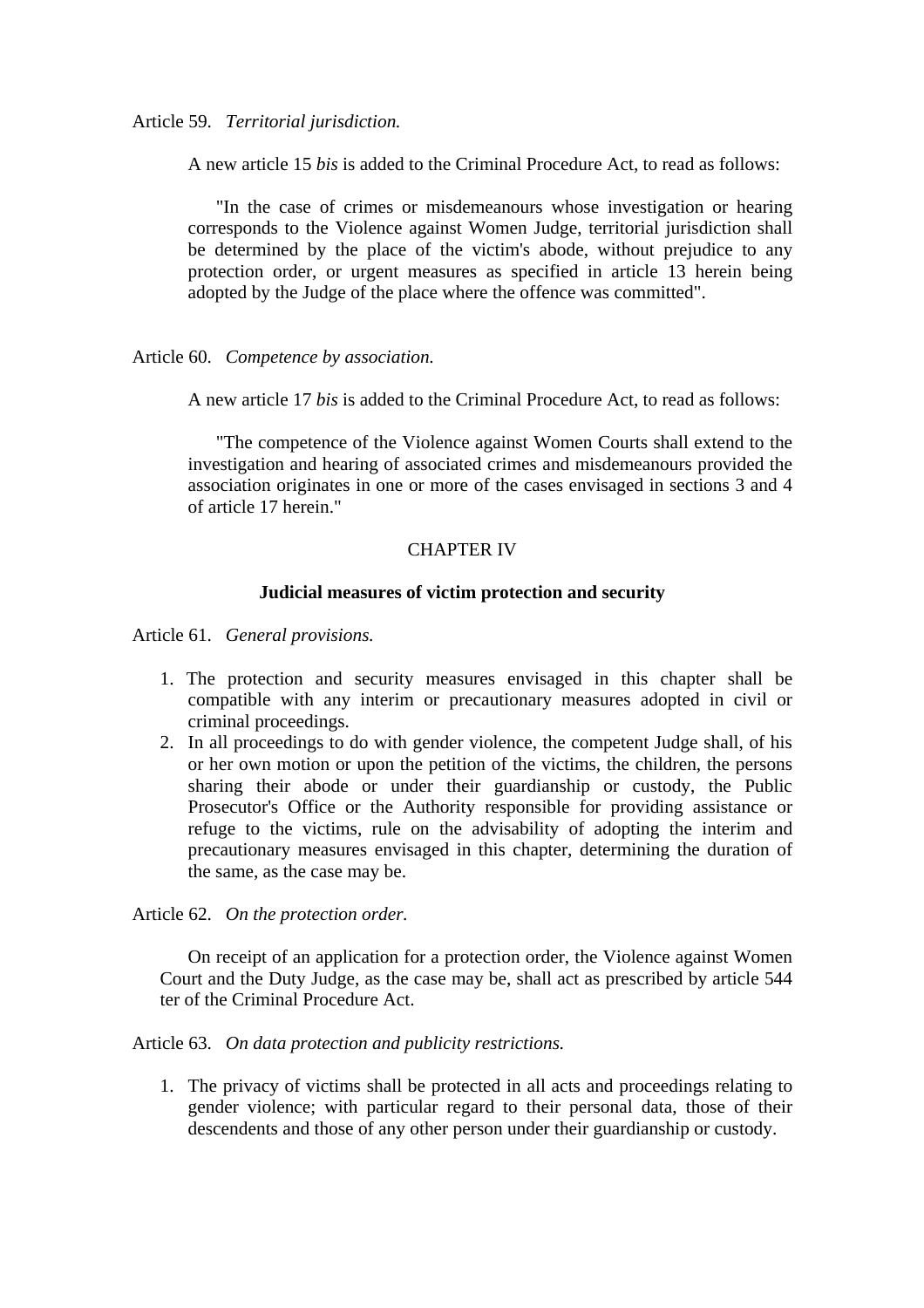Article 59. *Territorial jurisdiction.*

A new article 15 *bis* is added to the Criminal Procedure Act, to read as follows:

"In the case of crimes or misdemeanours whose investigation or hearing corresponds to the Violence against Women Judge, territorial jurisdiction shall be determined by the place of the victim's abode, without prejudice to any protection order, or urgent measures as specified in article 13 herein being adopted by the Judge of the place where the offence was committed".

Article 60. *Competence by association.*

A new article 17 *bis* is added to the Criminal Procedure Act, to read as follows:

"The competence of the Violence against Women Courts shall extend to the investigation and hearing of associated crimes and misdemeanours provided the association originates in one or more of the cases envisaged in sections 3 and 4 of article 17 herein."

## CHAPTER IV

### Judicial measures of victim protection and security

Article 61. *General provisions.*

1. The protection and security measures envisaged in this chapter shall be compatible with any interim or precautionary measures adopted in civil or criminal proceedings.
2. In all proceedings to do with gender violence, the competent Judge shall, of his or her own motion or upon the petition of the victims, the children, the persons sharing their abode or under their guardianship or custody, the Public Prosecutor's Office or the Authority responsible for providing assistance or refuge to the victims, rule on the advisability of adopting the interim and precautionary measures envisaged in this chapter, determining the duration of the same, as the case may be.

Article 62. *On the protection order.*

On receipt of an application for a protection order, the Violence against Women Court and the Duty Judge, as the case may be, shall act as prescribed by article 544 ter of the Criminal Procedure Act.

Article 63. *On data protection and publicity restrictions.*

1. The privacy of victims shall be protected in all acts and proceedings relating to gender violence; with particular regard to their personal data, those of their descendents and those of any other person under their guardianship or custody.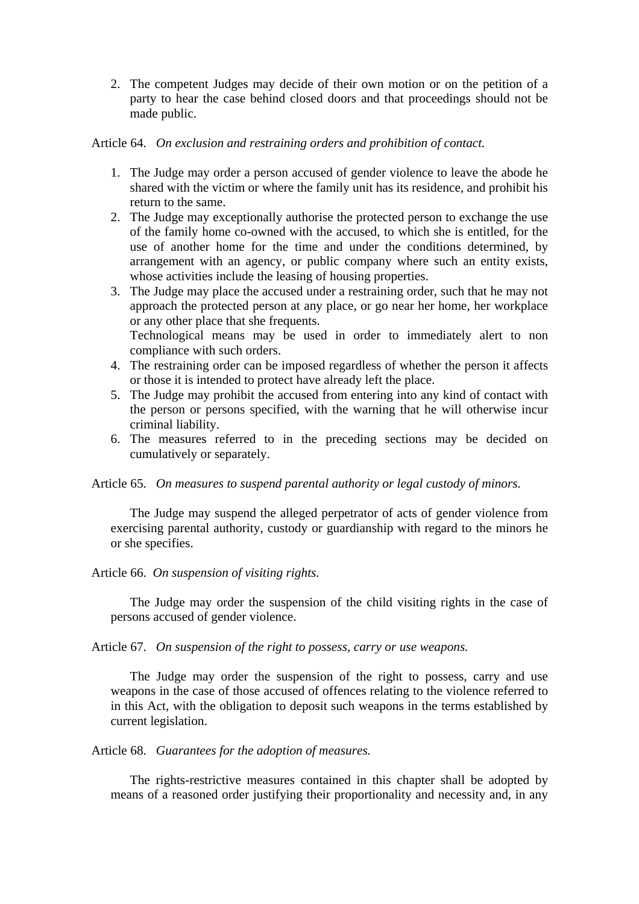2. The competent Judges may decide of their own motion or on the petition of a party to hear the case behind closed doors and that proceedings should not be made public.

Article 64. *On exclusion and restraining orders and prohibition of contact.*

1. The Judge may order a person accused of gender violence to leave the abode he shared with the victim or where the family unit has its residence, and prohibit his return to the same.
2. The Judge may exceptionally authorise the protected person to exchange the use of the family home co-owned with the accused, to which she is entitled, for the use of another home for the time and under the conditions determined, by arrangement with an agency, or public company where such an entity exists, whose activities include the leasing of housing properties.
3. The Judge may place the accused under a restraining order, such that he may not approach the protected person at any place, or go near her home, her workplace or any other place that she frequents.
   Technological means may be used in order to immediately alert to non compliance with such orders.
4. The restraining order can be imposed regardless of whether the person it affects or those it is intended to protect have already left the place.
5. The Judge may prohibit the accused from entering into any kind of contact with the person or persons specified, with the warning that he will otherwise incur criminal liability.
6. The measures referred to in the preceding sections may be decided on cumulatively or separately.

Article 65. *On measures to suspend parental authority or legal custody of minors.*

The Judge may suspend the alleged perpetrator of acts of gender violence from exercising parental authority, custody or guardianship with regard to the minors he or she specifies.

Article 66. *On suspension of visiting rights.*

The Judge may order the suspension of the child visiting rights in the case of persons accused of gender violence.

Article 67. *On suspension of the right to possess, carry or use weapons.*

The Judge may order the suspension of the right to possess, carry and use weapons in the case of those accused of offences relating to the violence referred to in this Act, with the obligation to deposit such weapons in the terms established by current legislation.

Article 68. *Guarantees for the adoption of measures.*

The rights-restrictive measures contained in this chapter shall be adopted by means of a reasoned order justifying their proportionality and necessity and, in any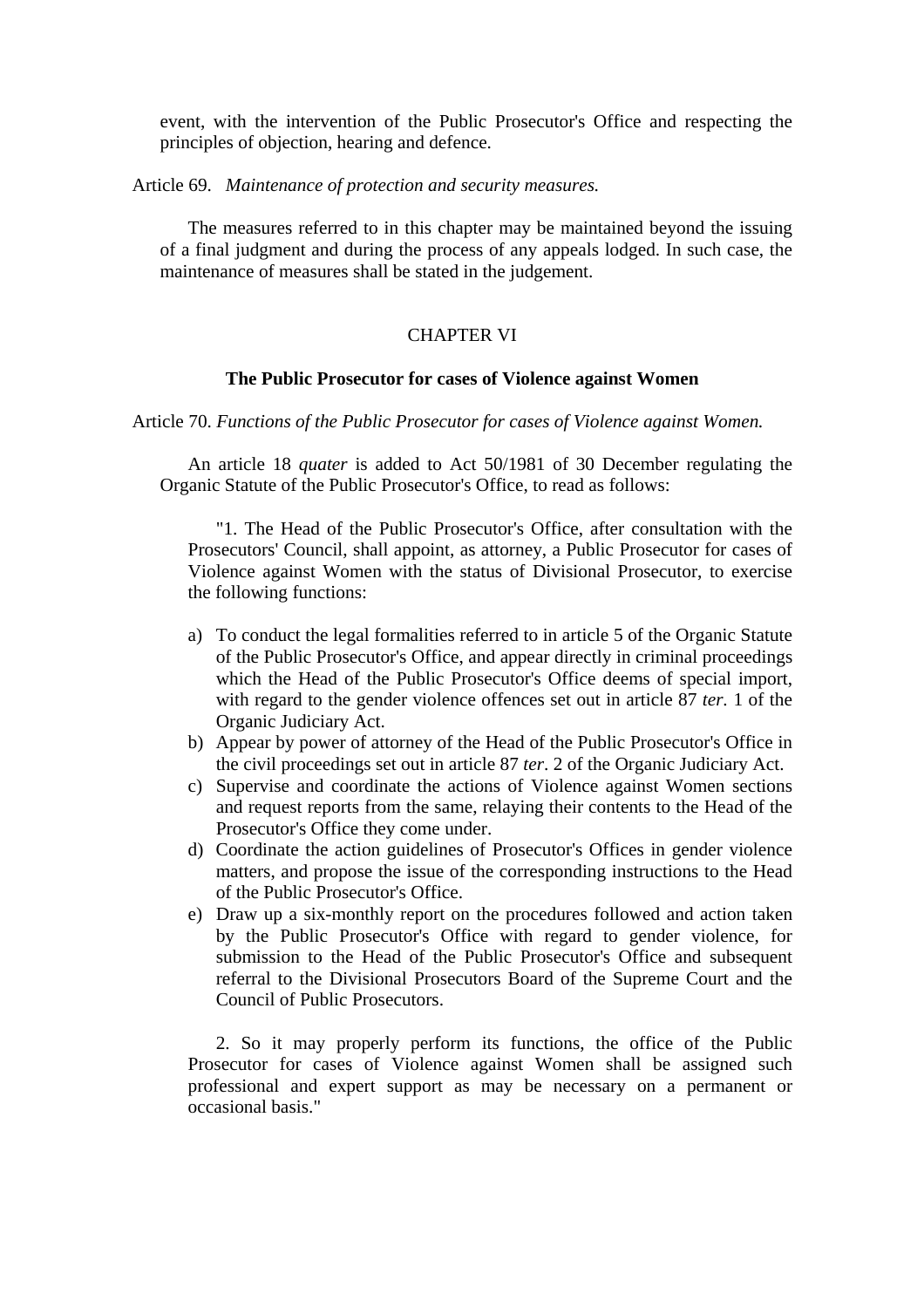event, with the intervention of the Public Prosecutor's Office and respecting the principles of objection, hearing and defence.

Article 69. *Maintenance of protection and security measures.*

The measures referred to in this chapter may be maintained beyond the issuing of a final judgment and during the process of any appeals lodged. In such case, the maintenance of measures shall be stated in the judgement.

## CHAPTER VI

### The Public Prosecutor for cases of Violence against Women

Article 70. *Functions of the Public Prosecutor for cases of Violence against Women.*

An article 18 *quater* is added to Act 50/1981 of 30 December regulating the Organic Statute of the Public Prosecutor's Office, to read as follows:

"1. The Head of the Public Prosecutor's Office, after consultation with the Prosecutors' Council, shall appoint, as attorney, a Public Prosecutor for cases of Violence against Women with the status of Divisional Prosecutor, to exercise the following functions:

a) To conduct the legal formalities referred to in article 5 of the Organic Statute of the Public Prosecutor's Office, and appear directly in criminal proceedings which the Head of the Public Prosecutor's Office deems of special import, with regard to the gender violence offences set out in article 87 *ter*. 1 of the Organic Judiciary Act.
b) Appear by power of attorney of the Head of the Public Prosecutor's Office in the civil proceedings set out in article 87 *ter*. 2 of the Organic Judiciary Act.
c) Supervise and coordinate the actions of Violence against Women sections and request reports from the same, relaying their contents to the Head of the Prosecutor's Office they come under.
d) Coordinate the action guidelines of Prosecutor's Offices in gender violence matters, and propose the issue of the corresponding instructions to the Head of the Public Prosecutor's Office.
e) Draw up a six-monthly report on the procedures followed and action taken by the Public Prosecutor's Office with regard to gender violence, for submission to the Head of the Public Prosecutor's Office and subsequent referral to the Divisional Prosecutors Board of the Supreme Court and the Council of Public Prosecutors.

2. So it may properly perform its functions, the office of the Public Prosecutor for cases of Violence against Women shall be assigned such professional and expert support as may be necessary on a permanent or occasional basis."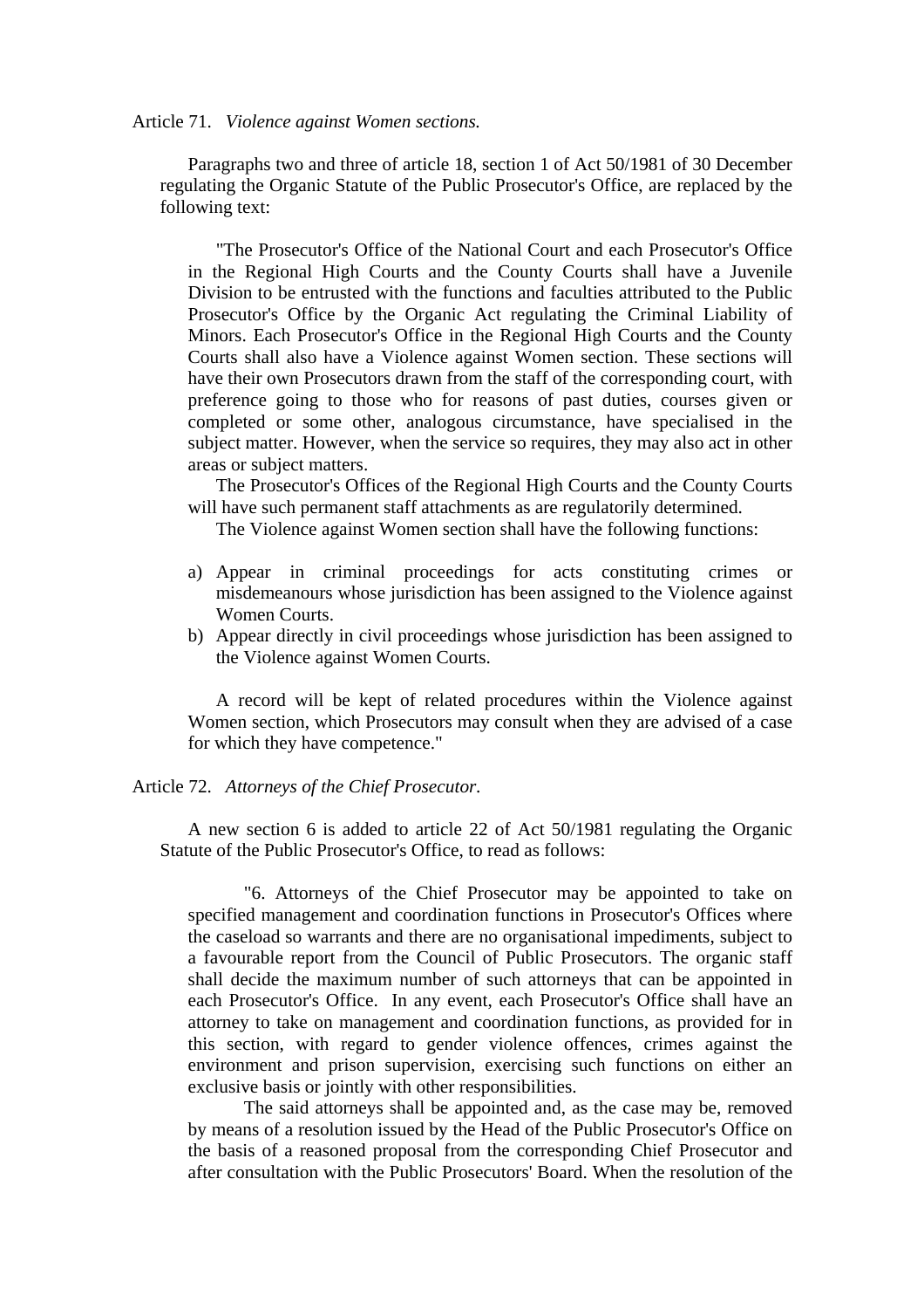Article 71. *Violence against Women sections.*

Paragraphs two and three of article 18, section 1 of Act 50/1981 of 30 December regulating the Organic Statute of the Public Prosecutor's Office, are replaced by the following text:

> "The Prosecutor's Office of the National Court and each Prosecutor's Office in the Regional High Courts and the County Courts shall have a Juvenile Division to be entrusted with the functions and faculties attributed to the Public Prosecutor's Office by the Organic Act regulating the Criminal Liability of Minors. Each Prosecutor's Office in the Regional High Courts and the County Courts shall also have a Violence against Women section. These sections will have their own Prosecutors drawn from the staff of the corresponding court, with preference going to those who for reasons of past duties, courses given or completed or some other, analogous circumstance, have specialised in the subject matter. However, when the service so requires, they may also act in other areas or subject matters.
>
> The Prosecutor's Offices of the Regional High Courts and the County Courts will have such permanent staff attachments as are regulatorily determined.
>
> The Violence against Women section shall have the following functions:
>
> a) Appear in criminal proceedings for acts constituting crimes or misdemeanours whose jurisdiction has been assigned to the Violence against Women Courts.
> b) Appear directly in civil proceedings whose jurisdiction has been assigned to the Violence against Women Courts.
>
> A record will be kept of related procedures within the Violence against Women section, which Prosecutors may consult when they are advised of a case for which they have competence."

Article 72. *Attorneys of the Chief Prosecutor.*

A new section 6 is added to article 22 of Act 50/1981 regulating the Organic Statute of the Public Prosecutor's Office, to read as follows:

> "6. Attorneys of the Chief Prosecutor may be appointed to take on specified management and coordination functions in Prosecutor's Offices where the caseload so warrants and there are no organisational impediments, subject to a favourable report from the Council of Public Prosecutors. The organic staff shall decide the maximum number of such attorneys that can be appointed in each Prosecutor's Office. In any event, each Prosecutor's Office shall have an attorney to take on management and coordination functions, as provided for in this section, with regard to gender violence offences, crimes against the environment and prison supervision, exercising such functions on either an exclusive basis or jointly with other responsibilities.
>
> The said attorneys shall be appointed and, as the case may be, removed by means of a resolution issued by the Head of the Public Prosecutor's Office on the basis of a reasoned proposal from the corresponding Chief Prosecutor and after consultation with the Public Prosecutors' Board. When the resolution of the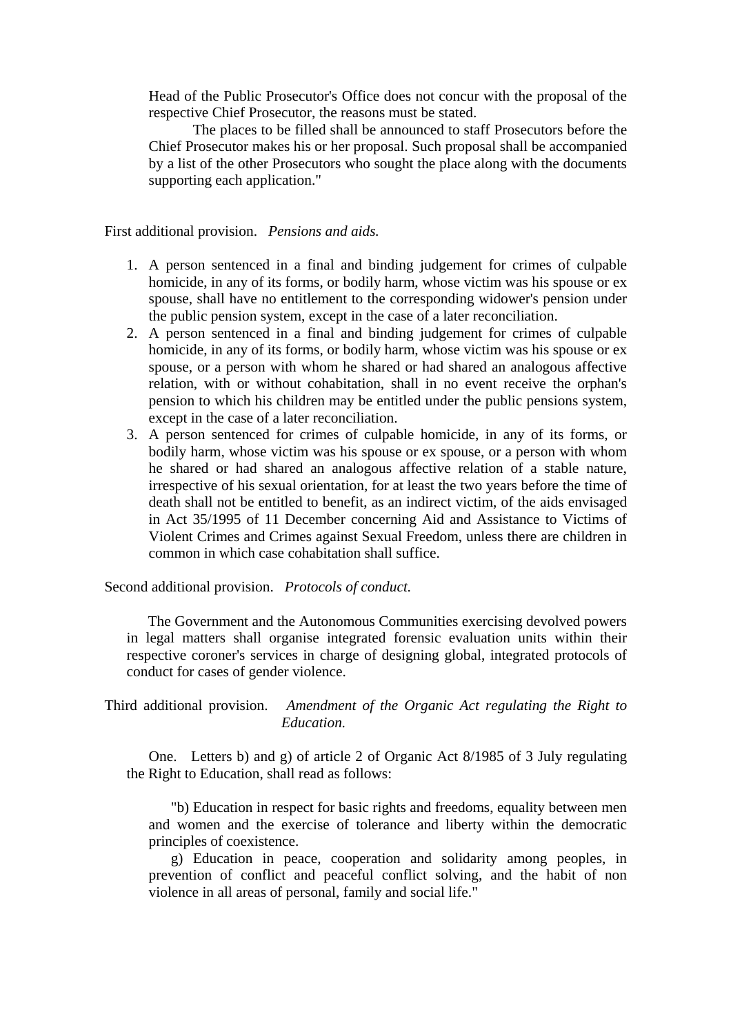Head of the Public Prosecutor's Office does not concur with the proposal of the respective Chief Prosecutor, the reasons must be stated.

The places to be filled shall be announced to staff Prosecutors before the Chief Prosecutor makes his or her proposal. Such proposal shall be accompanied by a list of the other Prosecutors who sought the place along with the documents supporting each application."

First additional provision. *Pensions and aids.*

1. A person sentenced in a final and binding judgement for crimes of culpable homicide, in any of its forms, or bodily harm, whose victim was his spouse or ex spouse, shall have no entitlement to the corresponding widower's pension under the public pension system, except in the case of a later reconciliation.
2. A person sentenced in a final and binding judgement for crimes of culpable homicide, in any of its forms, or bodily harm, whose victim was his spouse or ex spouse, or a person with whom he shared or had shared an analogous affective relation, with or without cohabitation, shall in no event receive the orphan's pension to which his children may be entitled under the public pensions system, except in the case of a later reconciliation.
3. A person sentenced for crimes of culpable homicide, in any of its forms, or bodily harm, whose victim was his spouse or ex spouse, or a person with whom he shared or had shared an analogous affective relation of a stable nature, irrespective of his sexual orientation, for at least the two years before the time of death shall not be entitled to benefit, as an indirect victim, of the aids envisaged in Act 35/1995 of 11 December concerning Aid and Assistance to Victims of Violent Crimes and Crimes against Sexual Freedom, unless there are children in common in which case cohabitation shall suffice.

Second additional provision. *Protocols of conduct.*

The Government and the Autonomous Communities exercising devolved powers in legal matters shall organise integrated forensic evaluation units within their respective coroner's services in charge of designing global, integrated protocols of conduct for cases of gender violence.

Third additional provision. *Amendment of the Organic Act regulating the Right to Education.*

One. Letters b) and g) of article 2 of Organic Act 8/1985 of 3 July regulating the Right to Education, shall read as follows:

"b) Education in respect for basic rights and freedoms, equality between men and women and the exercise of tolerance and liberty within the democratic principles of coexistence.

g) Education in peace, cooperation and solidarity among peoples, in prevention of conflict and peaceful conflict solving, and the habit of non violence in all areas of personal, family and social life."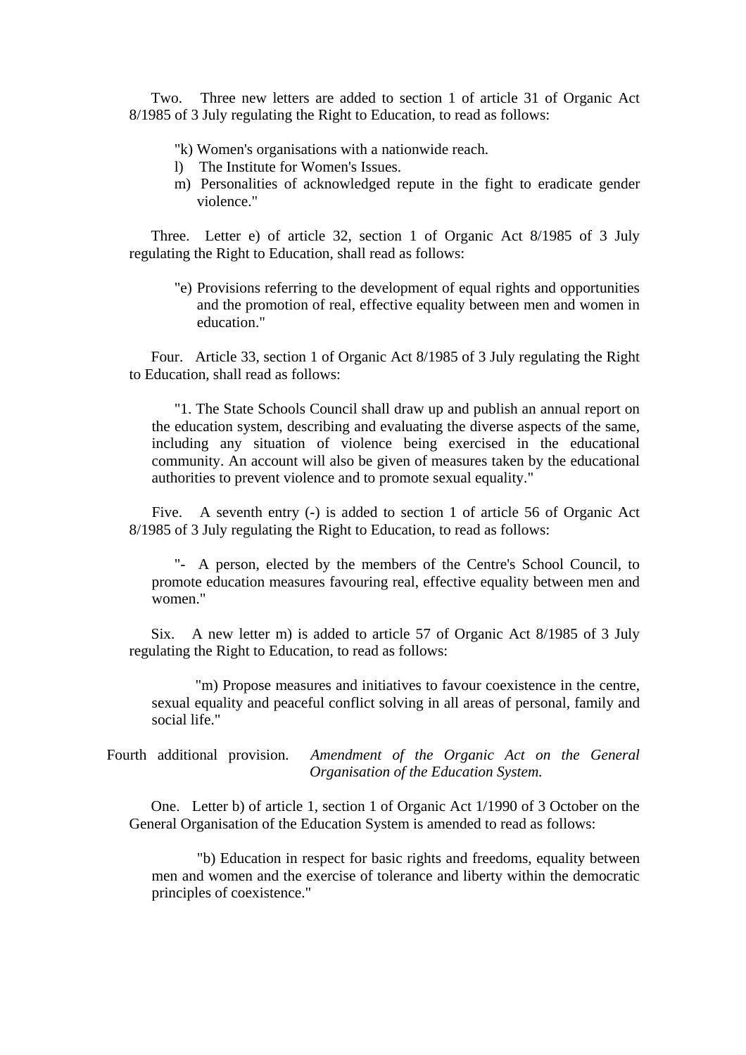Two. Three new letters are added to section 1 of article 31 of Organic Act 8/1985 of 3 July regulating the Right to Education, to read as follows:

> "k) Women's organisations with a nationwide reach.
> l) The Institute for Women's Issues.
> m) Personalities of acknowledged repute in the fight to eradicate gender violence."

Three. Letter e) of article 32, section 1 of Organic Act 8/1985 of 3 July regulating the Right to Education, shall read as follows:

> "e) Provisions referring to the development of equal rights and opportunities and the promotion of real, effective equality between men and women in education."

Four. Article 33, section 1 of Organic Act 8/1985 of 3 July regulating the Right to Education, shall read as follows:

> "1. The State Schools Council shall draw up and publish an annual report on the education system, describing and evaluating the diverse aspects of the same, including any situation of violence being exercised in the educational community. An account will also be given of measures taken by the educational authorities to prevent violence and to promote sexual equality."

Five. A seventh entry (-) is added to section 1 of article 56 of Organic Act 8/1985 of 3 July regulating the Right to Education, to read as follows:

> "- A person, elected by the members of the Centre's School Council, to promote education measures favouring real, effective equality between men and women."

Six. A new letter m) is added to article 57 of Organic Act 8/1985 of 3 July regulating the Right to Education, to read as follows:

> "m) Propose measures and initiatives to favour coexistence in the centre, sexual equality and peaceful conflict solving in all areas of personal, family and social life."

Fourth additional provision. *Amendment of the Organic Act on the General Organisation of the Education System.*

One. Letter b) of article 1, section 1 of Organic Act 1/1990 of 3 October on the General Organisation of the Education System is amended to read as follows:

> "b) Education in respect for basic rights and freedoms, equality between men and women and the exercise of tolerance and liberty within the democratic principles of coexistence."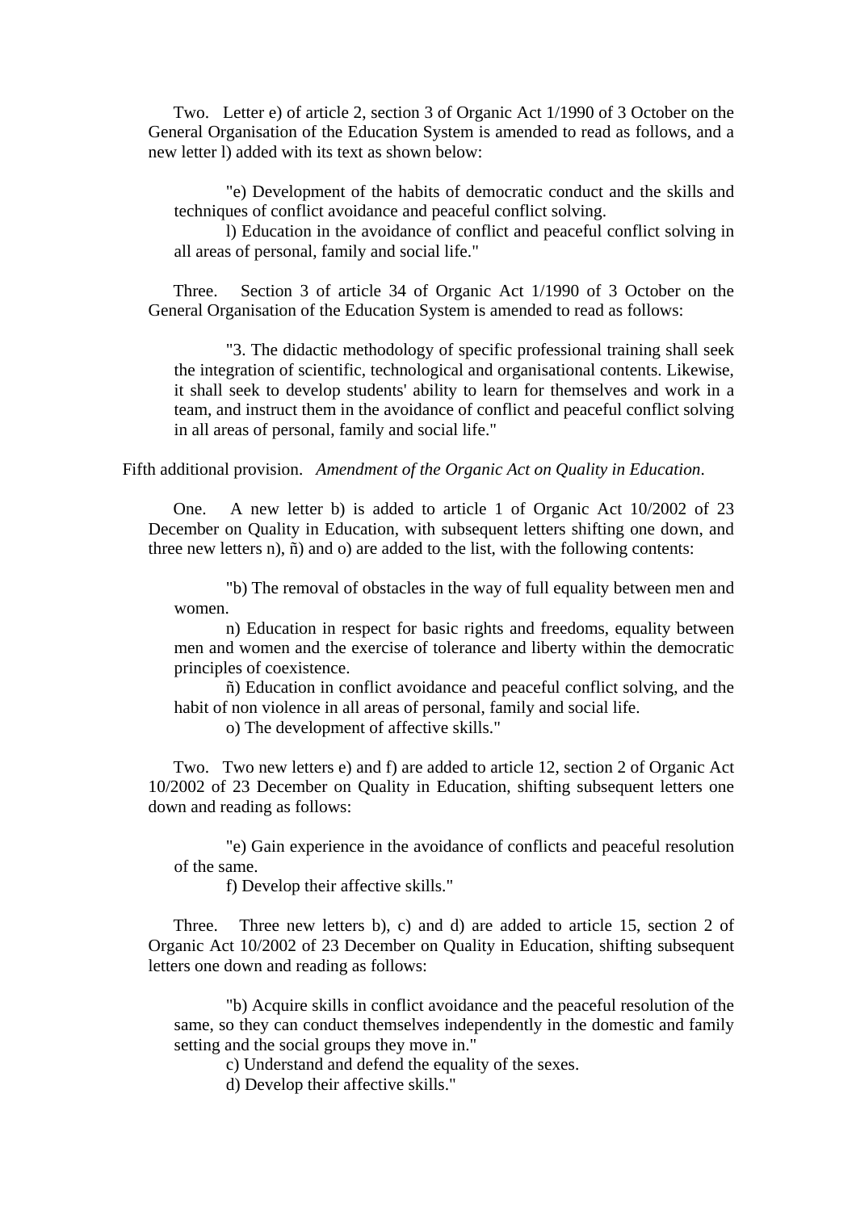Two. Letter e) of article 2, section 3 of Organic Act 1/1990 of 3 October on the General Organisation of the Education System is amended to read as follows, and a new letter l) added with its text as shown below:

> "e) Development of the habits of democratic conduct and the skills and techniques of conflict avoidance and peaceful conflict solving.
>
> l) Education in the avoidance of conflict and peaceful conflict solving in all areas of personal, family and social life."

Three. Section 3 of article 34 of Organic Act 1/1990 of 3 October on the General Organisation of the Education System is amended to read as follows:

> "3. The didactic methodology of specific professional training shall seek the integration of scientific, technological and organisational contents. Likewise, it shall seek to develop students' ability to learn for themselves and work in a team, and instruct them in the avoidance of conflict and peaceful conflict solving in all areas of personal, family and social life."

Fifth additional provision. *Amendment of the Organic Act on Quality in Education.*

One. A new letter b) is added to article 1 of Organic Act 10/2002 of 23 December on Quality in Education, with subsequent letters shifting one down, and three new letters n), ñ) and o) are added to the list, with the following contents:

> "b) The removal of obstacles in the way of full equality between men and women.
>
> n) Education in respect for basic rights and freedoms, equality between men and women and the exercise of tolerance and liberty within the democratic principles of coexistence.
>
> ñ) Education in conflict avoidance and peaceful conflict solving, and the habit of non violence in all areas of personal, family and social life.
>
> o) The development of affective skills."

Two. Two new letters e) and f) are added to article 12, section 2 of Organic Act 10/2002 of 23 December on Quality in Education, shifting subsequent letters one down and reading as follows:

> "e) Gain experience in the avoidance of conflicts and peaceful resolution of the same.
>
> f) Develop their affective skills."

Three. Three new letters b), c) and d) are added to article 15, section 2 of Organic Act 10/2002 of 23 December on Quality in Education, shifting subsequent letters one down and reading as follows:

> "b) Acquire skills in conflict avoidance and the peaceful resolution of the same, so they can conduct themselves independently in the domestic and family setting and the social groups they move in."
>
> c) Understand and defend the equality of the sexes.
>
> d) Develop their affective skills."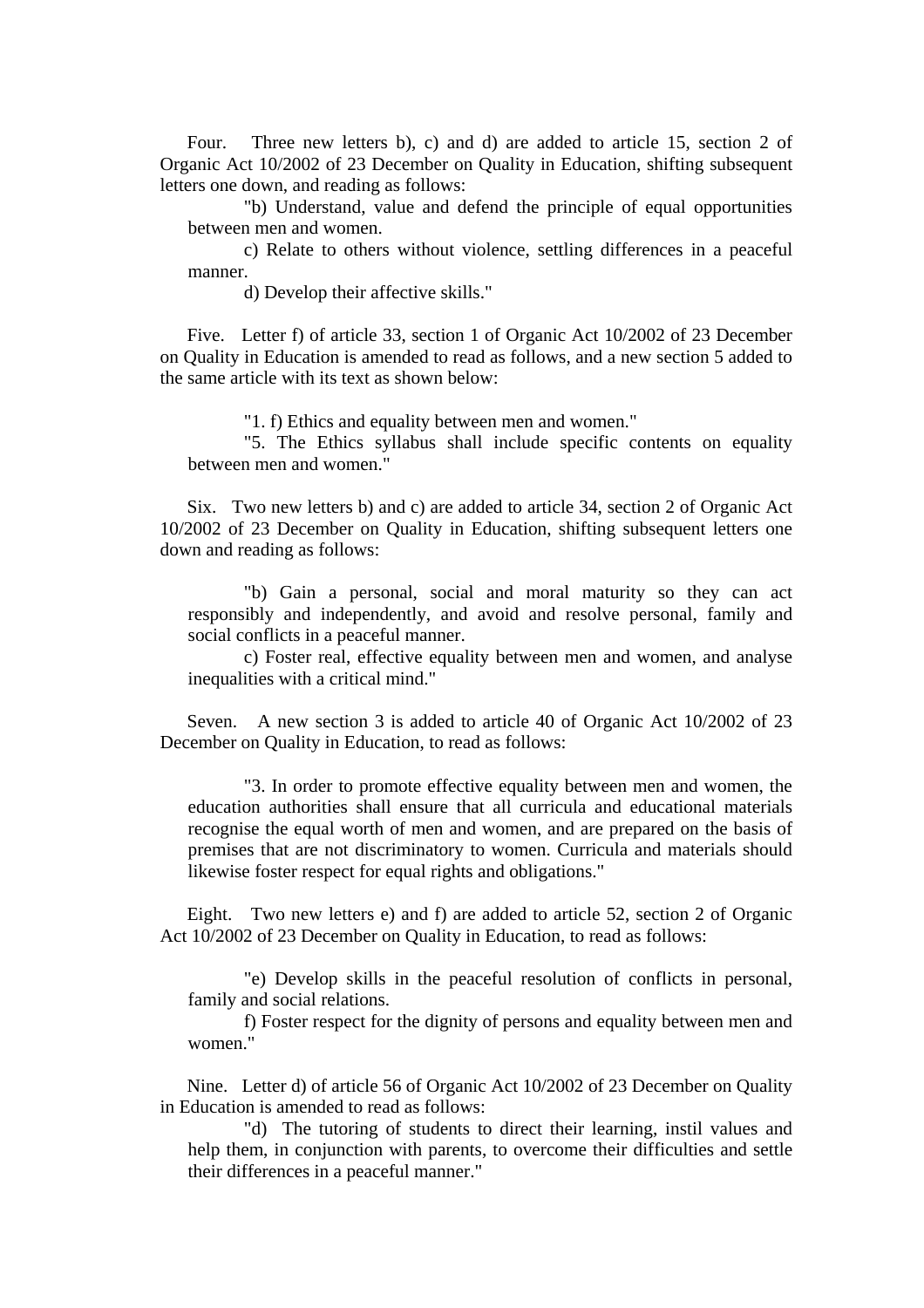Four. Three new letters b), c) and d) are added to article 15, section 2 of Organic Act 10/2002 of 23 December on Quality in Education, shifting subsequent letters one down, and reading as follows:

> "b) Understand, value and defend the principle of equal opportunities between men and women.
>
> c) Relate to others without violence, settling differences in a peaceful manner.
>
> d) Develop their affective skills."

Five. Letter f) of article 33, section 1 of Organic Act 10/2002 of 23 December on Quality in Education is amended to read as follows, and a new section 5 added to the same article with its text as shown below:

> "1. f) Ethics and equality between men and women."
>
> "5. The Ethics syllabus shall include specific contents on equality between men and women."

Six. Two new letters b) and c) are added to article 34, section 2 of Organic Act 10/2002 of 23 December on Quality in Education, shifting subsequent letters one down and reading as follows:

> "b) Gain a personal, social and moral maturity so they can act responsibly and independently, and avoid and resolve personal, family and social conflicts in a peaceful manner.
>
> c) Foster real, effective equality between men and women, and analyse inequalities with a critical mind."

Seven. A new section 3 is added to article 40 of Organic Act 10/2002 of 23 December on Quality in Education, to read as follows:

> "3. In order to promote effective equality between men and women, the education authorities shall ensure that all curricula and educational materials recognise the equal worth of men and women, and are prepared on the basis of premises that are not discriminatory to women. Curricula and materials should likewise foster respect for equal rights and obligations."

Eight. Two new letters e) and f) are added to article 52, section 2 of Organic Act 10/2002 of 23 December on Quality in Education, to read as follows:

> "e) Develop skills in the peaceful resolution of conflicts in personal, family and social relations.
>
> f) Foster respect for the dignity of persons and equality between men and women."

Nine. Letter d) of article 56 of Organic Act 10/2002 of 23 December on Quality in Education is amended to read as follows:

> "d) The tutoring of students to direct their learning, instil values and help them, in conjunction with parents, to overcome their difficulties and settle their differences in a peaceful manner."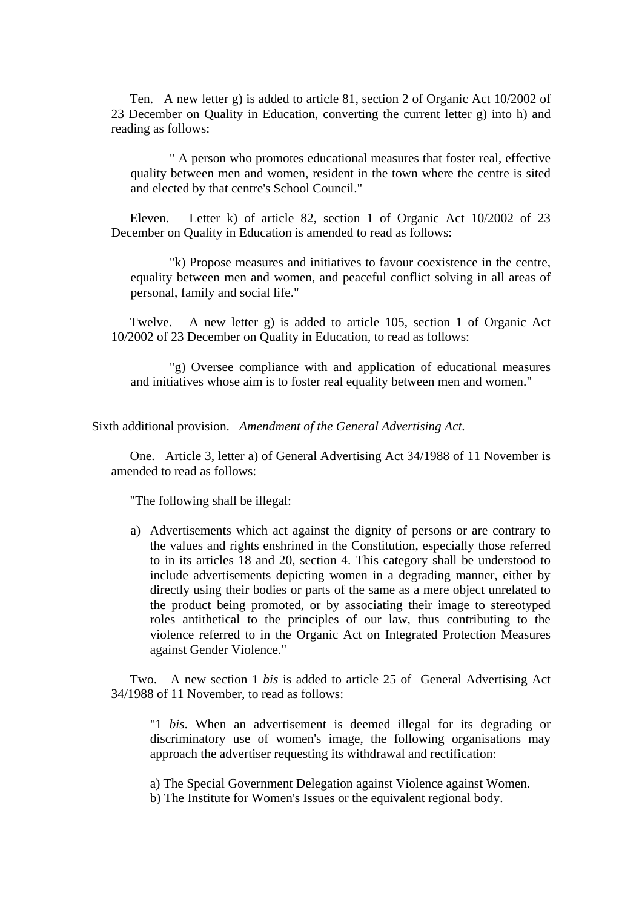Ten. A new letter g) is added to article 81, section 2 of Organic Act 10/2002 of 23 December on Quality in Education, converting the current letter g) into h) and reading as follows:

> " A person who promotes educational measures that foster real, effective quality between men and women, resident in the town where the centre is sited and elected by that centre's School Council."

Eleven. Letter k) of article 82, section 1 of Organic Act 10/2002 of 23 December on Quality in Education is amended to read as follows:

> "k) Propose measures and initiatives to favour coexistence in the centre, equality between men and women, and peaceful conflict solving in all areas of personal, family and social life."

Twelve. A new letter g) is added to article 105, section 1 of Organic Act 10/2002 of 23 December on Quality in Education, to read as follows:

> "g) Oversee compliance with and application of educational measures and initiatives whose aim is to foster real equality between men and women."

Sixth additional provision. *Amendment of the General Advertising Act.*

One. Article 3, letter a) of General Advertising Act 34/1988 of 11 November is amended to read as follows:

"The following shall be illegal:

a) Advertisements which act against the dignity of persons or are contrary to the values and rights enshrined in the Constitution, especially those referred to in its articles 18 and 20, section 4. This category shall be understood to include advertisements depicting women in a degrading manner, either by directly using their bodies or parts of the same as a mere object unrelated to the product being promoted, or by associating their image to stereotyped roles antithetical to the principles of our law, thus contributing to the violence referred to in the Organic Act on Integrated Protection Measures against Gender Violence."

Two. A new section 1 *bis* is added to article 25 of General Advertising Act 34/1988 of 11 November, to read as follows:

> "1 *bis*. When an advertisement is deemed illegal for its degrading or discriminatory use of women's image, the following organisations may approach the advertiser requesting its withdrawal and rectification:
>
> a) The Special Government Delegation against Violence against Women.
> b) The Institute for Women's Issues or the equivalent regional body.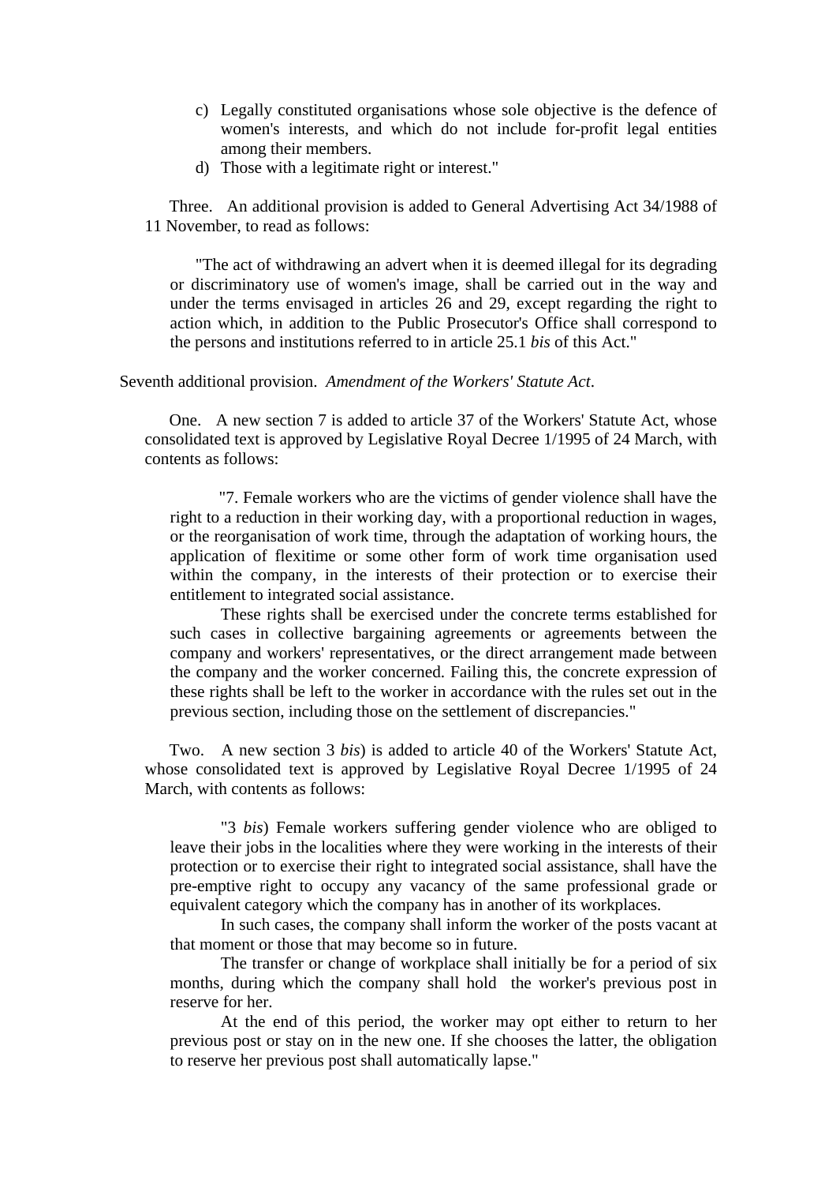c) Legally constituted organisations whose sole objective is the defence of women's interests, and which do not include for-profit legal entities among their members.
d) Those with a legitimate right or interest."

Three. An additional provision is added to General Advertising Act 34/1988 of 11 November, to read as follows:

> "The act of withdrawing an advert when it is deemed illegal for its degrading or discriminatory use of women's image, shall be carried out in the way and under the terms envisaged in articles 26 and 29, except regarding the right to action which, in addition to the Public Prosecutor's Office shall correspond to the persons and institutions referred to in article 25.1 *bis* of this Act."

Seventh additional provision. *Amendment of the Workers' Statute Act*.

One. A new section 7 is added to article 37 of the Workers' Statute Act, whose consolidated text is approved by Legislative Royal Decree 1/1995 of 24 March, with contents as follows:

> "7. Female workers who are the victims of gender violence shall have the right to a reduction in their working day, with a proportional reduction in wages, or the reorganisation of work time, through the adaptation of working hours, the application of flexitime or some other form of work time organisation used within the company, in the interests of their protection or to exercise their entitlement to integrated social assistance.
>
> These rights shall be exercised under the concrete terms established for such cases in collective bargaining agreements or agreements between the company and workers' representatives, or the direct arrangement made between the company and the worker concerned. Failing this, the concrete expression of these rights shall be left to the worker in accordance with the rules set out in the previous section, including those on the settlement of discrepancies."

Two. A new section 3 *bis*) is added to article 40 of the Workers' Statute Act, whose consolidated text is approved by Legislative Royal Decree 1/1995 of 24 March, with contents as follows:

> "3 *bis*) Female workers suffering gender violence who are obliged to leave their jobs in the localities where they were working in the interests of their protection or to exercise their right to integrated social assistance, shall have the pre-emptive right to occupy any vacancy of the same professional grade or equivalent category which the company has in another of its workplaces.
>
> In such cases, the company shall inform the worker of the posts vacant at that moment or those that may become so in future.
>
> The transfer or change of workplace shall initially be for a period of six months, during which the company shall hold the worker's previous post in reserve for her.
>
> At the end of this period, the worker may opt either to return to her previous post or stay on in the new one. If she chooses the latter, the obligation to reserve her previous post shall automatically lapse."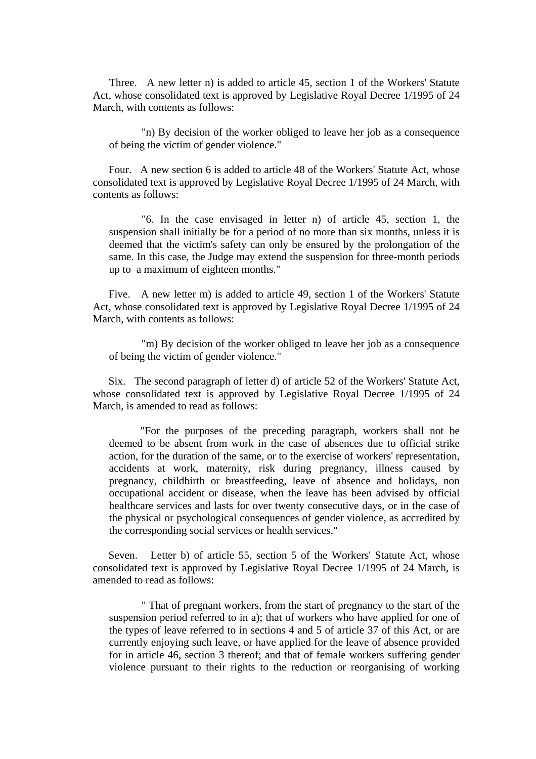Three. A new letter n) is added to article 45, section 1 of the Workers' Statute Act, whose consolidated text is approved by Legislative Royal Decree 1/1995 of 24 March, with contents as follows:

> "n) By decision of the worker obliged to leave her job as a consequence of being the victim of gender violence."

Four. A new section 6 is added to article 48 of the Workers' Statute Act, whose consolidated text is approved by Legislative Royal Decree 1/1995 of 24 March, with contents as follows:

> "6. In the case envisaged in letter n) of article 45, section 1, the suspension shall initially be for a period of no more than six months, unless it is deemed that the victim's safety can only be ensured by the prolongation of the same. In this case, the Judge may extend the suspension for three-month periods up to a maximum of eighteen months."

Five. A new letter m) is added to article 49, section 1 of the Workers' Statute Act, whose consolidated text is approved by Legislative Royal Decree 1/1995 of 24 March, with contents as follows:

> "m) By decision of the worker obliged to leave her job as a consequence of being the victim of gender violence."

Six. The second paragraph of letter d) of article 52 of the Workers' Statute Act, whose consolidated text is approved by Legislative Royal Decree 1/1995 of 24 March, is amended to read as follows:

> "For the purposes of the preceding paragraph, workers shall not be deemed to be absent from work in the case of absences due to official strike action, for the duration of the same, or to the exercise of workers' representation, accidents at work, maternity, risk during pregnancy, illness caused by pregnancy, childbirth or breastfeeding, leave of absence and holidays, non occupational accident or disease, when the leave has been advised by official healthcare services and lasts for over twenty consecutive days, or in the case of the physical or psychological consequences of gender violence, as accredited by the corresponding social services or health services."

Seven. Letter b) of article 55, section 5 of the Workers' Statute Act, whose consolidated text is approved by Legislative Royal Decree 1/1995 of 24 March, is amended to read as follows:

> " That of pregnant workers, from the start of pregnancy to the start of the suspension period referred to in a); that of workers who have applied for one of the types of leave referred to in sections 4 and 5 of article 37 of this Act, or are currently enjoying such leave, or have applied for the leave of absence provided for in article 46, section 3 thereof; and that of female workers suffering gender violence pursuant to their rights to the reduction or reorganising of working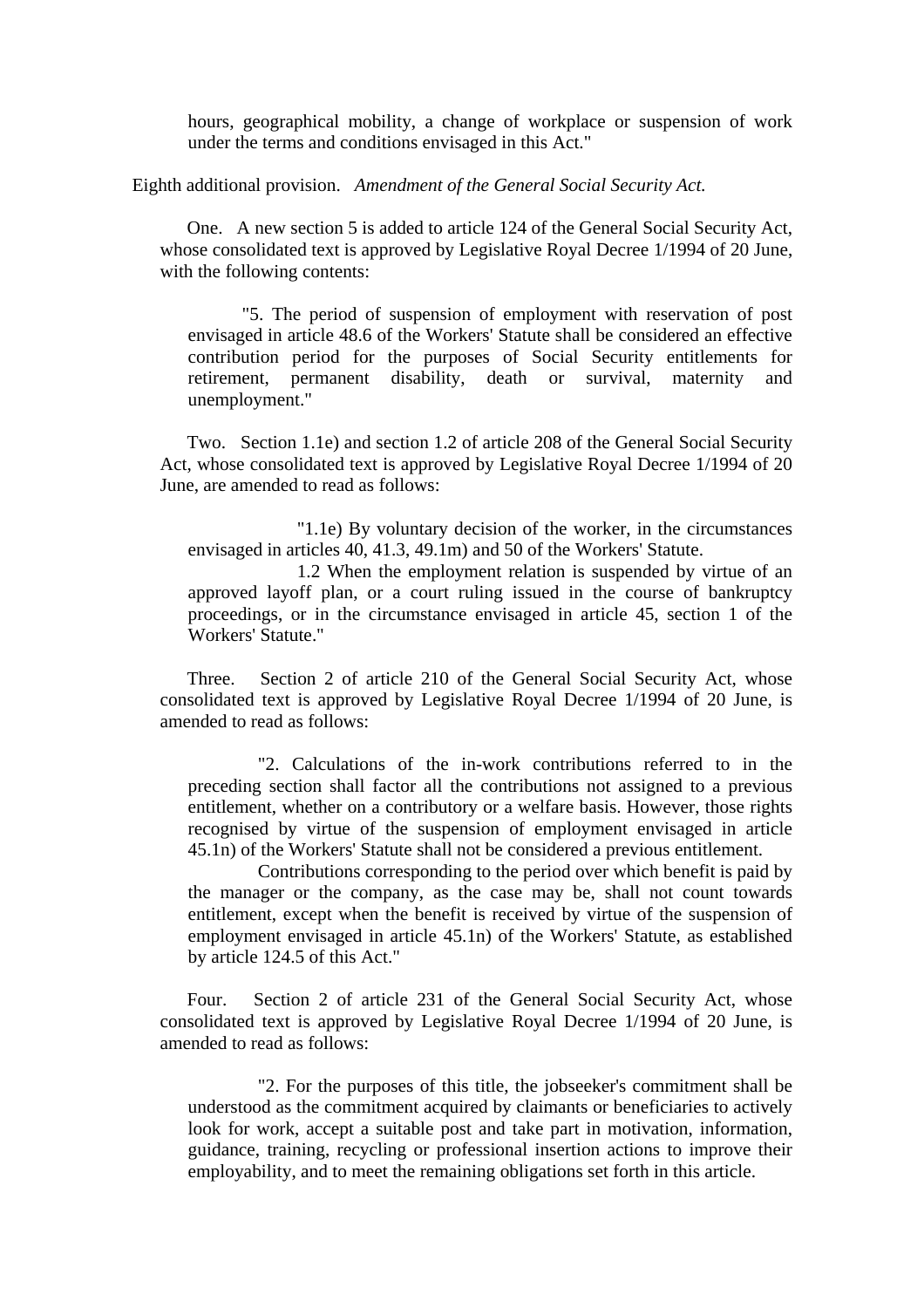hours, geographical mobility, a change of workplace or suspension of work under the terms and conditions envisaged in this Act."

Eighth additional provision. *Amendment of the General Social Security Act.*

One. A new section 5 is added to article 124 of the General Social Security Act, whose consolidated text is approved by Legislative Royal Decree 1/1994 of 20 June, with the following contents:

"5. The period of suspension of employment with reservation of post envisaged in article 48.6 of the Workers' Statute shall be considered an effective contribution period for the purposes of Social Security entitlements for retirement, permanent disability, death or survival, maternity and unemployment."

Two. Section 1.1e) and section 1.2 of article 208 of the General Social Security Act, whose consolidated text is approved by Legislative Royal Decree 1/1994 of 20 June, are amended to read as follows:

"1.1e) By voluntary decision of the worker, in the circumstances envisaged in articles 40, 41.3, 49.1m) and 50 of the Workers' Statute.

1.2 When the employment relation is suspended by virtue of an approved layoff plan, or a court ruling issued in the course of bankruptcy proceedings, or in the circumstance envisaged in article 45, section 1 of the Workers' Statute."

Three. Section 2 of article 210 of the General Social Security Act, whose consolidated text is approved by Legislative Royal Decree 1/1994 of 20 June, is amended to read as follows:

"2. Calculations of the in-work contributions referred to in the preceding section shall factor all the contributions not assigned to a previous entitlement, whether on a contributory or a welfare basis. However, those rights recognised by virtue of the suspension of employment envisaged in article 45.1n) of the Workers' Statute shall not be considered a previous entitlement.

Contributions corresponding to the period over which benefit is paid by the manager or the company, as the case may be, shall not count towards entitlement, except when the benefit is received by virtue of the suspension of employment envisaged in article 45.1n) of the Workers' Statute, as established by article 124.5 of this Act."

Four. Section 2 of article 231 of the General Social Security Act, whose consolidated text is approved by Legislative Royal Decree 1/1994 of 20 June, is amended to read as follows:

"2. For the purposes of this title, the jobseeker's commitment shall be understood as the commitment acquired by claimants or beneficiaries to actively look for work, accept a suitable post and take part in motivation, information, guidance, training, recycling or professional insertion actions to improve their employability, and to meet the remaining obligations set forth in this article.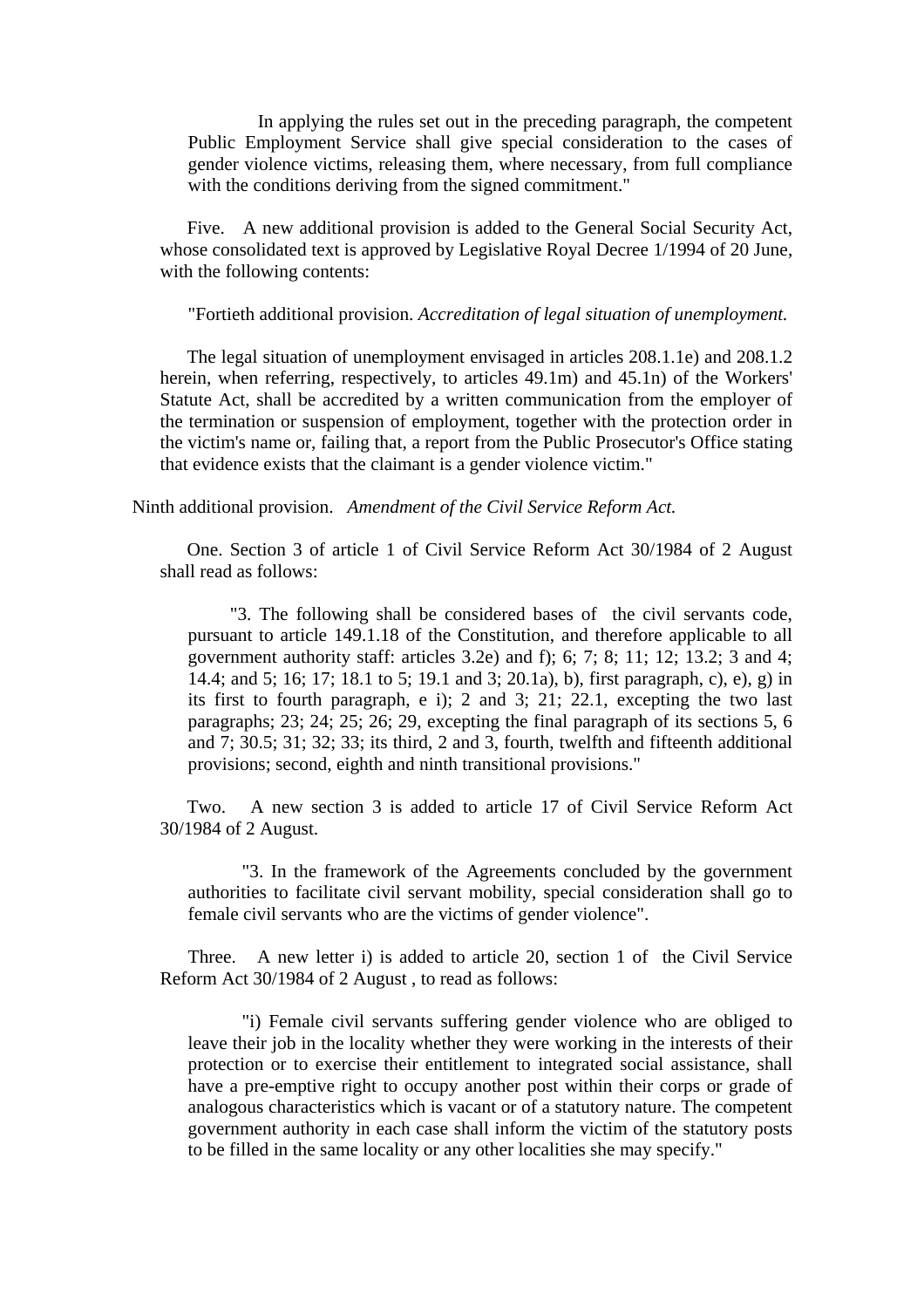In applying the rules set out in the preceding paragraph, the competent Public Employment Service shall give special consideration to the cases of gender violence victims, releasing them, where necessary, from full compliance with the conditions deriving from the signed commitment."

Five. A new additional provision is added to the General Social Security Act, whose consolidated text is approved by Legislative Royal Decree 1/1994 of 20 June, with the following contents:

"Fortieth additional provision. *Accreditation of legal situation of unemployment.*

The legal situation of unemployment envisaged in articles 208.1.1e) and 208.1.2 herein, when referring, respectively, to articles 49.1m) and 45.1n) of the Workers' Statute Act, shall be accredited by a written communication from the employer of the termination or suspension of employment, together with the protection order in the victim's name or, failing that, a report from the Public Prosecutor's Office stating that evidence exists that the claimant is a gender violence victim."

Ninth additional provision. *Amendment of the Civil Service Reform Act.*

One. Section 3 of article 1 of Civil Service Reform Act 30/1984 of 2 August shall read as follows:

"3. The following shall be considered bases of the civil servants code, pursuant to article 149.1.18 of the Constitution, and therefore applicable to all government authority staff: articles 3.2e) and f); 6; 7; 8; 11; 12; 13.2; 3 and 4; 14.4; and 5; 16; 17; 18.1 to 5; 19.1 and 3; 20.1a), b), first paragraph, c), e), g) in its first to fourth paragraph, e i); 2 and 3; 21; 22.1, excepting the two last paragraphs; 23; 24; 25; 26; 29, excepting the final paragraph of its sections 5, 6 and 7; 30.5; 31; 32; 33; its third, 2 and 3, fourth, twelfth and fifteenth additional provisions; second, eighth and ninth transitional provisions."

Two. A new section 3 is added to article 17 of Civil Service Reform Act 30/1984 of 2 August.

"3. In the framework of the Agreements concluded by the government authorities to facilitate civil servant mobility, special consideration shall go to female civil servants who are the victims of gender violence".

Three. A new letter i) is added to article 20, section 1 of the Civil Service Reform Act 30/1984 of 2 August , to read as follows:

"i) Female civil servants suffering gender violence who are obliged to leave their job in the locality whether they were working in the interests of their protection or to exercise their entitlement to integrated social assistance, shall have a pre-emptive right to occupy another post within their corps or grade of analogous characteristics which is vacant or of a statutory nature. The competent government authority in each case shall inform the victim of the statutory posts to be filled in the same locality or any other localities she may specify."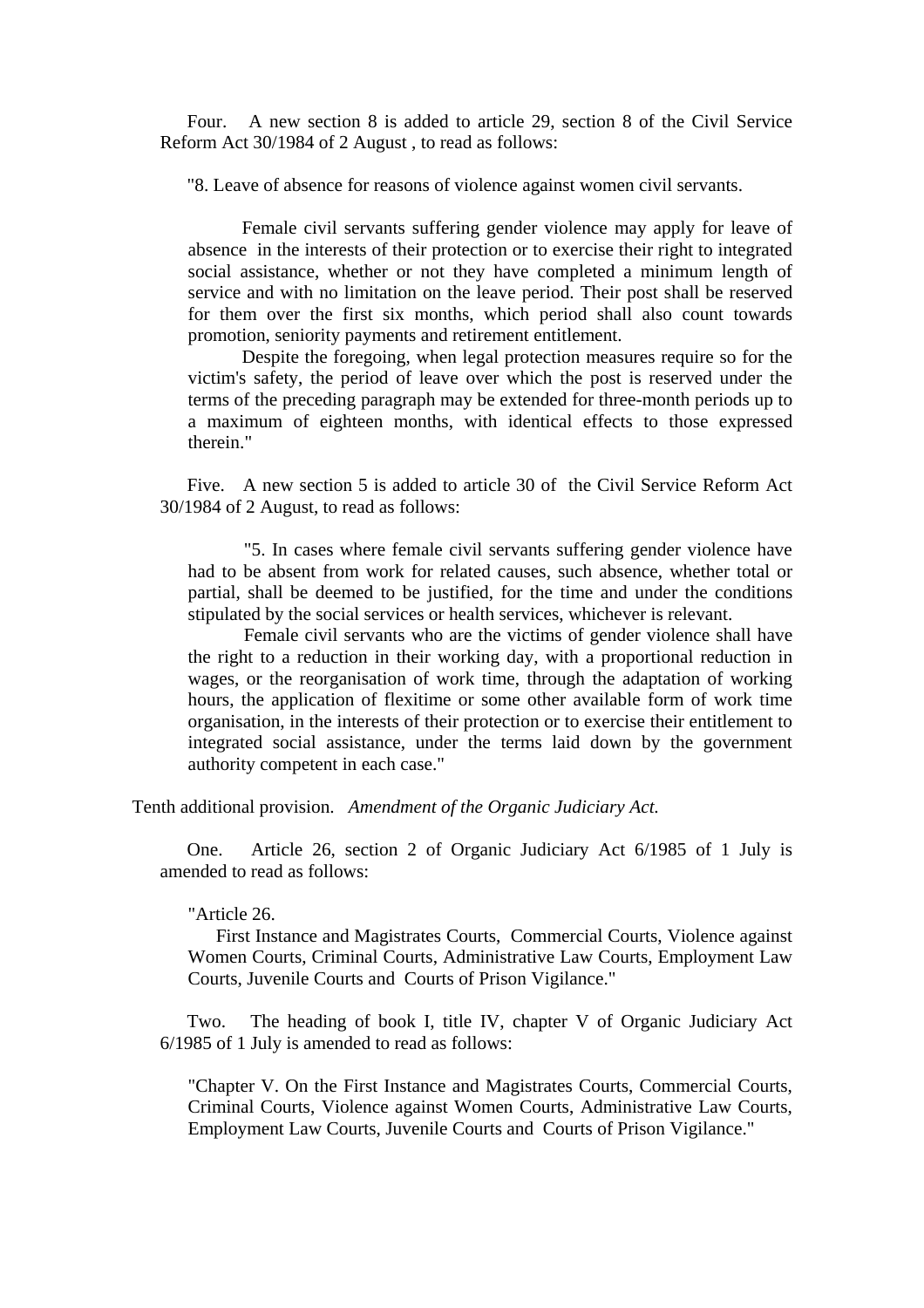Four. A new section 8 is added to article 29, section 8 of the Civil Service Reform Act 30/1984 of 2 August , to read as follows:

"8. Leave of absence for reasons of violence against women civil servants.

Female civil servants suffering gender violence may apply for leave of absence in the interests of their protection or to exercise their right to integrated social assistance, whether or not they have completed a minimum length of service and with no limitation on the leave period. Their post shall be reserved for them over the first six months, which period shall also count towards promotion, seniority payments and retirement entitlement.

Despite the foregoing, when legal protection measures require so for the victim's safety, the period of leave over which the post is reserved under the terms of the preceding paragraph may be extended for three-month periods up to a maximum of eighteen months, with identical effects to those expressed therein."

Five. A new section 5 is added to article 30 of the Civil Service Reform Act 30/1984 of 2 August, to read as follows:

"5. In cases where female civil servants suffering gender violence have had to be absent from work for related causes, such absence, whether total or partial, shall be deemed to be justified, for the time and under the conditions stipulated by the social services or health services, whichever is relevant.

Female civil servants who are the victims of gender violence shall have the right to a reduction in their working day, with a proportional reduction in wages, or the reorganisation of work time, through the adaptation of working hours, the application of flexitime or some other available form of work time organisation, in the interests of their protection or to exercise their entitlement to integrated social assistance, under the terms laid down by the government authority competent in each case."

Tenth additional provision. *Amendment of the Organic Judiciary Act.*

One. Article 26, section 2 of Organic Judiciary Act 6/1985 of 1 July is amended to read as follows:

"Article 26.

First Instance and Magistrates Courts, Commercial Courts, Violence against Women Courts, Criminal Courts, Administrative Law Courts, Employment Law Courts, Juvenile Courts and Courts of Prison Vigilance."

Two. The heading of book I, title IV, chapter V of Organic Judiciary Act 6/1985 of 1 July is amended to read as follows:

"Chapter V. On the First Instance and Magistrates Courts, Commercial Courts, Criminal Courts, Violence against Women Courts, Administrative Law Courts, Employment Law Courts, Juvenile Courts and Courts of Prison Vigilance."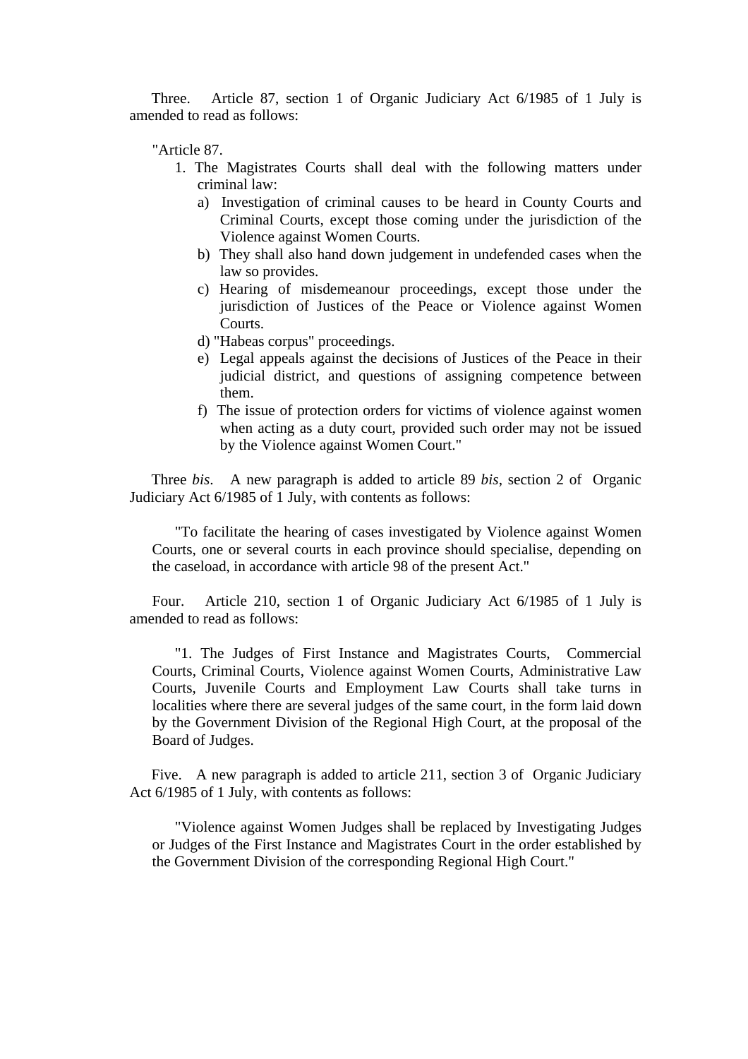Three. Article 87, section 1 of Organic Judiciary Act 6/1985 of 1 July is amended to read as follows:

"Article 87.

1. The Magistrates Courts shall deal with the following matters under criminal law:
   a) Investigation of criminal causes to be heard in County Courts and Criminal Courts, except those coming under the jurisdiction of the Violence against Women Courts.
   b) They shall also hand down judgement in undefended cases when the law so provides.
   c) Hearing of misdemeanour proceedings, except those under the jurisdiction of Justices of the Peace or Violence against Women Courts.
   d) "Habeas corpus" proceedings.
   e) Legal appeals against the decisions of Justices of the Peace in their judicial district, and questions of assigning competence between them.
   f) The issue of protection orders for victims of violence against women when acting as a duty court, provided such order may not be issued by the Violence against Women Court."

Three *bis*. A new paragraph is added to article 89 *bis*, section 2 of Organic Judiciary Act 6/1985 of 1 July, with contents as follows:

> "To facilitate the hearing of cases investigated by Violence against Women Courts, one or several courts in each province should specialise, depending on the caseload, in accordance with article 98 of the present Act."

Four. Article 210, section 1 of Organic Judiciary Act 6/1985 of 1 July is amended to read as follows:

> "1. The Judges of First Instance and Magistrates Courts, Commercial Courts, Criminal Courts, Violence against Women Courts, Administrative Law Courts, Juvenile Courts and Employment Law Courts shall take turns in localities where there are several judges of the same court, in the form laid down by the Government Division of the Regional High Court, at the proposal of the Board of Judges.

Five. A new paragraph is added to article 211, section 3 of Organic Judiciary Act 6/1985 of 1 July, with contents as follows:

> "Violence against Women Judges shall be replaced by Investigating Judges or Judges of the First Instance and Magistrates Court in the order established by the Government Division of the corresponding Regional High Court."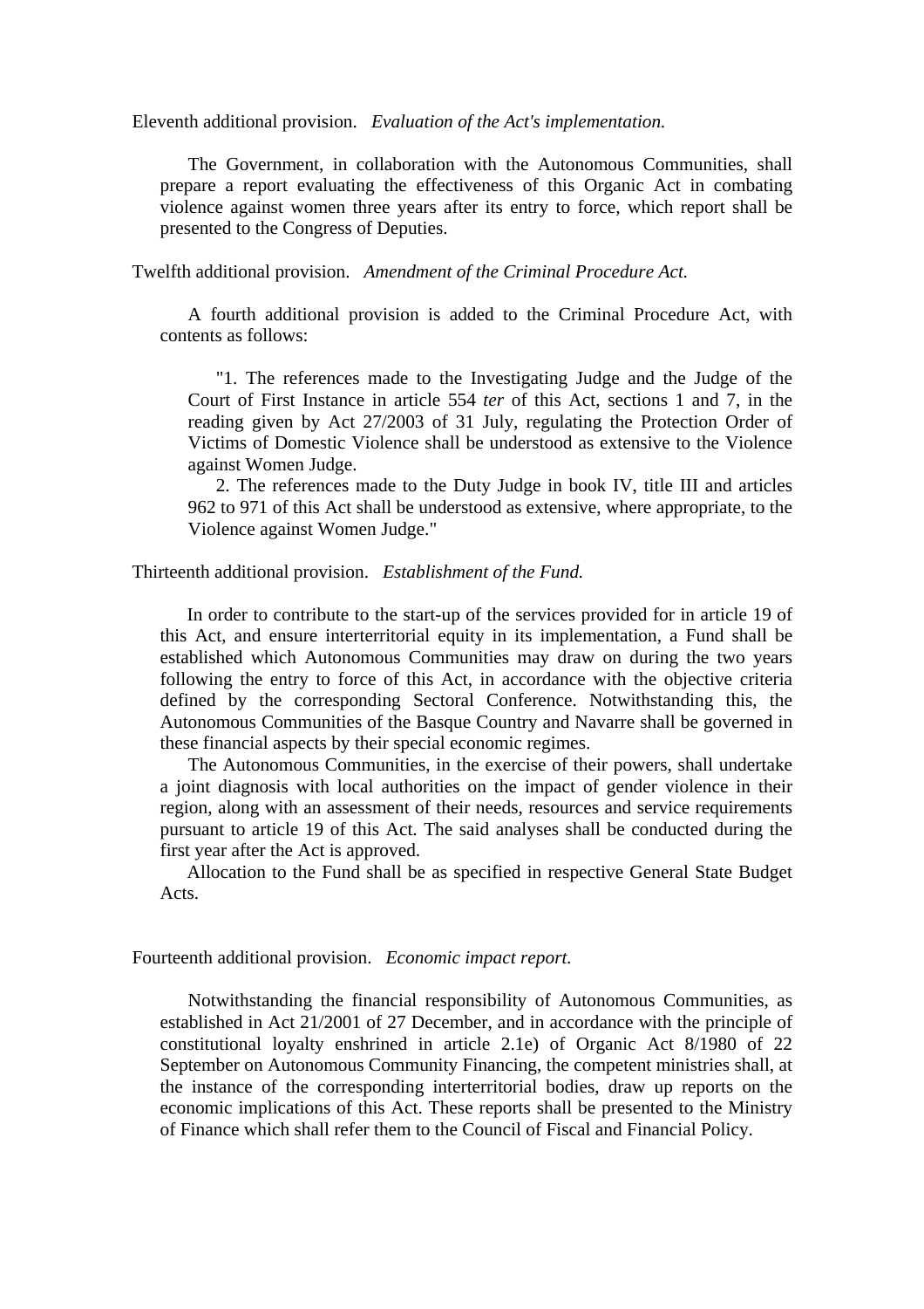Eleventh additional provision. *Evaluation of the Act's implementation.*

The Government, in collaboration with the Autonomous Communities, shall prepare a report evaluating the effectiveness of this Organic Act in combating violence against women three years after its entry to force, which report shall be presented to the Congress of Deputies.

Twelfth additional provision. *Amendment of the Criminal Procedure Act.*

A fourth additional provision is added to the Criminal Procedure Act, with contents as follows:

> "1. The references made to the Investigating Judge and the Judge of the Court of First Instance in article 554 *ter* of this Act, sections 1 and 7, in the reading given by Act 27/2003 of 31 July, regulating the Protection Order of Victims of Domestic Violence shall be understood as extensive to the Violence against Women Judge.
>
> 2. The references made to the Duty Judge in book IV, title III and articles 962 to 971 of this Act shall be understood as extensive, where appropriate, to the Violence against Women Judge."

Thirteenth additional provision. *Establishment of the Fund.*

In order to contribute to the start-up of the services provided for in article 19 of this Act, and ensure interterritorial equity in its implementation, a Fund shall be established which Autonomous Communities may draw on during the two years following the entry to force of this Act, in accordance with the objective criteria defined by the corresponding Sectoral Conference. Notwithstanding this, the Autonomous Communities of the Basque Country and Navarre shall be governed in these financial aspects by their special economic regimes.

The Autonomous Communities, in the exercise of their powers, shall undertake a joint diagnosis with local authorities on the impact of gender violence in their region, along with an assessment of their needs, resources and service requirements pursuant to article 19 of this Act. The said analyses shall be conducted during the first year after the Act is approved.

Allocation to the Fund shall be as specified in respective General State Budget Acts.

Fourteenth additional provision. *Economic impact report.*

Notwithstanding the financial responsibility of Autonomous Communities, as established in Act 21/2001 of 27 December, and in accordance with the principle of constitutional loyalty enshrined in article 2.1e) of Organic Act 8/1980 of 22 September on Autonomous Community Financing, the competent ministries shall, at the instance of the corresponding interterritorial bodies, draw up reports on the economic implications of this Act. These reports shall be presented to the Ministry of Finance which shall refer them to the Council of Fiscal and Financial Policy.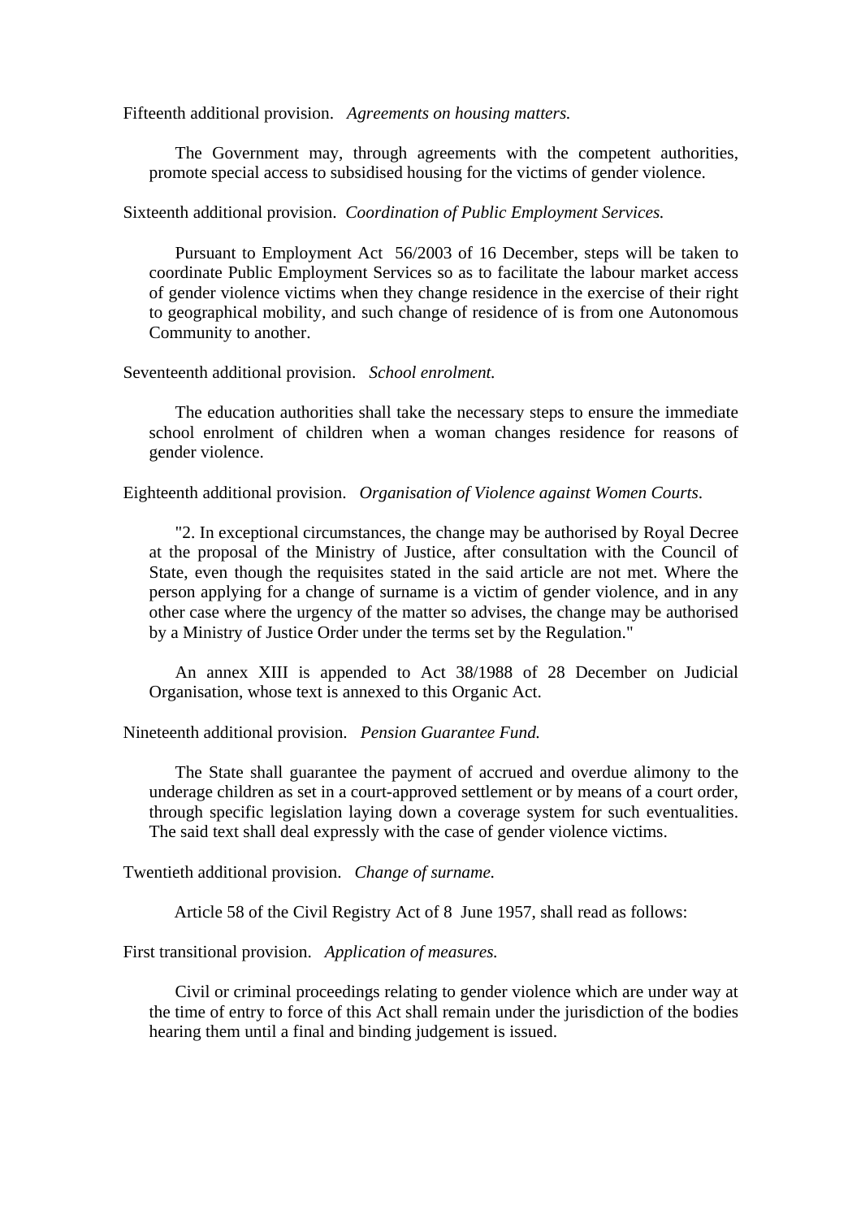Fifteenth additional provision. *Agreements on housing matters.*

The Government may, through agreements with the competent authorities, promote special access to subsidised housing for the victims of gender violence.

Sixteenth additional provision. *Coordination of Public Employment Services.*

Pursuant to Employment Act 56/2003 of 16 December, steps will be taken to coordinate Public Employment Services so as to facilitate the labour market access of gender violence victims when they change residence in the exercise of their right to geographical mobility, and such change of residence of is from one Autonomous Community to another.

Seventeenth additional provision. *School enrolment.*

The education authorities shall take the necessary steps to ensure the immediate school enrolment of children when a woman changes residence for reasons of gender violence.

Eighteenth additional provision. *Organisation of Violence against Women Courts.*

"2. In exceptional circumstances, the change may be authorised by Royal Decree at the proposal of the Ministry of Justice, after consultation with the Council of State, even though the requisites stated in the said article are not met. Where the person applying for a change of surname is a victim of gender violence, and in any other case where the urgency of the matter so advises, the change may be authorised by a Ministry of Justice Order under the terms set by the Regulation."

An annex XIII is appended to Act 38/1988 of 28 December on Judicial Organisation, whose text is annexed to this Organic Act.

Nineteenth additional provision. *Pension Guarantee Fund.*

The State shall guarantee the payment of accrued and overdue alimony to the underage children as set in a court-approved settlement or by means of a court order, through specific legislation laying down a coverage system for such eventualities. The said text shall deal expressly with the case of gender violence victims.

Twentieth additional provision. *Change of surname.*

Article 58 of the Civil Registry Act of 8 June 1957, shall read as follows:

First transitional provision. *Application of measures.*

Civil or criminal proceedings relating to gender violence which are under way at the time of entry to force of this Act shall remain under the jurisdiction of the bodies hearing them until a final and binding judgement is issued.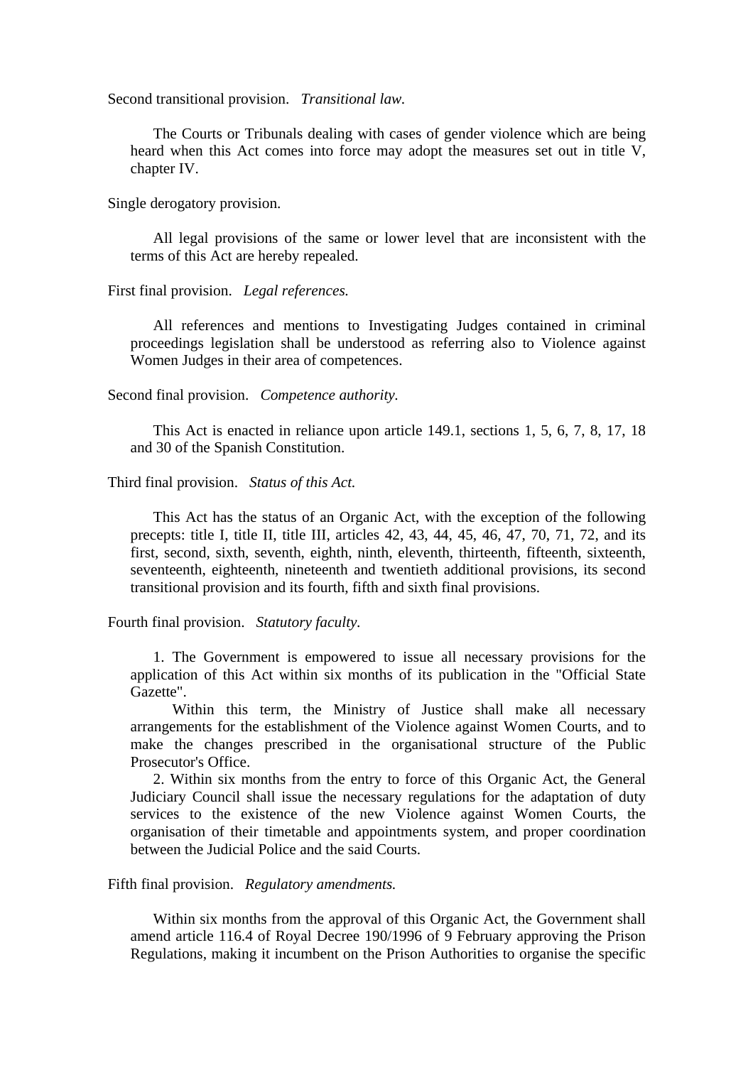Second transitional provision. *Transitional law.*

The Courts or Tribunals dealing with cases of gender violence which are being heard when this Act comes into force may adopt the measures set out in title V, chapter IV.

Single derogatory provision.

All legal provisions of the same or lower level that are inconsistent with the terms of this Act are hereby repealed.

First final provision. *Legal references.*

All references and mentions to Investigating Judges contained in criminal proceedings legislation shall be understood as referring also to Violence against Women Judges in their area of competences.

Second final provision. *Competence authority.*

This Act is enacted in reliance upon article 149.1, sections 1, 5, 6, 7, 8, 17, 18 and 30 of the Spanish Constitution.

Third final provision. *Status of this Act.*

This Act has the status of an Organic Act, with the exception of the following precepts: title I, title II, title III, articles 42, 43, 44, 45, 46, 47, 70, 71, 72, and its first, second, sixth, seventh, eighth, ninth, eleventh, thirteenth, fifteenth, sixteenth, seventeenth, eighteenth, nineteenth and twentieth additional provisions, its second transitional provision and its fourth, fifth and sixth final provisions.

Fourth final provision. *Statutory faculty.*

1. The Government is empowered to issue all necessary provisions for the application of this Act within six months of its publication in the "Official State Gazette".

Within this term, the Ministry of Justice shall make all necessary arrangements for the establishment of the Violence against Women Courts, and to make the changes prescribed in the organisational structure of the Public Prosecutor's Office.

2. Within six months from the entry to force of this Organic Act, the General Judiciary Council shall issue the necessary regulations for the adaptation of duty services to the existence of the new Violence against Women Courts, the organisation of their timetable and appointments system, and proper coordination between the Judicial Police and the said Courts.

Fifth final provision. *Regulatory amendments.*

Within six months from the approval of this Organic Act, the Government shall amend article 116.4 of Royal Decree 190/1996 of 9 February approving the Prison Regulations, making it incumbent on the Prison Authorities to organise the specific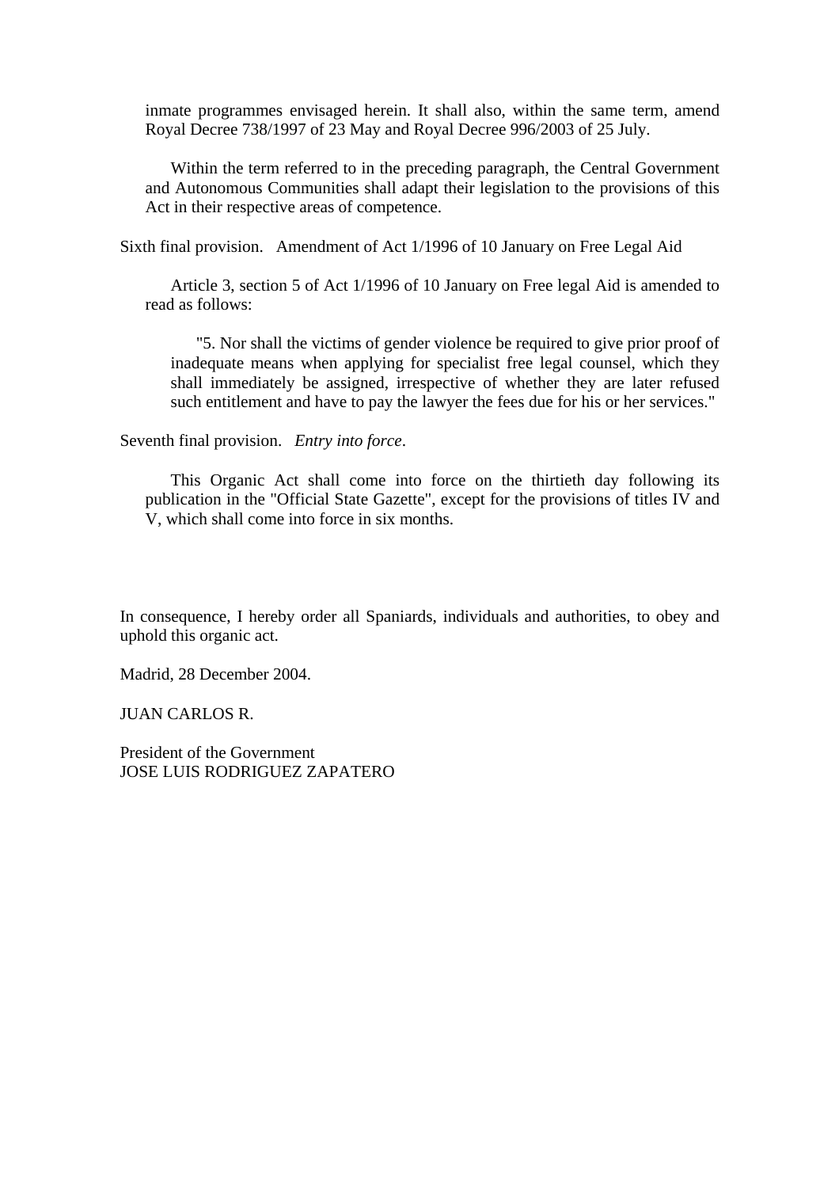inmate programmes envisaged herein. It shall also, within the same term, amend Royal Decree 738/1997 of 23 May and Royal Decree 996/2003 of 25 July.

Within the term referred to in the preceding paragraph, the Central Government and Autonomous Communities shall adapt their legislation to the provisions of this Act in their respective areas of competence.

Sixth final provision. Amendment of Act 1/1996 of 10 January on Free Legal Aid

Article 3, section 5 of Act 1/1996 of 10 January on Free legal Aid is amended to read as follows:

> "5. Nor shall the victims of gender violence be required to give prior proof of inadequate means when applying for specialist free legal counsel, which they shall immediately be assigned, irrespective of whether they are later refused such entitlement and have to pay the lawyer the fees due for his or her services."

Seventh final provision. *Entry into force*.

This Organic Act shall come into force on the thirtieth day following its publication in the "Official State Gazette", except for the provisions of titles IV and V, which shall come into force in six months.

In consequence, I hereby order all Spaniards, individuals and authorities, to obey and uphold this organic act.

Madrid, 28 December 2004.

JUAN CARLOS R.

President of the Government
JOSE LUIS RODRIGUEZ ZAPATERO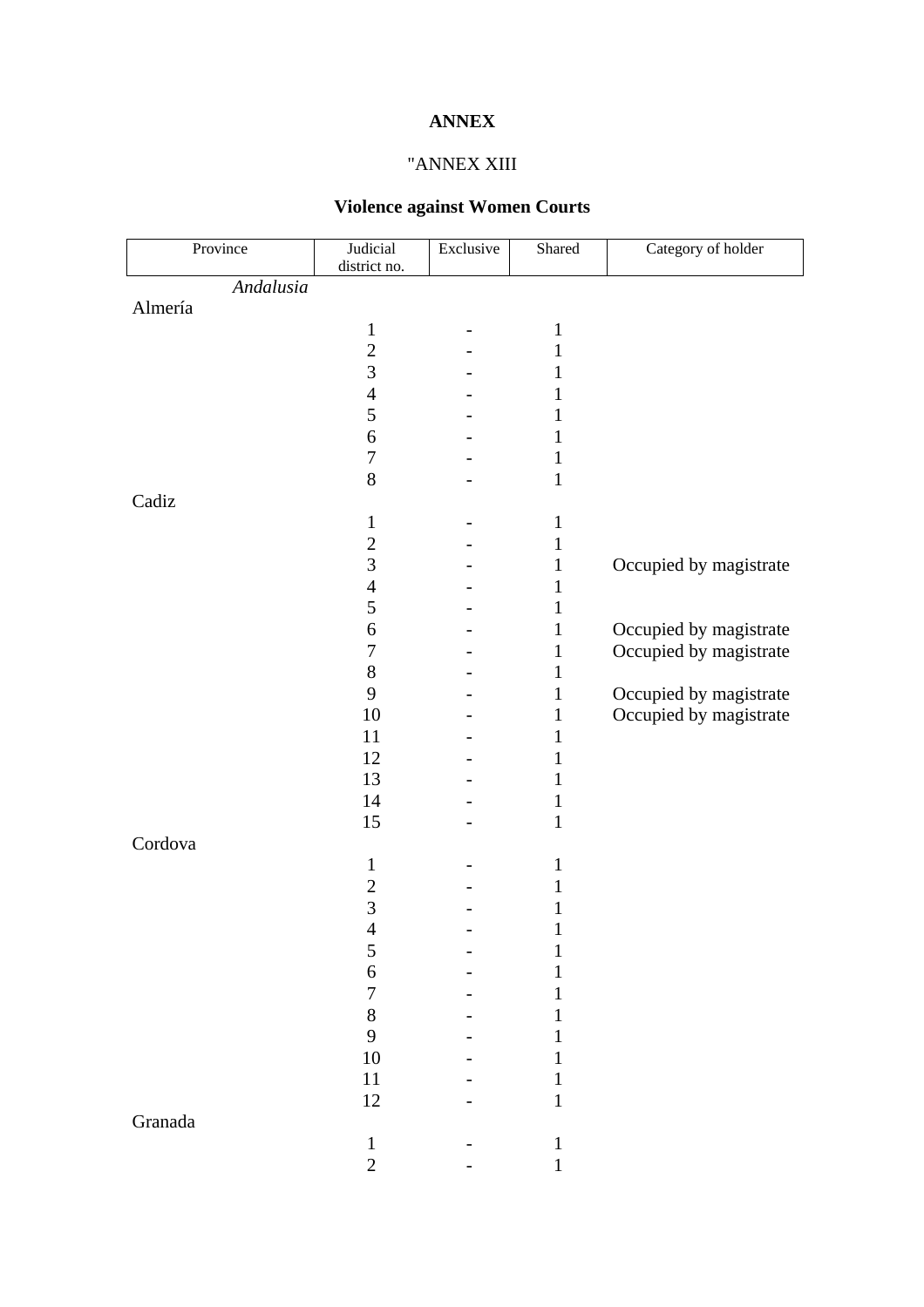**ANNEX**

"ANNEX XIII

**Violence against Women Courts**

| Province | Judicial district no. | Exclusive | Shared | Category of holder |
|---|---|---|---|---|
| *Andalusia* | | | | |
| Almería | | | | |
| | 1 | - | 1 | |
| | 2 | - | 1 | |
| | 3 | - | 1 | |
| | 4 | - | 1 | |
| | 5 | - | 1 | |
| | 6 | - | 1 | |
| | 7 | - | 1 | |
| | 8 | - | 1 | |
| Cadiz | | | | |
| | 1 | - | 1 | |
| | 2 | - | 1 | |
| | 3 | - | 1 | Occupied by magistrate |
| | 4 | - | 1 | |
| | 5 | - | 1 | |
| | 6 | - | 1 | Occupied by magistrate |
| | 7 | - | 1 | Occupied by magistrate |
| | 8 | - | 1 | |
| | 9 | - | 1 | Occupied by magistrate |
| | 10 | - | 1 | Occupied by magistrate |
| | 11 | - | 1 | |
| | 12 | - | 1 | |
| | 13 | - | 1 | |
| | 14 | - | 1 | |
| | 15 | - | 1 | |
| Cordova | | | | |
| | 1 | - | 1 | |
| | 2 | - | 1 | |
| | 3 | - | 1 | |
| | 4 | - | 1 | |
| | 5 | - | 1 | |
| | 6 | - | 1 | |
| | 7 | - | 1 | |
| | 8 | - | 1 | |
| | 9 | - | 1 | |
| | 10 | - | 1 | |
| | 11 | - | 1 | |
| | 12 | - | 1 | |
| Granada | | | | |
| | 1 | - | 1 | |
| | 2 | - | 1 | |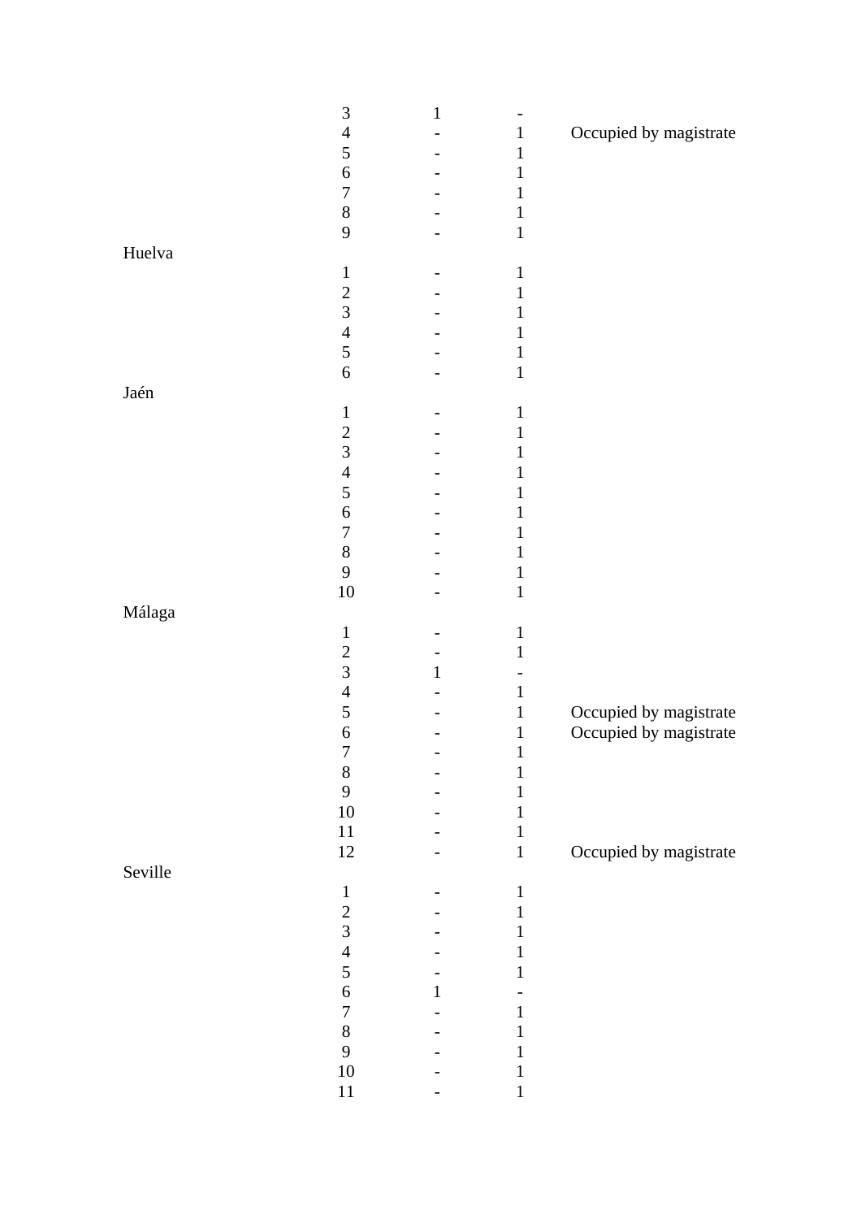| | | | | |
|---|---|---|---|---|
| | 3 | 1 | - | |
| | 4 | - | 1 | Occupied by magistrate |
| | 5 | - | 1 | |
| | 6 | - | 1 | |
| | 7 | - | 1 | |
| | 8 | - | 1 | |
| | 9 | - | 1 | |
| Huelva | | | | |
| | 1 | - | 1 | |
| | 2 | - | 1 | |
| | 3 | - | 1 | |
| | 4 | - | 1 | |
| | 5 | - | 1 | |
| | 6 | - | 1 | |
| Jaén | | | | |
| | 1 | - | 1 | |
| | 2 | - | 1 | |
| | 3 | - | 1 | |
| | 4 | - | 1 | |
| | 5 | - | 1 | |
| | 6 | - | 1 | |
| | 7 | - | 1 | |
| | 8 | - | 1 | |
| | 9 | - | 1 | |
| | 10 | - | 1 | |
| Málaga | | | | |
| | 1 | - | 1 | |
| | 2 | - | 1 | |
| | 3 | 1 | - | |
| | 4 | - | 1 | |
| | 5 | - | 1 | Occupied by magistrate |
| | 6 | - | 1 | Occupied by magistrate |
| | 7 | - | 1 | |
| | 8 | - | 1 | |
| | 9 | - | 1 | |
| | 10 | - | 1 | |
| | 11 | - | 1 | |
| | 12 | - | 1 | Occupied by magistrate |
| Seville | | | | |
| | 1 | - | 1 | |
| | 2 | - | 1 | |
| | 3 | - | 1 | |
| | 4 | - | 1 | |
| | 5 | - | 1 | |
| | 6 | 1 | - | |
| | 7 | - | 1 | |
| | 8 | - | 1 | |
| | 9 | - | 1 | |
| | 10 | - | 1 | |
| | 11 | - | 1 | |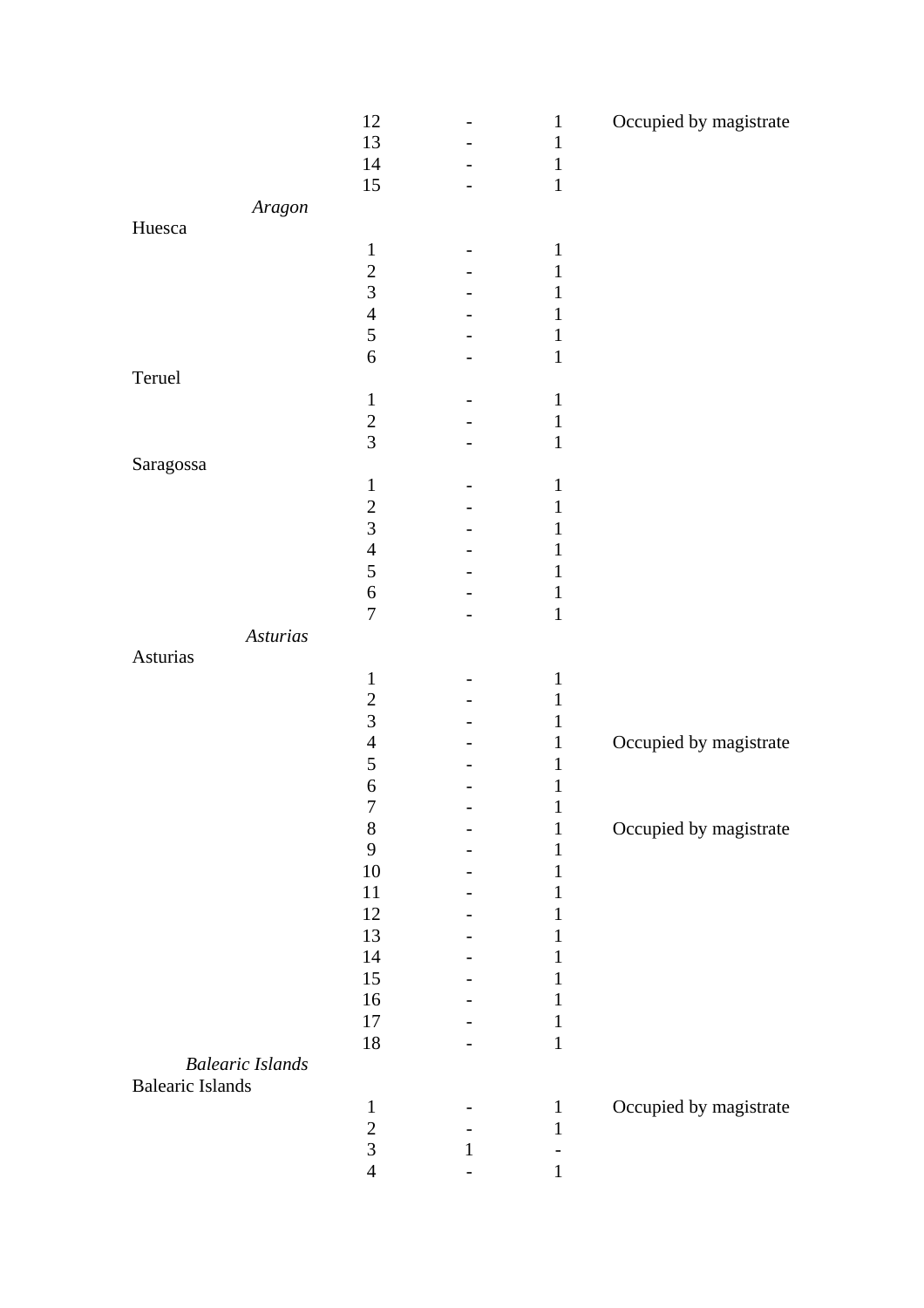| | | | | |
|---|---|---|---|---|
| | 12 | - | 1 | Occupied by magistrate |
| | 13 | - | 1 | |
| | 14 | - | 1 | |
| | 15 | - | 1 | |
| *Aragon* | | | | |
| Huesca | | | | |
| | 1 | - | 1 | |
| | 2 | - | 1 | |
| | 3 | - | 1 | |
| | 4 | - | 1 | |
| | 5 | - | 1 | |
| | 6 | - | 1 | |
| Teruel | | | | |
| | 1 | - | 1 | |
| | 2 | - | 1 | |
| | 3 | - | 1 | |
| Saragossa | | | | |
| | 1 | - | 1 | |
| | 2 | - | 1 | |
| | 3 | - | 1 | |
| | 4 | - | 1 | |
| | 5 | - | 1 | |
| | 6 | - | 1 | |
| | 7 | - | 1 | |
| *Asturias* | | | | |
| Asturias | | | | |
| | 1 | - | 1 | |
| | 2 | - | 1 | |
| | 3 | - | 1 | |
| | 4 | - | 1 | Occupied by magistrate |
| | 5 | - | 1 | |
| | 6 | - | 1 | |
| | 7 | - | 1 | |
| | 8 | - | 1 | Occupied by magistrate |
| | 9 | - | 1 | |
| | 10 | - | 1 | |
| | 11 | - | 1 | |
| | 12 | - | 1 | |
| | 13 | - | 1 | |
| | 14 | - | 1 | |
| | 15 | - | 1 | |
| | 16 | - | 1 | |
| | 17 | - | 1 | |
| | 18 | - | 1 | |
| *Balearic Islands* | | | | |
| Balearic Islands | | | | |
| | 1 | - | 1 | Occupied by magistrate |
| | 2 | - | 1 | |
| | 3 | 1 | - | |
| | 4 | - | 1 | |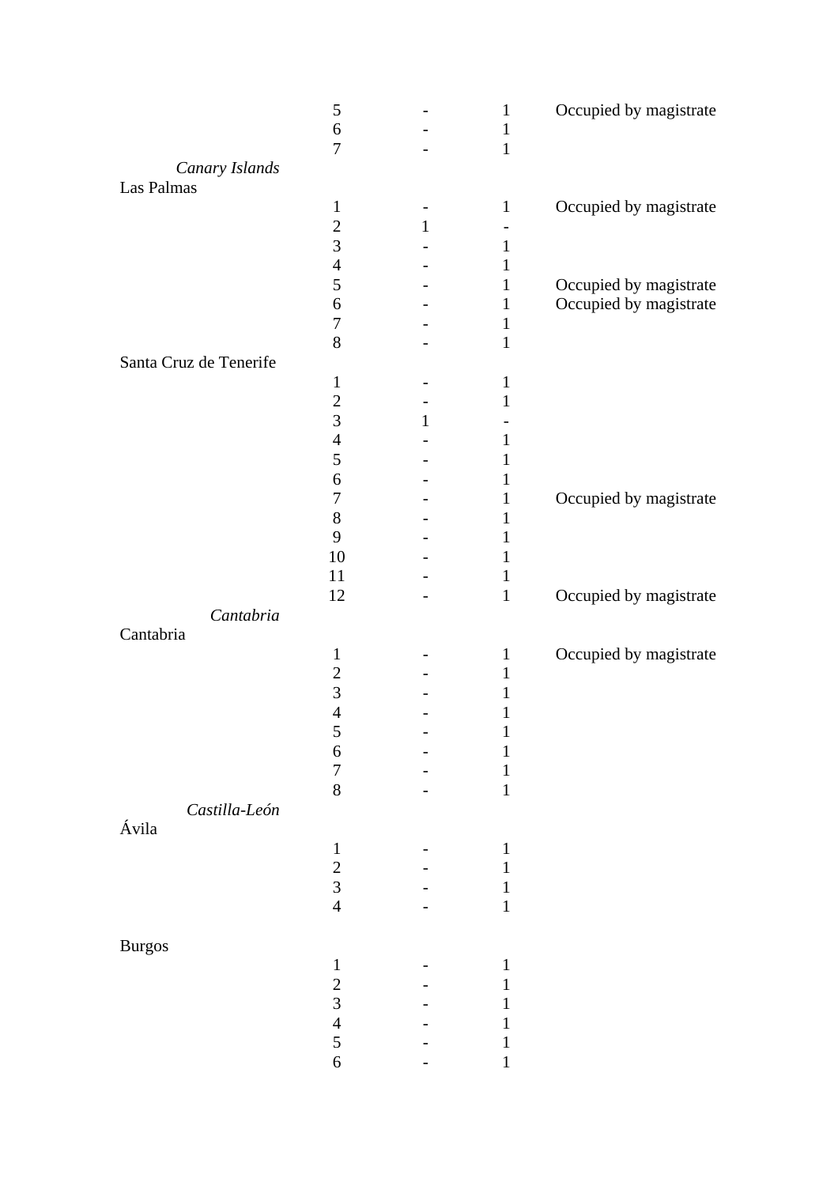| | | | | |
|---|---|---|---|---|
| | 5 | - | 1 | Occupied by magistrate |
| | 6 | - | 1 | |
| | 7 | - | 1 | |
| *Canary Islands* | | | | |
| Las Palmas | | | | |
| | 1 | - | 1 | Occupied by magistrate |
| | 2 | 1 | - | |
| | 3 | - | 1 | |
| | 4 | - | 1 | |
| | 5 | - | 1 | Occupied by magistrate |
| | 6 | - | 1 | Occupied by magistrate |
| | 7 | - | 1 | |
| | 8 | - | 1 | |
| Santa Cruz de Tenerife | | | | |
| | 1 | - | 1 | |
| | 2 | - | 1 | |
| | 3 | 1 | - | |
| | 4 | - | 1 | |
| | 5 | - | 1 | |
| | 6 | - | 1 | |
| | 7 | - | 1 | Occupied by magistrate |
| | 8 | - | 1 | |
| | 9 | - | 1 | |
| | 10 | - | 1 | |
| | 11 | - | 1 | |
| | 12 | - | 1 | Occupied by magistrate |
| *Cantabria* | | | | |
| Cantabria | | | | |
| | 1 | - | 1 | Occupied by magistrate |
| | 2 | - | 1 | |
| | 3 | - | 1 | |
| | 4 | - | 1 | |
| | 5 | - | 1 | |
| | 6 | - | 1 | |
| | 7 | - | 1 | |
| | 8 | - | 1 | |
| *Castilla-León* | | | | |
| Ávila | | | | |
| | 1 | - | 1 | |
| | 2 | - | 1 | |
| | 3 | - | 1 | |
| | 4 | - | 1 | |
| Burgos | | | | |
| | 1 | - | 1 | |
| | 2 | - | 1 | |
| | 3 | - | 1 | |
| | 4 | - | 1 | |
| | 5 | - | 1 | |
| | 6 | - | 1 | |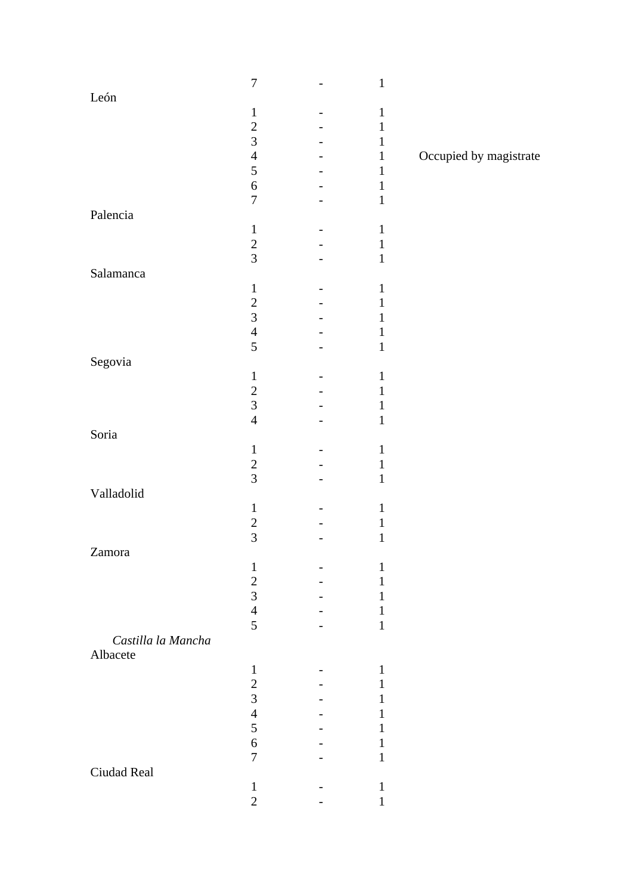| | | | | |
|---|---|---|---|---|
| | 7 | - | 1 | |
| León | | | | |
| | 1 | - | 1 | |
| | 2 | - | 1 | |
| | 3 | - | 1 | |
| | 4 | - | 1 | Occupied by magistrate |
| | 5 | - | 1 | |
| | 6 | - | 1 | |
| | 7 | - | 1 | |
| Palencia | | | | |
| | 1 | - | 1 | |
| | 2 | - | 1 | |
| | 3 | - | 1 | |
| Salamanca | | | | |
| | 1 | - | 1 | |
| | 2 | - | 1 | |
| | 3 | - | 1 | |
| | 4 | - | 1 | |
| | 5 | - | 1 | |
| Segovia | | | | |
| | 1 | - | 1 | |
| | 2 | - | 1 | |
| | 3 | - | 1 | |
| | 4 | - | 1 | |
| Soria | | | | |
| | 1 | - | 1 | |
| | 2 | - | 1 | |
| | 3 | - | 1 | |
| Valladolid | | | | |
| | 1 | - | 1 | |
| | 2 | - | 1 | |
| | 3 | - | 1 | |
| Zamora | | | | |
| | 1 | - | 1 | |
| | 2 | - | 1 | |
| | 3 | - | 1 | |
| | 4 | - | 1 | |
| | 5 | - | 1 | |
| *Castilla la Mancha* | | | | |
| Albacete | | | | |
| | 1 | - | 1 | |
| | 2 | - | 1 | |
| | 3 | - | 1 | |
| | 4 | - | 1 | |
| | 5 | - | 1 | |
| | 6 | - | 1 | |
| | 7 | - | 1 | |
| Ciudad Real | | | | |
| | 1 | - | 1 | |
| | 2 | - | 1 | |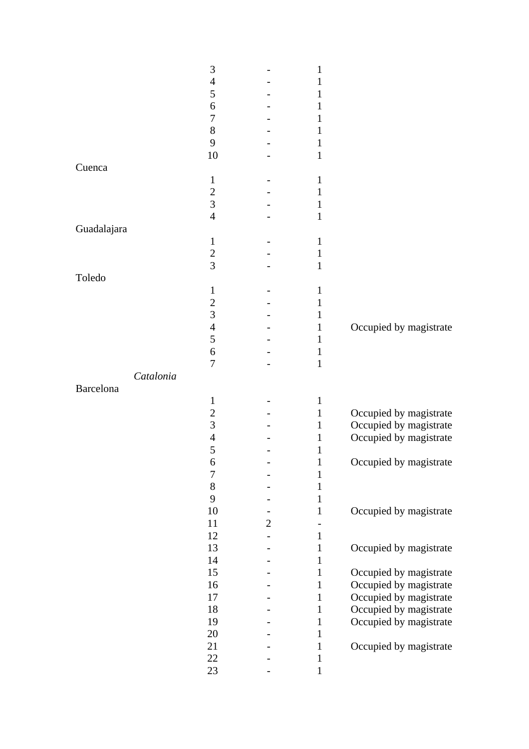| | | | | |
|---|---|---|---|---|
| | 3 | - | 1 | |
| | 4 | - | 1 | |
| | 5 | - | 1 | |
| | 6 | - | 1 | |
| | 7 | - | 1 | |
| | 8 | - | 1 | |
| | 9 | - | 1 | |
| | 10 | - | 1 | |
| Cuenca | | | | |
| | 1 | - | 1 | |
| | 2 | - | 1 | |
| | 3 | - | 1 | |
| | 4 | - | 1 | |
| Guadalajara | | | | |
| | 1 | - | 1 | |
| | 2 | - | 1 | |
| | 3 | - | 1 | |
| Toledo | | | | |
| | 1 | - | 1 | |
| | 2 | - | 1 | |
| | 3 | - | 1 | |
| | 4 | - | 1 | Occupied by magistrate |
| | 5 | - | 1 | |
| | 6 | - | 1 | |
| | 7 | - | 1 | |
| *Catalonia* | | | | |
| Barcelona | | | | |
| | 1 | - | 1 | |
| | 2 | - | 1 | Occupied by magistrate |
| | 3 | - | 1 | Occupied by magistrate |
| | 4 | - | 1 | Occupied by magistrate |
| | 5 | - | 1 | |
| | 6 | - | 1 | Occupied by magistrate |
| | 7 | - | 1 | |
| | 8 | - | 1 | |
| | 9 | - | 1 | |
| | 10 | - | 1 | Occupied by magistrate |
| | 11 | 2 | - | |
| | 12 | - | 1 | |
| | 13 | - | 1 | Occupied by magistrate |
| | 14 | - | 1 | |
| | 15 | - | 1 | Occupied by magistrate |
| | 16 | - | 1 | Occupied by magistrate |
| | 17 | - | 1 | Occupied by magistrate |
| | 18 | - | 1 | Occupied by magistrate |
| | 19 | - | 1 | Occupied by magistrate |
| | 20 | - | 1 | |
| | 21 | - | 1 | Occupied by magistrate |
| | 22 | - | 1 | |
| | 23 | - | 1 | |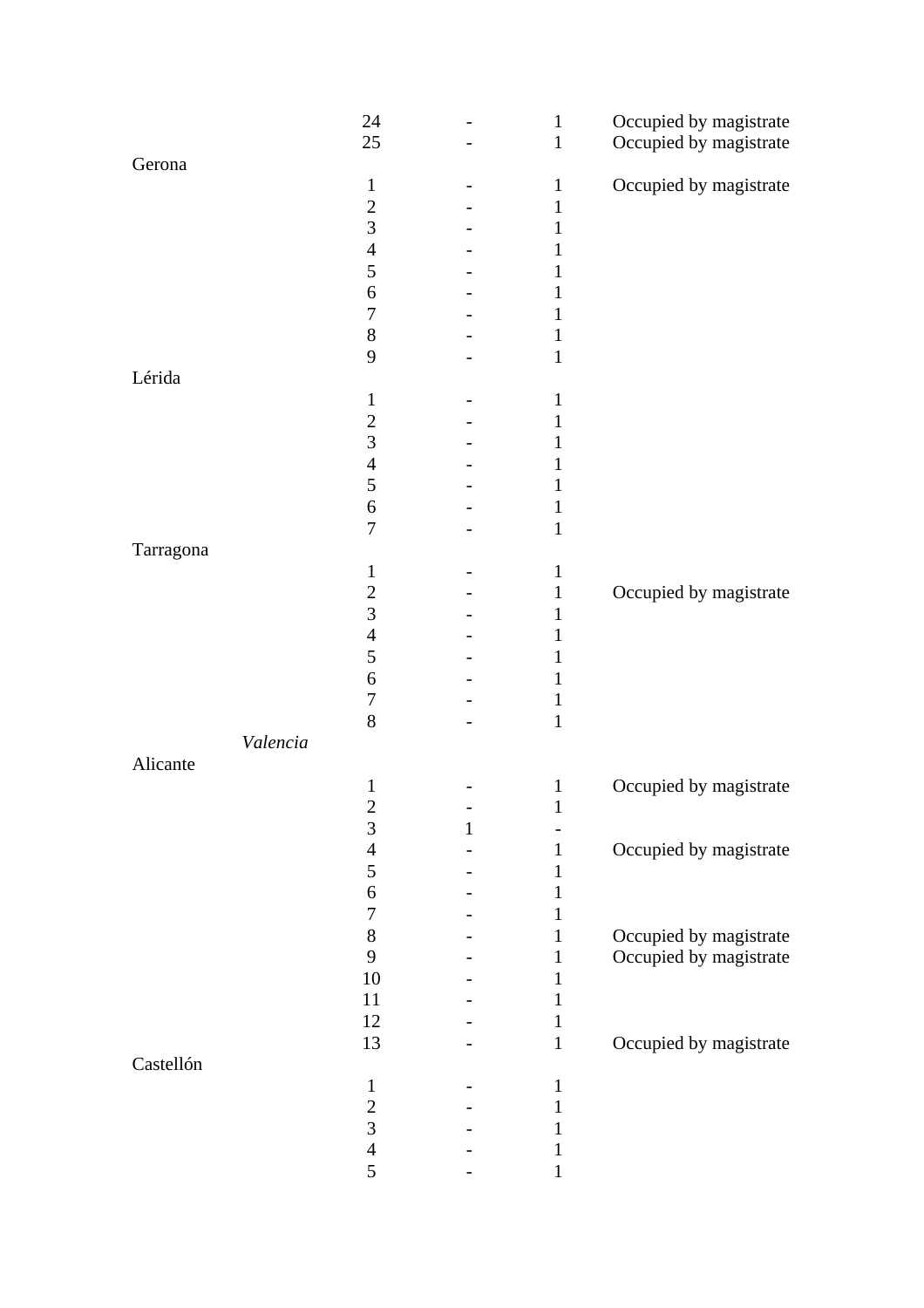| | | | | |
|---|---|---|---|---|
| | 24 | - | 1 | Occupied by magistrate |
| | 25 | - | 1 | Occupied by magistrate |
| Gerona | | | | |
| | 1 | - | 1 | Occupied by magistrate |
| | 2 | - | 1 | |
| | 3 | - | 1 | |
| | 4 | - | 1 | |
| | 5 | - | 1 | |
| | 6 | - | 1 | |
| | 7 | - | 1 | |
| | 8 | - | 1 | |
| | 9 | - | 1 | |
| Lérida | | | | |
| | 1 | - | 1 | |
| | 2 | - | 1 | |
| | 3 | - | 1 | |
| | 4 | - | 1 | |
| | 5 | - | 1 | |
| | 6 | - | 1 | |
| | 7 | - | 1 | |
| Tarragona | | | | |
| | 1 | - | 1 | |
| | 2 | - | 1 | Occupied by magistrate |
| | 3 | - | 1 | |
| | 4 | - | 1 | |
| | 5 | - | 1 | |
| | 6 | - | 1 | |
| | 7 | - | 1 | |
| | 8 | - | 1 | |
| *Valencia* | | | | |
| Alicante | | | | |
| | 1 | - | 1 | Occupied by magistrate |
| | 2 | - | 1 | |
| | 3 | 1 | - | |
| | 4 | - | 1 | Occupied by magistrate |
| | 5 | - | 1 | |
| | 6 | - | 1 | |
| | 7 | - | 1 | |
| | 8 | - | 1 | Occupied by magistrate |
| | 9 | - | 1 | Occupied by magistrate |
| | 10 | - | 1 | |
| | 11 | - | 1 | |
| | 12 | - | 1 | |
| | 13 | - | 1 | Occupied by magistrate |
| Castellón | | | | |
| | 1 | - | 1 | |
| | 2 | - | 1 | |
| | 3 | - | 1 | |
| | 4 | - | 1 | |
| | 5 | - | 1 | |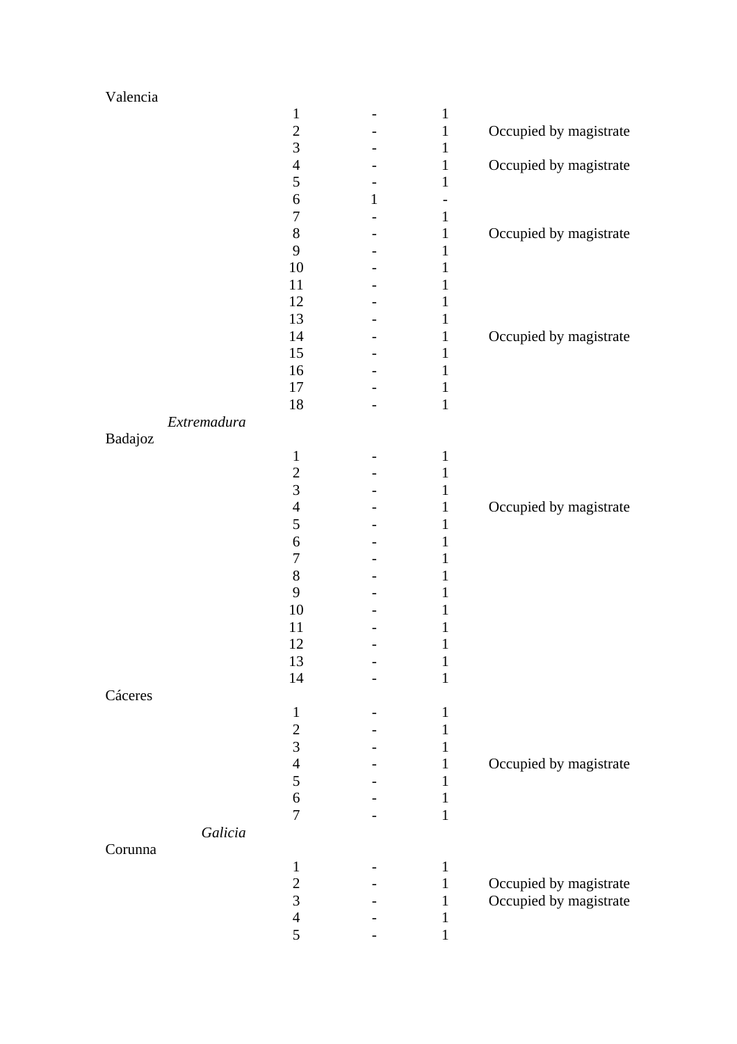| | | | | |
|---|---|---|---|---|
| Valencia | | | | |
| | 1 | - | 1 | |
| | 2 | - | 1 | Occupied by magistrate |
| | 3 | - | 1 | |
| | 4 | - | 1 | Occupied by magistrate |
| | 5 | - | 1 | |
| | 6 | 1 | - | |
| | 7 | - | 1 | |
| | 8 | - | 1 | Occupied by magistrate |
| | 9 | - | 1 | |
| | 10 | - | 1 | |
| | 11 | - | 1 | |
| | 12 | - | 1 | |
| | 13 | - | 1 | |
| | 14 | - | 1 | Occupied by magistrate |
| | 15 | - | 1 | |
| | 16 | - | 1 | |
| | 17 | - | 1 | |
| | 18 | - | 1 | |
| *Extremadura* | | | | |
| Badajoz | | | | |
| | 1 | - | 1 | |
| | 2 | - | 1 | |
| | 3 | - | 1 | |
| | 4 | - | 1 | Occupied by magistrate |
| | 5 | - | 1 | |
| | 6 | - | 1 | |
| | 7 | - | 1 | |
| | 8 | - | 1 | |
| | 9 | - | 1 | |
| | 10 | - | 1 | |
| | 11 | - | 1 | |
| | 12 | - | 1 | |
| | 13 | - | 1 | |
| | 14 | - | 1 | |
| Cáceres | | | | |
| | 1 | - | 1 | |
| | 2 | - | 1 | |
| | 3 | - | 1 | |
| | 4 | - | 1 | Occupied by magistrate |
| | 5 | - | 1 | |
| | 6 | - | 1 | |
| | 7 | - | 1 | |
| *Galicia* | | | | |
| Corunna | | | | |
| | 1 | - | 1 | |
| | 2 | - | 1 | Occupied by magistrate |
| | 3 | - | 1 | Occupied by magistrate |
| | 4 | - | 1 | |
| | 5 | - | 1 | |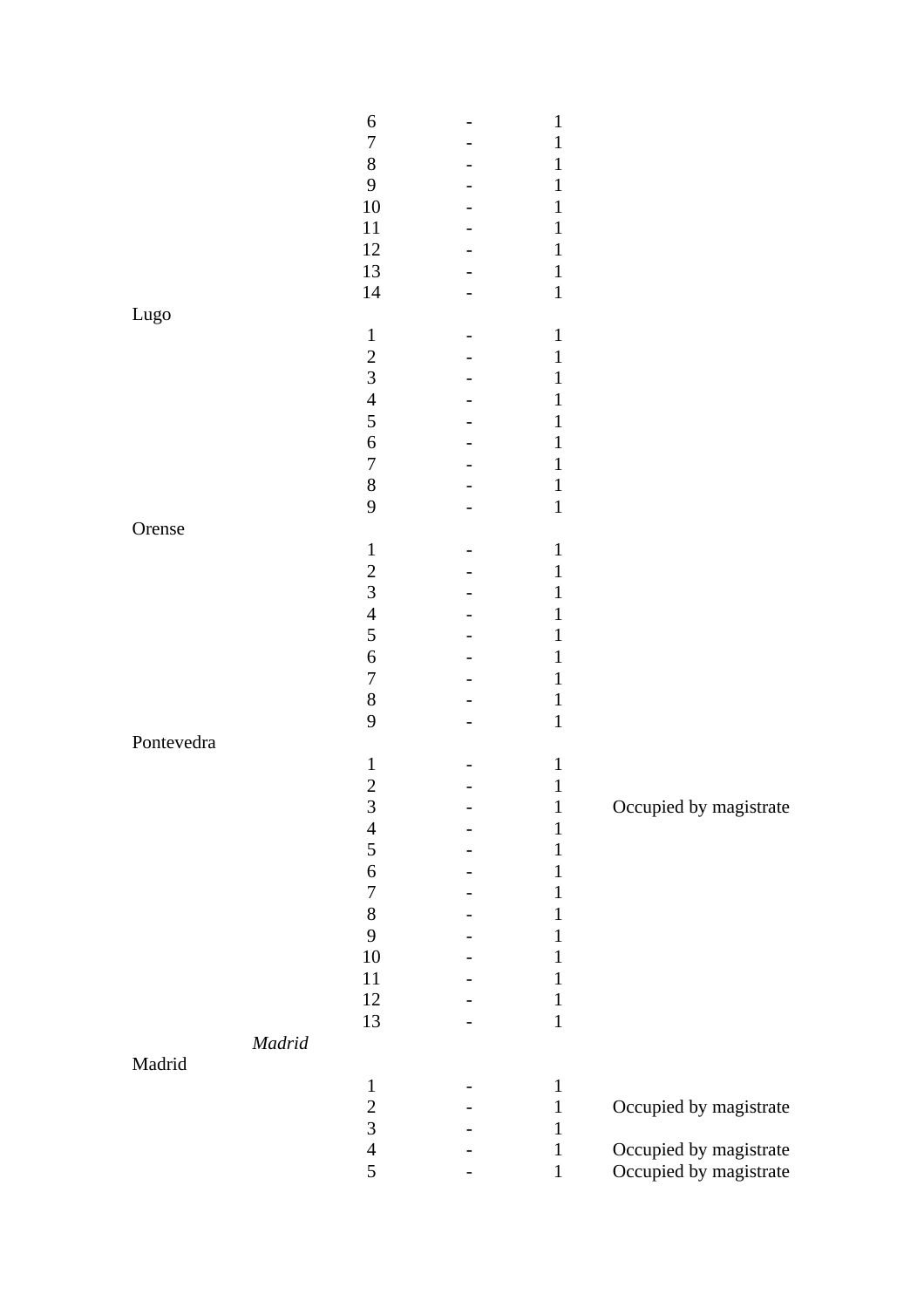| | | | | |
|---|---|---|---|---|
| | 6 | - | 1 | |
| | 7 | - | 1 | |
| | 8 | - | 1 | |
| | 9 | - | 1 | |
| | 10 | - | 1 | |
| | 11 | - | 1 | |
| | 12 | - | 1 | |
| | 13 | - | 1 | |
| | 14 | - | 1 | |
| Lugo | | | | |
| | 1 | - | 1 | |
| | 2 | - | 1 | |
| | 3 | - | 1 | |
| | 4 | - | 1 | |
| | 5 | - | 1 | |
| | 6 | - | 1 | |
| | 7 | - | 1 | |
| | 8 | - | 1 | |
| | 9 | - | 1 | |
| Orense | | | | |
| | 1 | - | 1 | |
| | 2 | - | 1 | |
| | 3 | - | 1 | |
| | 4 | - | 1 | |
| | 5 | - | 1 | |
| | 6 | - | 1 | |
| | 7 | - | 1 | |
| | 8 | - | 1 | |
| | 9 | - | 1 | |
| Pontevedra | | | | |
| | 1 | - | 1 | |
| | 2 | - | 1 | |
| | 3 | - | 1 | Occupied by magistrate |
| | 4 | - | 1 | |
| | 5 | - | 1 | |
| | 6 | - | 1 | |
| | 7 | - | 1 | |
| | 8 | - | 1 | |
| | 9 | - | 1 | |
| | 10 | - | 1 | |
| | 11 | - | 1 | |
| | 12 | - | 1 | |
| | 13 | - | 1 | |
| *Madrid* | | | | |
| Madrid | | | | |
| | 1 | - | 1 | |
| | 2 | - | 1 | Occupied by magistrate |
| | 3 | - | 1 | |
| | 4 | - | 1 | Occupied by magistrate |
| | 5 | - | 1 | Occupied by magistrate |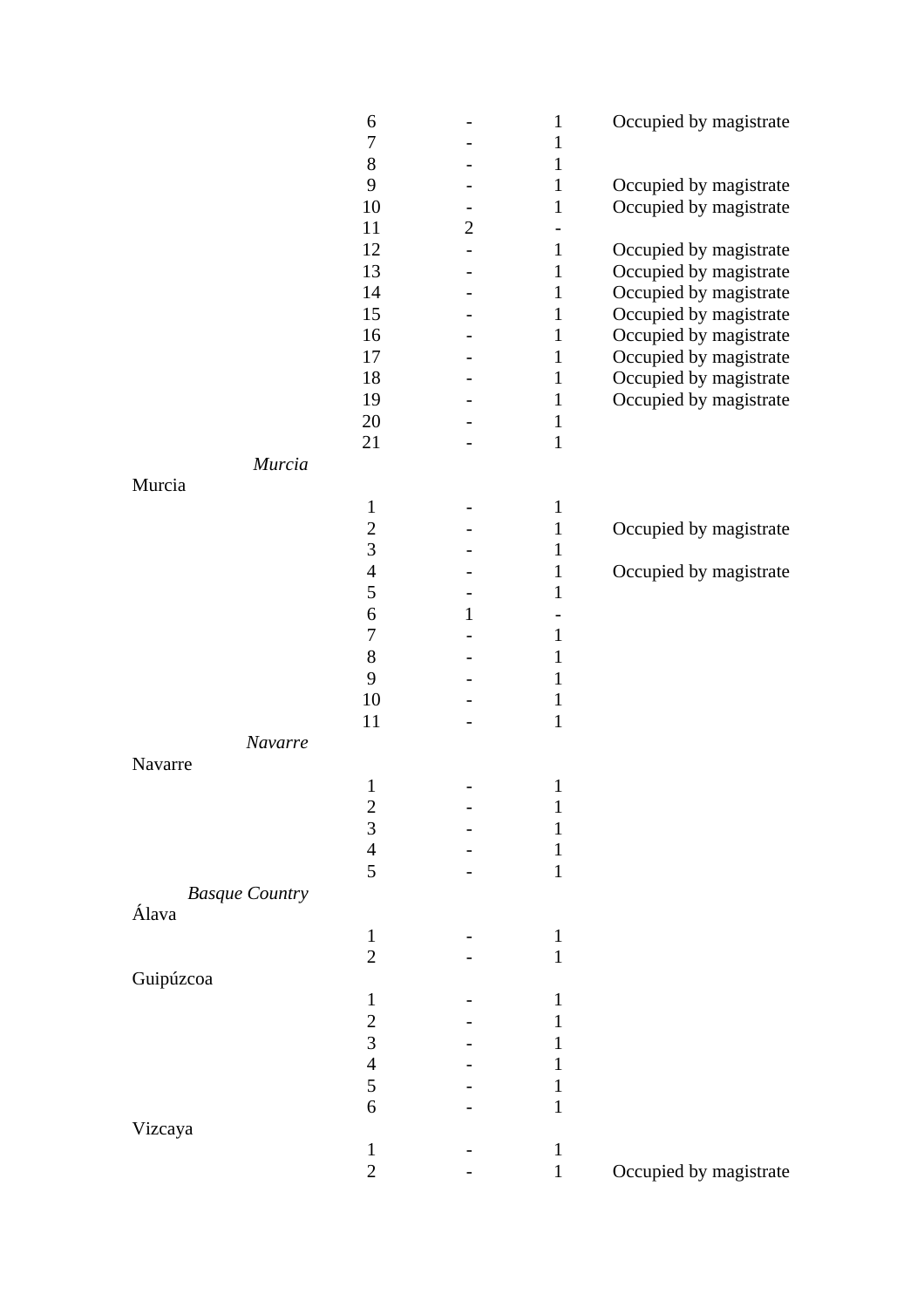| | | | | |
|---|---|---|---|---|
| | 6 | - | 1 | Occupied by magistrate |
| | 7 | - | 1 | |
| | 8 | - | 1 | |
| | 9 | - | 1 | Occupied by magistrate |
| | 10 | - | 1 | Occupied by magistrate |
| | 11 | 2 | - | |
| | 12 | - | 1 | Occupied by magistrate |
| | 13 | - | 1 | Occupied by magistrate |
| | 14 | - | 1 | Occupied by magistrate |
| | 15 | - | 1 | Occupied by magistrate |
| | 16 | - | 1 | Occupied by magistrate |
| | 17 | - | 1 | Occupied by magistrate |
| | 18 | - | 1 | Occupied by magistrate |
| | 19 | - | 1 | Occupied by magistrate |
| | 20 | - | 1 | |
| | 21 | - | 1 | |
| *Murcia* | | | | |
| Murcia | | | | |
| | 1 | - | 1 | |
| | 2 | - | 1 | Occupied by magistrate |
| | 3 | - | 1 | |
| | 4 | - | 1 | Occupied by magistrate |
| | 5 | - | 1 | |
| | 6 | 1 | - | |
| | 7 | - | 1 | |
| | 8 | - | 1 | |
| | 9 | - | 1 | |
| | 10 | - | 1 | |
| | 11 | - | 1 | |
| *Navarre* | | | | |
| Navarre | | | | |
| | 1 | - | 1 | |
| | 2 | - | 1 | |
| | 3 | - | 1 | |
| | 4 | - | 1 | |
| | 5 | - | 1 | |
| *Basque Country* | | | | |
| Álava | | | | |
| | 1 | - | 1 | |
| | 2 | - | 1 | |
| Guipúzcoa | | | | |
| | 1 | - | 1 | |
| | 2 | - | 1 | |
| | 3 | - | 1 | |
| | 4 | - | 1 | |
| | 5 | - | 1 | |
| | 6 | - | 1 | |
| Vizcaya | | | | |
| | 1 | - | 1 | |
| | 2 | - | 1 | Occupied by magistrate |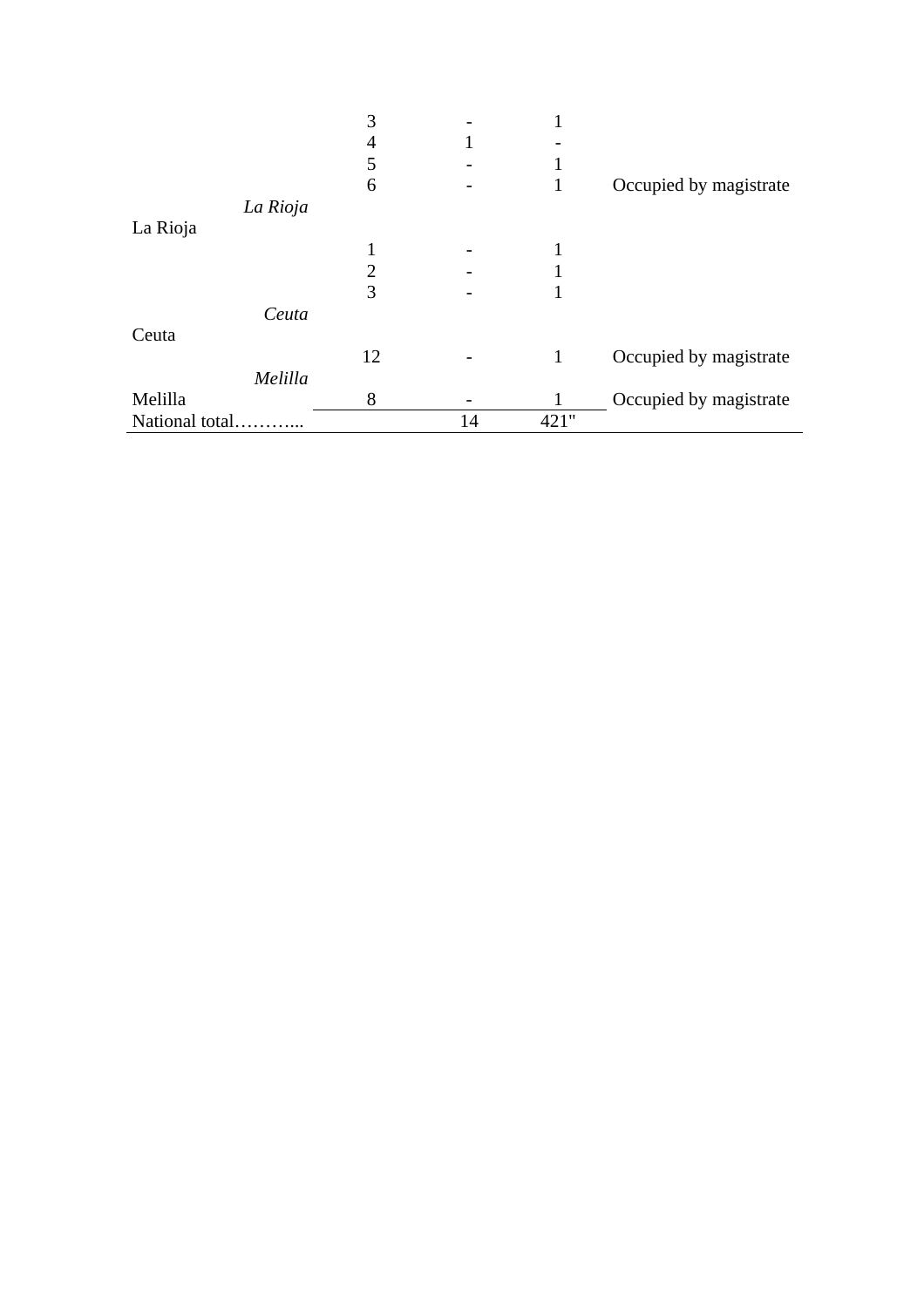| | | | | |
|---|---|---|---|---|
| | 3 | - | 1 | |
| | 4 | 1 | - | |
| | 5 | - | 1 | |
| | 6 | - | 1 | Occupied by magistrate |
| *La Rioja* | | | | |
| La Rioja | | | | |
| | 1 | - | 1 | |
| | 2 | - | 1 | |
| | 3 | - | 1 | |
| *Ceuta* | | | | |
| Ceuta | | | | |
| | 12 | - | 1 | Occupied by magistrate |
| *Melilla* | | | | |
| Melilla | 8 | - | 1 | Occupied by magistrate |
| National total……….. | | 14 | 421" | |